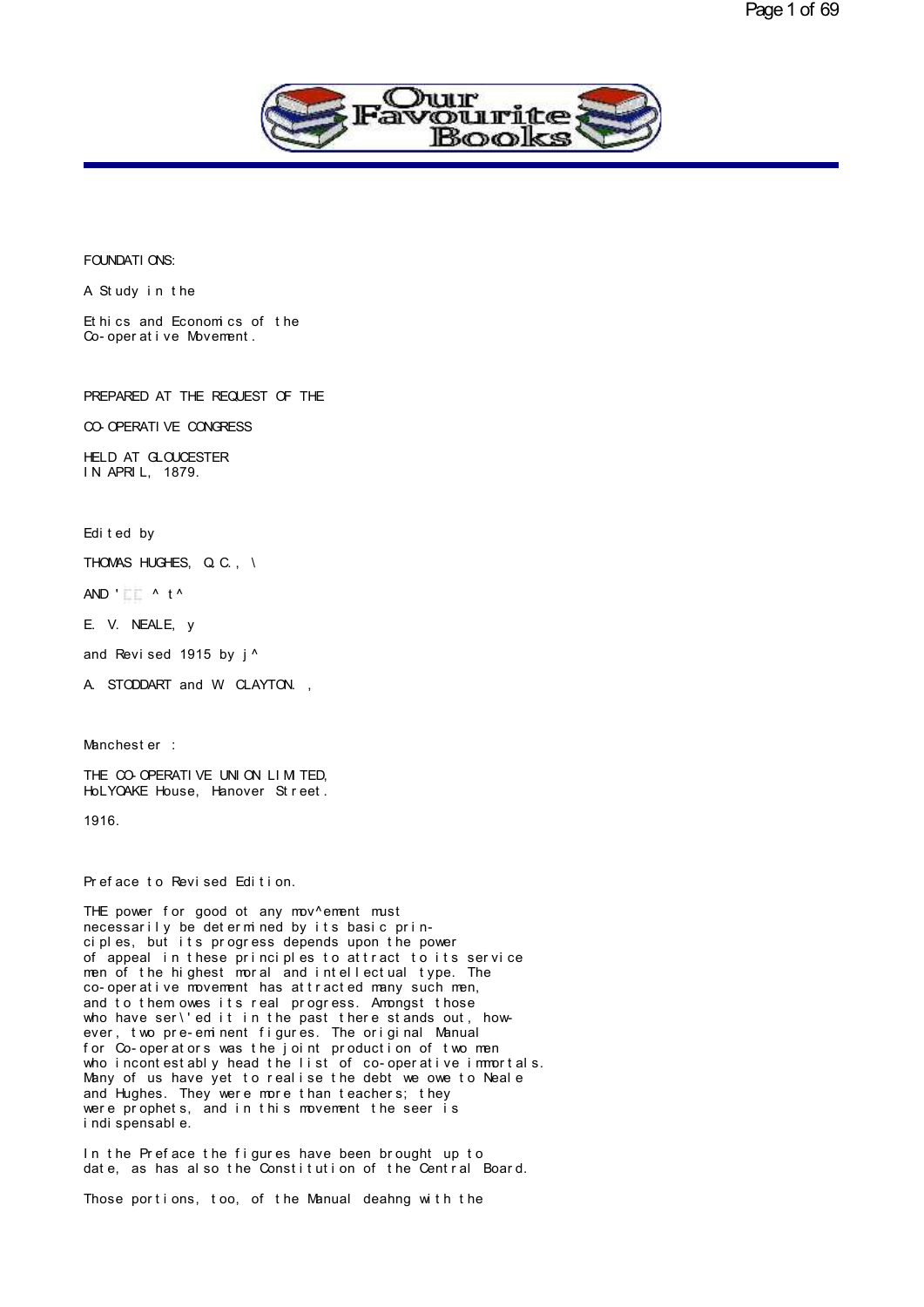# FOUNDATIONS:

## A Study in the

## Ethics and Economics of the Co-operative Movement.

PREPARED AT THE REQUEST OF THE

CO-OPERATIVE CONGRESS

HELD AT GLOUCESTER
IN APRIL, 1879.

Edited by

THOMAS HUGHES, Q.C., \

AND ' ^ t^

E. V. NEALE, y

and Revised 1915 by j^

A. STODDART and W. CLAYTON. ,

Manchester :

THE CO-OPERATIVE UNION LIMITED,
HoLYOAKE House, Hanover Street.

1916.

## Preface to Revised Edition.

THE power for good ot any mov^ement must necessarily be determined by its basic principles, but its progress depends upon the power of appeal in these principles to attract to its service men of the highest moral and intellectual type. The co-operative movement has attracted many such men, and to them owes its real progress. Amongst those who have ser\'ed it in the past there stands out, however, two pre-eminent figures. The original Manual for Co-operators was the joint production of two men who incontestably head the list of co-operative immortals. Many of us have yet to realise the debt we owe to Neale and Hughes. They were more than teachers; they were prophets, and in this movement the seer is indispensable.

In the Preface the figures have been brought up to date, as has also the Constitution of the Central Board.

Those portions, too, of the Manual deahng with the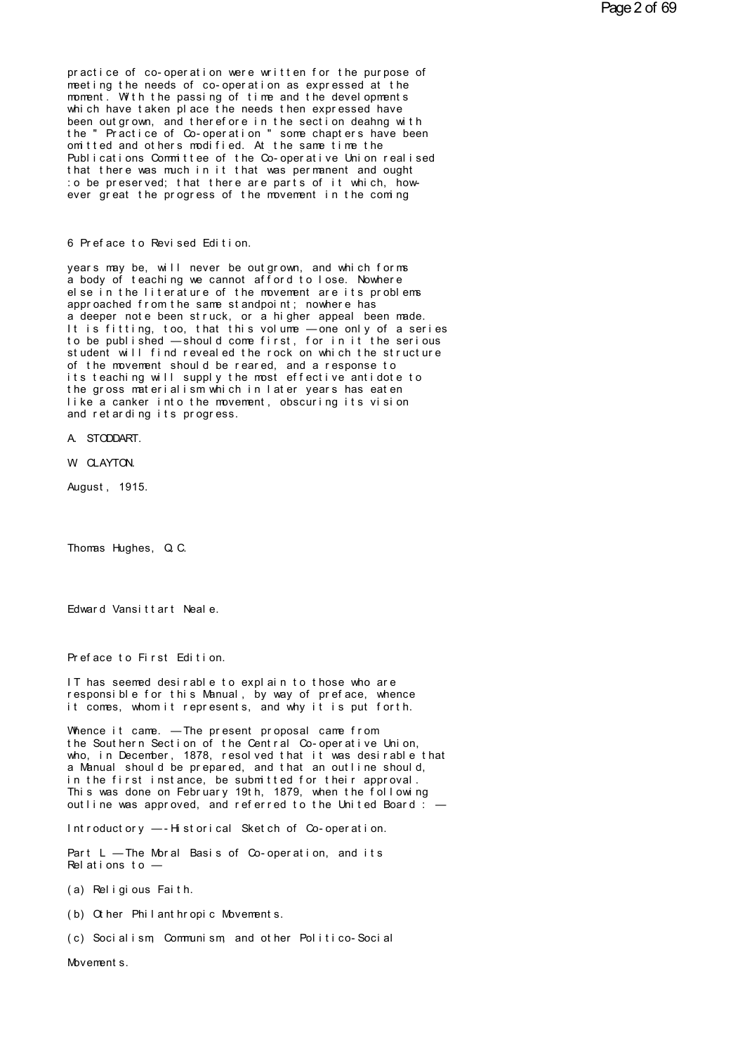practice of co-operation were written for the purpose of meeting the needs of co-operation as expressed at the moment. With the passing of time and the developments which have taken place the needs then expressed have been outgrown, and therefore in the section deahng with the " Practice of Co-operation " some chapters have been omitted and others modified. At the same time the Publications Committee of the Co-operative Union realised that there was much in it that was permanent and ought :o be preserved; that there are parts of it which, however great the progress of the movement in the coming

6 Preface to Revised Edition.

years may be, will never be outgrown, and which forms a body of teaching we cannot afford to lose. Nowhere else in the literature of the movement are its problems approached from the same standpoint; nowhere has a deeper note been struck, or a higher appeal been made. It is fitting, too, that this volume — one only of a series to be published — should come first, for in it the serious student will find revealed the rock on which the structure of the movement should be reared, and a response to its teaching will supply the most effective antidote to the gross materialism which in later years has eaten like a canker into the movement, obscuring its vision and retarding its progress.

A. STODDART.

W. CLAYTON.

August, 1915.

Thomas Hughes, Q.C.

Edward Vansittart Neale.

## Preface to First Edition.

IT has seemed desirable to explain to those who are responsible for this Manual, by way of preface, whence it comes, whom it represents, and why it is put forth.

Whence it came. — The present proposal came from the Southern Section of the Central Co-operative Union, who, in December, 1878, resolved that it was desirable that a Manual should be prepared, and that an outline should, in the first instance, be submitted for their approval. This was done on February 19th, 1879, when the following outline was approved, and referred to the United Board : —

Introductory — -Historical Sketch of Co-operation.

Part L — The Moral Basis of Co-operation, and its Relations to —

(a) Religious Faith.

(b) Other Philanthropic Movements.

(c) Socialism, Communism, and other Politico-Social Movements.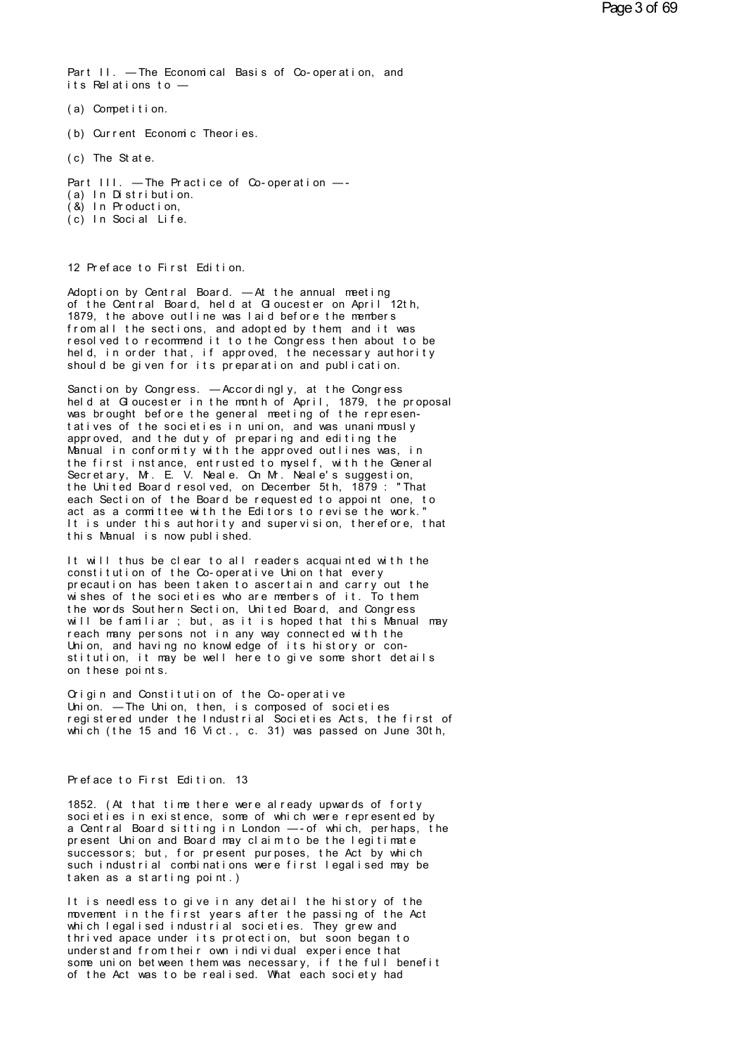Part II. — The Economical Basis of Co-operation, and its Relations to —

(a) Competition.

(b) Current Economic Theories.

(c) The State.

Part III. — The Practice of Co-operation —-
(a) In Distribution.
(&) In Production,
(c) In Social Life.

Adoption by Central Board. — At the annual meeting of the Central Board, held at Gloucester on April 12th, 1879, the above outline was laid before the members from all the sections, and adopted by them; and it was resolved to recommend it to the Congress then about to be held, in order that, if approved, the necessary authority should be given for its preparation and publication.

Sanction by Congress. — Accordingly, at the Congress held at Gloucester in the month of April, 1879, the proposal was brought before the general meeting of the representatives of the societies in union, and was unanimously approved, and the duty of preparing and editing the Manual in conformity with the approved outlines was, in the first instance, entrusted to myself, with the General Secretary, Mr. E. V. Neale. On Mr. Neale's suggestion, the United Board resolved, on December 5th, 1879 : "That each Section of the Board be requested to appoint one, to act as a committee with the Editors to revise the work." It is under this authority and supervision, therefore, that this Manual is now published.

It will thus be clear to all readers acquainted with the constitution of the Co-operative Union that every precaution has been taken to ascertain and carry out the wishes of the societies who are members of it. To them the words Southern Section, United Board, and Congress will be familiar ; but, as it is hoped that this Manual may reach many persons not in any way connected with the Union, and having no knowledge of its history or constitution, it may be well here to give some short details on these points.

Origin and Constitution of the Co-operative Union. — The Union, then, is composed of societies registered under the Industrial Societies Acts, the first of which (the 15 and 16 Vict., c. 31) was passed on June 30th, 1852. (At that time there were already upwards of forty societies in existence, some of which were represented by a Central Board sitting in London —-of which, perhaps, the present Union and Board may claim to be the legitimate successors; but, for present purposes, the Act by which such industrial combinations were first legalised may be taken as a starting point.)

It is needless to give in any detail the history of the movement in the first years after the passing of the Act which legalised industrial societies. They grew and thrived apace under its protection, but soon began to understand from their own individual experience that some union between them was necessary, if the full benefit of the Act was to be realised. What each society had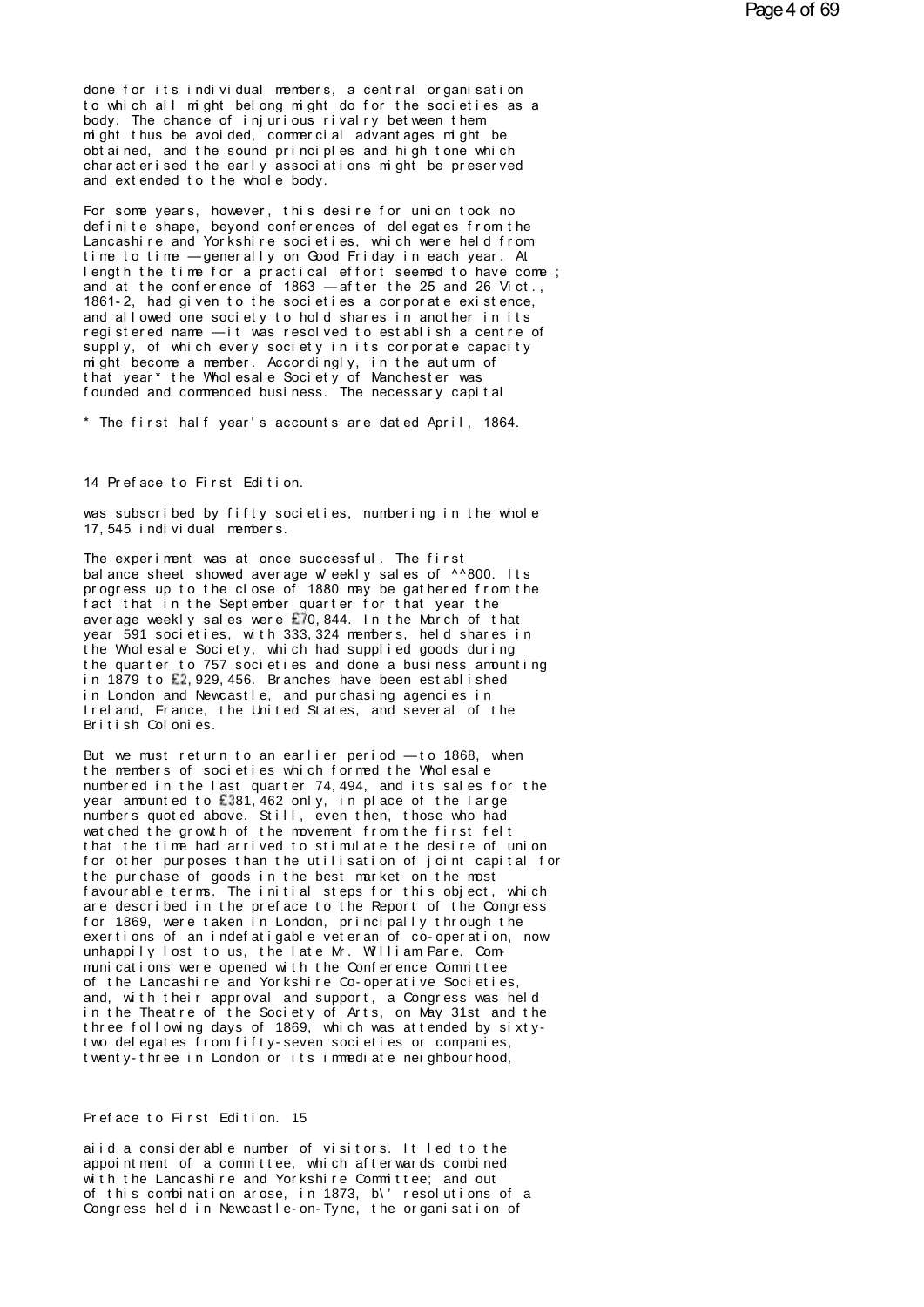done for its individual members, a central organisation to which all might belong might do for the societies as a body. The chance of injurious rivalry between them might thus be avoided, commercial advantages might be obtained, and the sound principles and high tone which characterised the early associations might be preserved and extended to the whole body.

For some years, however, this desire for union took no definite shape, beyond conferences of delegates from the Lancashire and Yorkshire societies, which were held from time to time — generally on Good Friday in each year. At length the time for a practical effort seemed to have come ; and at the conference of 1863 — after the 25 and 26 Vict., 1861-2, had given to the societies a corporate existence, and allowed one society to hold shares in another in its registered name — it was resolved to establish a centre of supply, of which every society in its corporate capacity might become a member. Accordingly, in the autumn of that year* the Wholesale Society of Manchester was founded and commenced business. The necessary capital

* The first half year's accounts are dated April, 1864.

was subscribed by fifty societies, numbering in the whole 17,545 individual members.

The experiment was at once successful. The first balance sheet showed average w'eekly sales of ^^800. Its progress up to the close of 1880 may be gathered from the fact that in the September quarter for that year the average weekly sales were £70,844. In the March of that year 591 societies, with 333,324 members, held shares in the Wholesale Society, which had supplied goods during the quarter to 757 societies and done a business amounting in 1879 to £2,929,456. Branches have been established in London and Newcastle, and purchasing agencies in Ireland, France, the United States, and several of the British Colonies.

But we must return to an earlier period — to 1868, when the members of societies which formed the Wholesale numbered in the last quarter 74,494, and its sales for the year amounted to £381,462 only, in place of the large numbers quoted above. Still, even then, those who had watched the growth of the movement from the first felt that the time had arrived to stimulate the desire of union for other purposes than the utilisation of joint capital for the purchase of goods in the best market on the most favourable terms. The initial steps for this object, which are described in the preface to the Report of the Congress for 1869, were taken in London, principally through the exertions of an indefatigable veteran of co-operation, now unhappily lost to us, the late Mr. William Pare. Communications were opened with the Conference Committee of the Lancashire and Yorkshire Co-operative Societies, and, with their approval and support, a Congress was held in the Theatre of the Society of Arts, on May 31st and the three following days of 1869, which was attended by sixty-two delegates from fifty-seven societies or companies, twenty-three in London or its immediate neighbourhood,

aiid a considerable number of visitors. It led to the appointment of a committee, which afterwards combined with the Lancashire and Yorkshire Committee; and out of this combination arose, in 1873, b\' resolutions of a Congress held in Newcastle-on-Tyne, the organisation of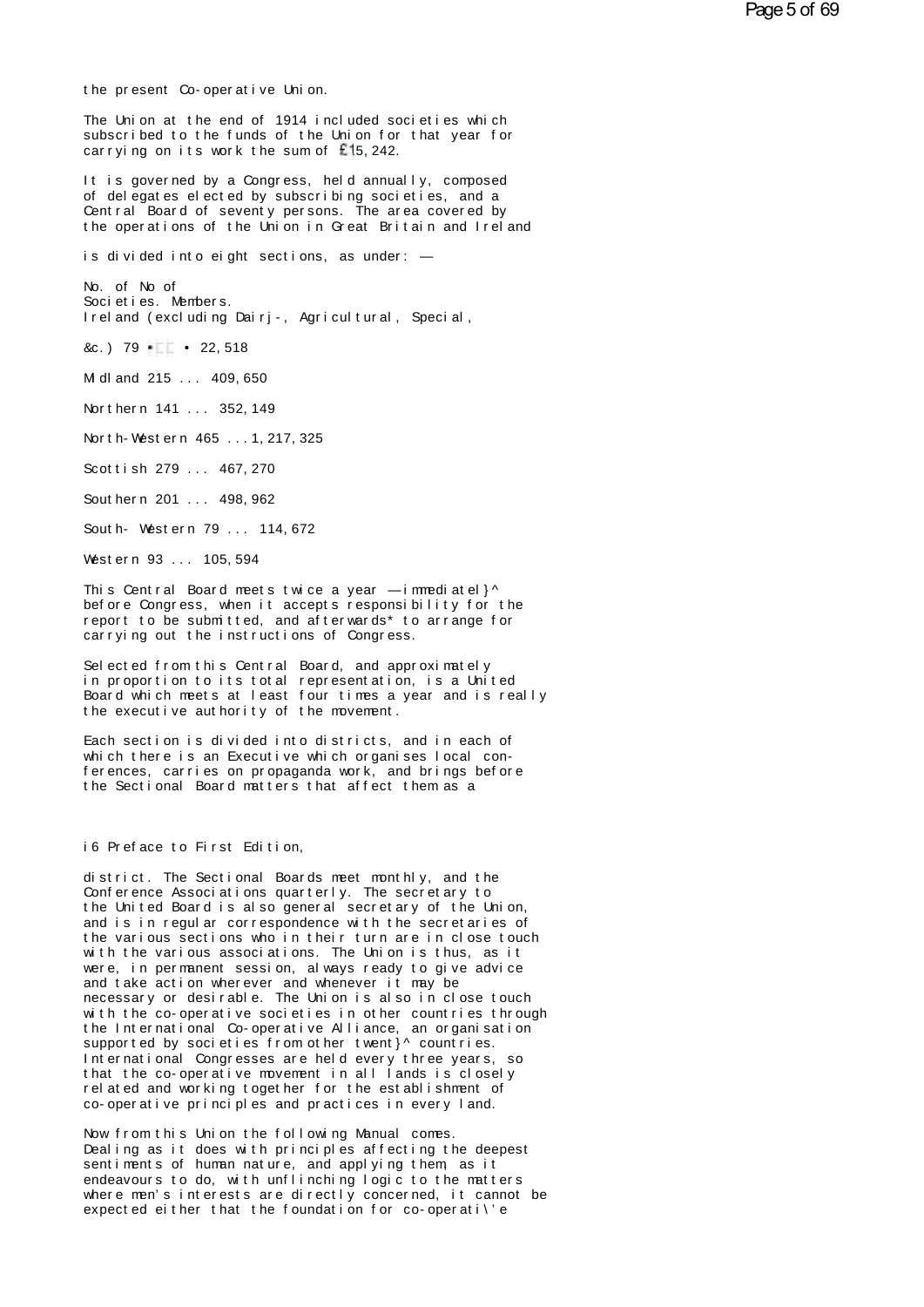the present Co-operative Union.

The Union at the end of 1914 included societies which subscribed to the funds of the Union for that year for carrying on its work the sum of £15,242.

It is governed by a Congress, held annually, composed of delegates elected by subscribing societies, and a Central Board of seventy persons. The area covered by the operations of the Union in Great Britain and Ireland is divided into eight sections, as under: —

| | No. of Societies. | No of Members. |
|---|---|---|
| Ireland (excluding Dairj-, Agricultural, Special, &c.) | 79 | 22,518 |
| Midland | 215 | 409,650 |
| Northern | 141 | 352,149 |
| North-Western | 465 | 1,217,325 |
| Scottish | 279 | 467,270 |
| Southern | 201 | 498,962 |
| South-Western | 79 | 114,672 |
| Western | 93 | 105,594 |

This Central Board meets twice a year —immediatel}^ before Congress, when it accepts responsibility for the report to be submitted, and afterwards* to arrange for carrying out the instructions of Congress.

Selected from this Central Board, and approximately in proportion to its total representation, is a United Board which meets at least four times a year and is really the executive authority of the movement.

Each section is divided into districts, and in each of which there is an Executive which organises local conferences, carries on propaganda work, and brings before the Sectional Board matters that affect them as a district. The Sectional Boards meet monthly, and the Conference Associations quarterly. The secretary to the United Board is also general secretary of the Union, and is in regular correspondence with the secretaries of the various sections who in their turn are in close touch with the various associations. The Union is thus, as it were, in permanent session, always ready to give advice and take action wherever and whenever it may be necessary or desirable. The Union is also in close touch with the co-operative societies in other countries through the International Co-operative Alliance, an organisation supported by societies from other twent}^ countries. International Congresses are held every three years, so that the co-operative movement in all lands is closely related and working together for the establishment of co-operative principles and practices in every land.

Now from this Union the following Manual comes. Dealing as it does with principles affecting the deepest sentiments of human nature, and applying them, as it endeavours to do, with unflinching logic to the matters where men's interests are directly concerned, it cannot be expected either that the foundation for co-operati\'e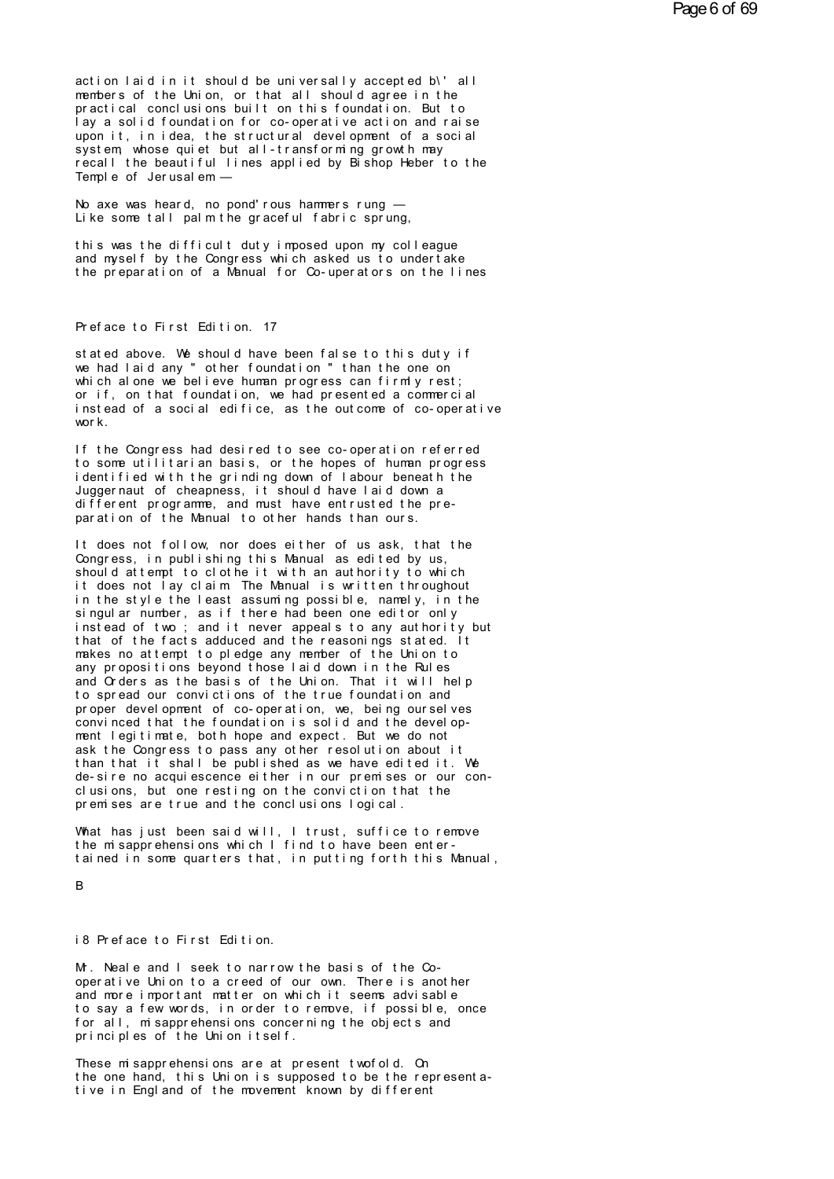action laid in it should be universally accepted b\' all members of the Union, or that all should agree in the practical conclusions built on this foundation. But to lay a solid foundation for co-operative action and raise upon it, in idea, the structural development of a social system, whose quiet but all-transforming growth may recall the beautiful lines applied by Bishop Heber to the Temple of Jerusalem —

No axe was heard, no pond'rous hammers rung —
Like some tall palm the graceful fabric sprung,

this was the difficult duty imposed upon my colleague and myself by the Congress which asked us to undertake the preparation of a Manual for Co-uperators on the lines stated above. We should have been false to this duty if we had laid any " other foundation " than the one on which alone we believe human progress can firmly rest; or if, on that foundation, we had presented a commercial instead of a social edifice, as the outcome of co-operative work.

If the Congress had desired to see co-operation referred to some utilitarian basis, or the hopes of human progress identified with the grinding down of labour beneath the Juggernaut of cheapness, it should have laid down a different programme, and must have entrusted the preparation of the Manual to other hands than ours.

It does not follow, nor does either of us ask, that the Congress, in publishing this Manual as edited by us, should attempt to clothe it with an authority to which it does not lay claim. The Manual is written throughout in the style the least assuming possible, namely, in the singular number, as if there had been one editor only instead of two ; and it never appeals to any authority but that of the facts adduced and the reasonings stated. It makes no attempt to pledge any member of the Union to any propositions beyond those laid down in the Rules and Orders as the basis of the Union. That it will help to spread our convictions of the true foundation and proper development of co-operation, we, being ourselves convinced that the foundation is solid and the development legitimate, both hope and expect. But we do not ask the Congress to pass any other resolution about it than that it shall be published as we have edited it. We desire no acquiescence either in our premises or our conclusions, but one resting on the conviction that the premises are true and the conclusions logical.

What has just been said will, I trust, suffice to remove the misapprehensions which I find to have been entertained in some quarters that, in putting forth this Manual, Mr. Neale and I seek to narrow the basis of the Co-operative Union to a creed of our own. There is another and more important matter on which it seems advisable to say a few words, in order to remove, if possible, once for all, misapprehensions concerning the objects and principles of the Union itself.

These misapprehensions are at present twofold. On the one hand, this Union is supposed to be the representative in England of the movement known by different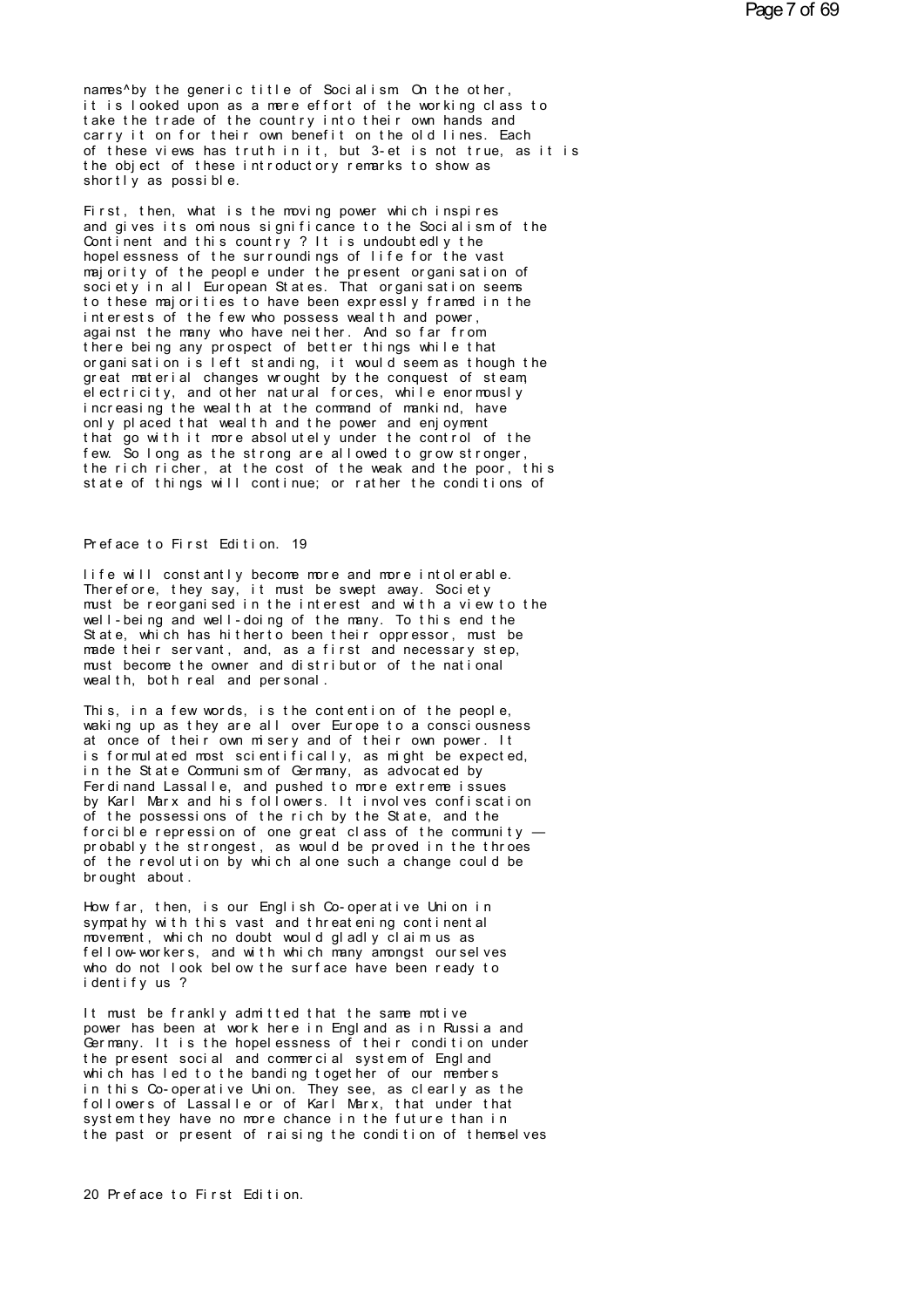names^by the generic title of Socialism. On the other, it is looked upon as a mere effort of the working class to take the trade of the country into their own hands and carry it on for their own benefit on the old lines. Each of these views has truth in it, but 3-et is not true, as it is the object of these introductory remarks to show as shortly as possible.

First, then, what is the moving power which inspires and gives its ominous significance to the Socialism of the Continent and this country ? It is undoubtedly the hopelessness of the surroundings of life for the vast majority of the people under the present organisation of society in all European States. That organisation seems to these majorities to have been expressly framed in the interests of the few who possess wealth and power, against the many who have neither. And so far from there being any prospect of better things while that organisation is left standing, it would seem as though the great material changes wrought by the conquest of steam, electricity, and other natural forces, while enormously increasing the wealth at the command of mankind, have only placed that wealth and the power and enjoyment that go with it more absolutely under the control of the few. So long as the strong are allowed to grow stronger, the rich richer, at the cost of the weak and the poor, this state of things will continue; or rather the conditions of life will constantly become more and more intolerable. Therefore, they say, it must be swept away. Society must be reorganised in the interest and with a view to the well-being and well-doing of the many. To this end the State, which has hitherto been their oppressor, must be made their servant, and, as a first and necessary step, must become the owner and distributor of the national wealth, both real and personal.

This, in a few words, is the contention of the people, waking up as they are all over Europe to a consciousness at once of their own misery and of their own power. It is formulated most scientifically, as might be expected, in the State Communism of Germany, as advocated by Ferdinand Lassalle, and pushed to more extreme issues by Karl Marx and his followers. It involves confiscation of the possessions of the rich by the State, and the forcible repression of one great class of the community — probably the strongest, as would be proved in the throes of the revolution by which alone such a change could be brought about.

How far, then, is our English Co-operative Union in sympathy with this vast and threatening continental movement, which no doubt would gladly claim us as fellow-workers, and with which many amongst ourselves who do not look below the surface have been ready to identify us ?

It must be frankly admitted that the same motive power has been at work here in England as in Russia and Germany. It is the hopelessness of their condition under the present social and commercial system of England which has led to the banding together of our members in this Co-operative Union. They see, as clearly as the followers of Lassalle or of Karl Marx, that under that system they have no more chance in the future than in the past or present of raising the condition of themselves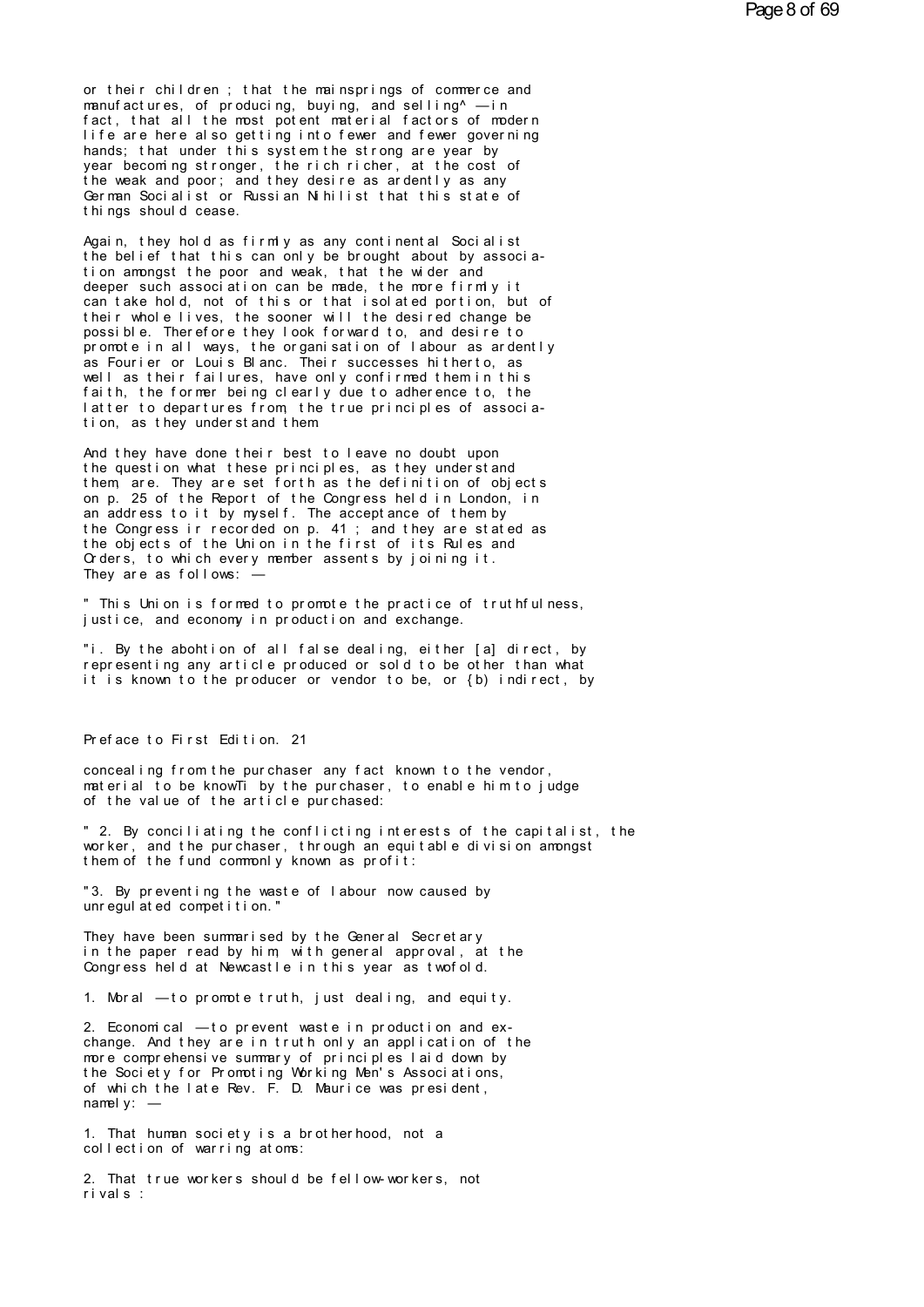or their children ; that the mainsprings of commerce and manufactures, of producing, buying, and selling^ — in fact, that all the most potent material factors of modern life are here also getting into fewer and fewer governing hands; that under this system the strong are year by year becoming stronger, the rich richer, at the cost of the weak and poor; and they desire as ardently as any German Socialist or Russian Nihilist that this state of things should cease.

Again, they hold as firmly as any continental Socialist the belief that this can only be brought about by association amongst the poor and weak, that the wider and deeper such association can be made, the more firmly it can take hold, not of this or that isolated portion, but of their whole lives, the sooner will the desired change be possible. Therefore they look forward to, and desire to promote in all ways, the organisation of labour as ardently as Fourier or Louis Blanc. Their successes hitherto, as well as their failures, have only confirmed them in this faith, the former being clearly due to adherence to, the latter to departures from, the true principles of association, as they understand them.

And they have done their best to leave no doubt upon the question what these principles, as they understand them, are. They are set forth as the definition of objects on p. 25 of the Report of the Congress held in London, in an address to it by myself. The acceptance of them by the Congress ir recorded on p. 41 ; and they are stated as the objects of the Union in the first of its Rules and Orders, to which every member assents by joining it. They are as follows: —

" This Union is formed to promote the practice of truthfulness, justice, and economy in production and exchange.

"i. By the abohtion of all false dealing, either [a] direct, by representing any article produced or sold to be other than what it is known to the producer or vendor to be, or {b) indirect, by

Preface to First Edition. 21

concealing from the purchaser any fact known to the vendor, material to be knowTi by the purchaser, to enable him to judge of the value of the article purchased:

" 2. By conciliating the conflicting interests of the capitalist, the worker, and the purchaser, through an equitable division amongst them of the fund commonly known as profit:

"3. By preventing the waste of labour now caused by unregulated competition."

They have been summarised by the General Secretary in the paper read by him, with general approval, at the Congress held at Newcastle in this year as twofold.

1. Moral — to promote truth, just dealing, and equity.

2. Economical — to prevent waste in production and exchange. And they are in truth only an application of the more comprehensive summary of principles laid down by the Society for Promoting Working Men's Associations, of which the late Rev. F. D. Maurice was president, namely: —

1. That human society is a brotherhood, not a collection of warring atoms:

2. That true workers should be fellow-workers, not rivals :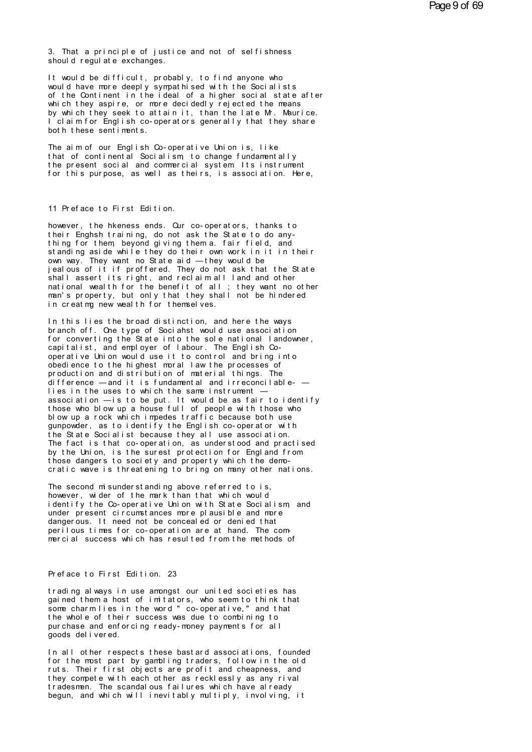3. That a principle of justice and not of selfishness should regulate exchanges.

It would be difficult, probably, to find anyone who would have more deeply sympathised with the Socialists of the Continent in the ideal of a higher social state after which they aspire, or more decidedly rejected the means by which they seek to attain it, than the late Mr. Maurice. I claim for English co-operators generally that they share both these sentiments.

The aim of our English Co-operative Union is, like that of continental Socialism, to change fundamentally the present social and commercial system. Its instrument for this purpose, as well as theirs, is association. Here, however, the hkeness ends. Our co-operators, thanks to their Enghsh training, do not ask the State to do anything for them, beyond giving them a. fair field, and standing aside while they do their own work in it in their own way. They want no State aid — they would be jealous of it if proffered. They do not ask that the State shall assert its right, and reclaim all land and other national wealth for the benefit of all ; they want no other man's property, but only that they shall not be hindered in creatmg new wealth for themselves.

In this lies the broad distinction, and here the ways branch off. One type of Sociahst would use association for converting the State into the sole national landowner, capitalist, and employer of labour. The English Co-operative Union would use it to control and bring into obedience to the highest moral law the processes of production and distribution of material things. The difference — and it is fundamental and irreconcilable- — lies in the uses to which the same instrument — association — is to be put. It would be as fair to identify those who blow up a house full of people with those who blow up a rock which impedes traffic because both use gunpowder, as to identify the English co-operator with the State Socialist because they all use association. The fact is that co-operation, as understood and practised by the Union, is the surest protection for England from those dangers to society and property which the democratic wave is threatening to bring on many other nations.

The second misunderstanding above referred to is, however, wider of the mark than that which would identify the Co-operative Union with State Socialism, and under present circumstances more plausible and more dangerous. It need not be concealed or denied that perilous times for co-operation are at hand. The commercial success which has resulted from the methods of trading always in use amongst our united societies has gained them a host of imitators, who seem to think that some charm lies in the word " co-operative," and that the whole of their success was due to combining to purchase and enforcing ready-money payments for all goods delivered.

In all other respects these bastard associations, founded for the most part by gambling traders, follow in the old ruts. Their first objects are profit and cheapness, and they compete with each other as recklessly as any rival tradesmen. The scandalous failures which have already begun, and which will inevitably multiply, involving, it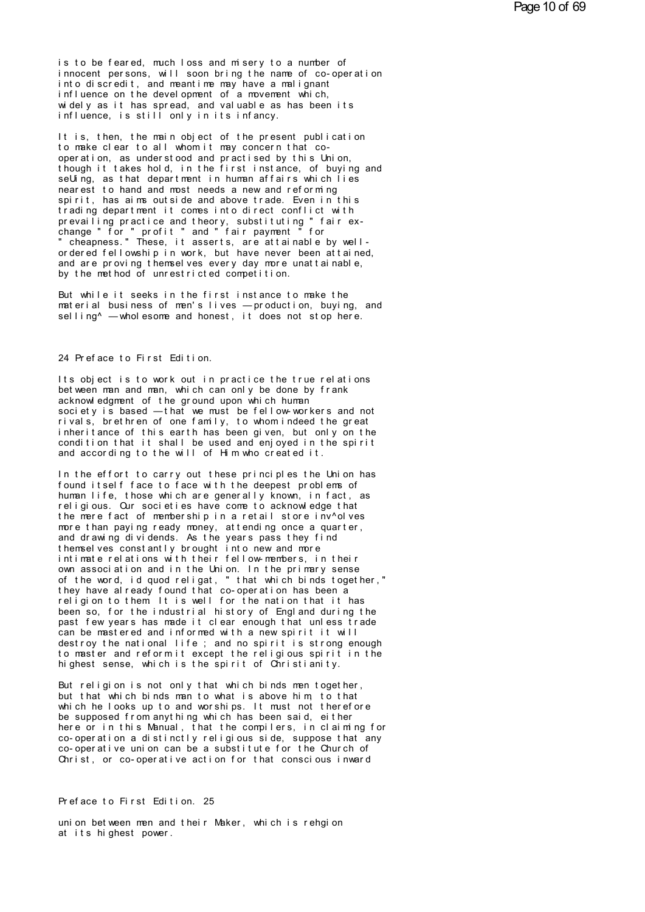is to be feared, much loss and misery to a number of innocent persons, will soon bring the name of co-operation into discredit, and meantime may have a malignant influence on the development of a movement which, widely as it has spread, and valuable as has been its influence, is still only in its infancy.

It is, then, the main object of the present publication to make clear to all whom it may concern that co-operation, as understood and practised by this Union, though it takes hold, in the first instance, of buying and seUing, as that department in human affairs which lies nearest to hand and most needs a new and reforming spirit, has aims outside and above trade. Even in this trading department it comes into direct conflict with prevailing practice and theory, substituting " fair exchange " for " profit " and " fair payment " for " cheapness." These, it asserts, are attainable by well-ordered fellowship in work, but have never been attained, and are proving themselves every day more unattainable, by the method of unrestricted competition.

But while it seeks in the first instance to make the material business of men's lives — production, buying, and selling^ — wholesome and honest, it does not stop here.

Its object is to work out in practice the true relations between man and man, which can only be done by frank acknowledgment of the ground upon which human society is based — that we must be fellow-workers and not rivals, brethren of one family, to whom indeed the great inheritance of this earth has been given, but only on the condition that it shall be used and enjoyed in the spirit and according to the will of Him who created it.

In the effort to carry out these principles the Union has found itself face to face with the deepest problems of human life, those which are generally known, in fact, as religious. Our societies have come to acknowledge that the mere fact of membership in a retail store inv^olves more than paying ready money, attending once a quarter, and drawing dividends. As the years pass they find themselves constantly brought into new and more intimate relations with their fellow-members, in their own association and in the Union. In the primary sense of the word, id quod religat, " that which binds together," they have already found that co-operation has been a religion to them. It is well for the nation that it has been so, for the industrial history of England during the past few years has made it clear enough that unless trade can be mastered and informed with a new spirit it will destroy the national life ; and no spirit is strong enough to master and reform it except the religious spirit in the highest sense, which is the spirit of Christianity.

But religion is not only that which binds men together, but that which binds man to what is above him, to that which he looks up to and worships. It must not therefore be supposed from anything which has been said, either here or in this Manual, that the compilers, in claiming for co-operation a distinctly religious side, suppose that any co-operative union can be a substitute for the Church of Christ, or co-operative action for that conscious inward

union between men and their Maker, which is rehgion at its highest power.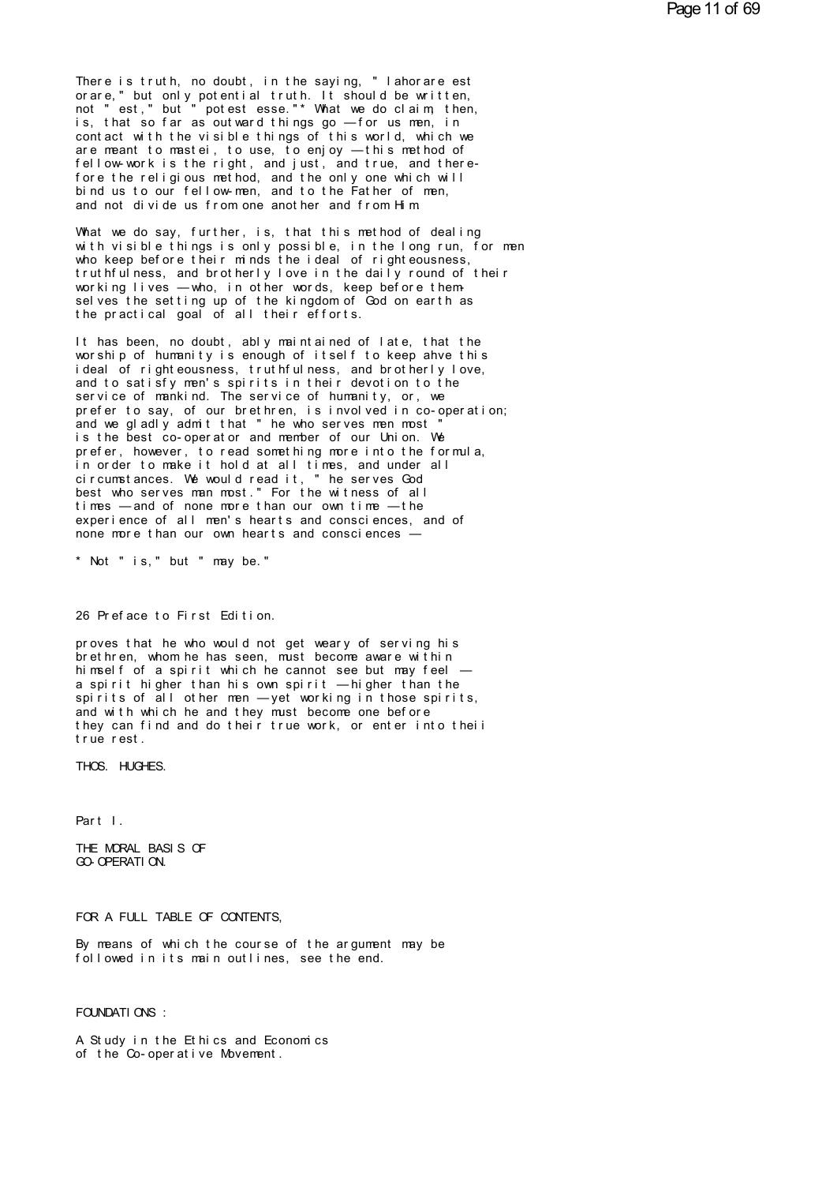There is truth, no doubt, in the saying, " lahorare est orare," but only potential truth. It should be written, not " est," but " potest esse."* What we do claim, then, is, that so far as outward things go — for us men, in contact with the visible things of this world, which we are meant to mastei, to use, to enjoy — this method of fellow-work is the right, and just, and true, and therefore the religious method, and the only one which will bind us to our fellow-men, and to the Father of men, and not divide us from one another and from Him.

What we do say, further, is, that this method of dealing with visible things is only possible, in the long run, for men who keep before their minds the ideal of righteousness, truthfulness, and brotherly love in the daily round of their working lives — who, in other words, keep before themselves the setting up of the kingdom of God on earth as the practical goal of all their efforts.

It has been, no doubt, ably maintained of late, that the worship of humanity is enough of itself to keep ahve this ideal of righteousness, truthfulness, and brotherly love, and to satisfy men's spirits in their devotion to the service of mankind. The service of humanity, or, we prefer to say, of our brethren, is involved in co-operation; and we gladly admit that " he who serves men most " is the best co-operator and member of our Union. We prefer, however, to read something more into the formula, in order to make it hold at all times, and under all circumstances. We would read it, " he serves God best who serves man most." For the witness of all times — and of none more than our own time — the experience of all men's hearts and consciences, and of none more than our own hearts and consciences —

\* Not " is," but " may be."

26 Preface to First Edition.

proves that he who would not get weary of serving his brethren, whom he has seen, must become aware within himself of a spirit which he cannot see but may feel — a spirit higher than his own spirit — higher than the spirits of all other men — yet working in those spirits, and with which he and they must become one before they can find and do their true work, or enter into theii true rest.

THOS. HUGHES.

# Part I.

## THE MORAL BASIS OF CO-OPERATION.

FOR A FULL TABLE OF CONTENTS,

By means of which the course of the argument may be followed in its main outlines, see the end.

FOUNDATIONS :

A Study in the Ethics and Economics of the Co-operative Movement.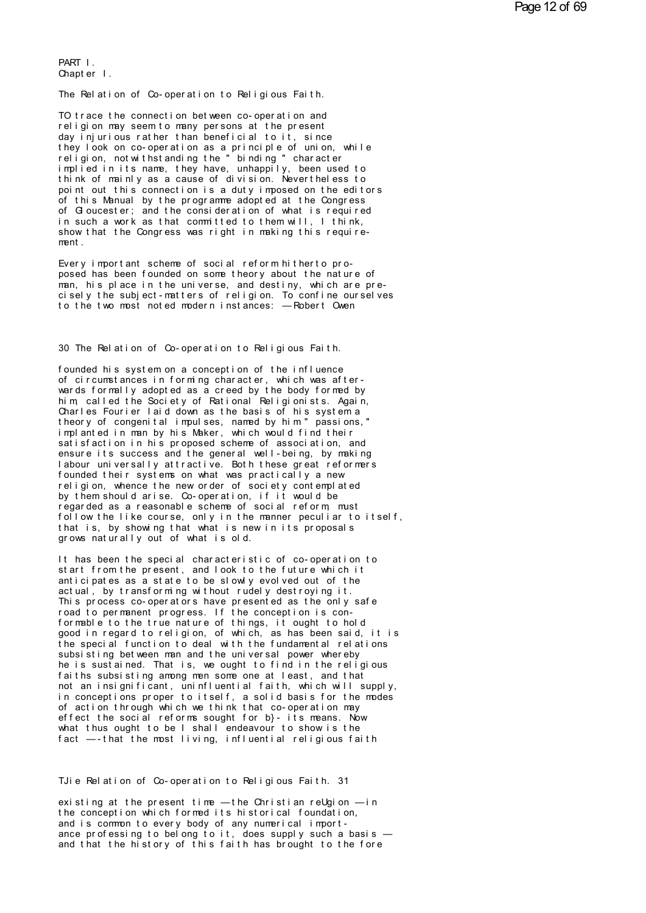PART I.
Chapter I.

## The Relation of Co-operation to Religious Faith.

TO trace the connection between co-operation and religion may seem to many persons at the present day injurious rather than beneficial to it, since they look on co-operation as a principle of union, while religion, notwithstanding the " binding " character implied in its name, they have, unhappily, been used to think of mainly as a cause of division. Nevertheless to point out this connection is a duty imposed on the editors of this Manual by the programme adopted at the Congress of Gloucester; and the consideration of what is required in such a work as that committed to them will, I think, show that the Congress was right in making this requirement.

Every important scheme of social reform hitherto proposed has been founded on some theory about the nature of man, his place in the universe, and destiny, which are precisely the subject-matters of religion. To confine ourselves to the two most noted modern instances: —Robert Owen founded his system on a conception of the influence of circumstances in forming character, which was afterwards formally adopted as a creed by the body formed by him, called the Society of Rational Religionists. Again, Charles Fourier laid down as the basis of his system a theory of congenital impulses, named by him " passions," implanted in man by his Maker, which would find their satisfaction in his proposed scheme of association, and ensure its success and the general well-being, by making labour universally attractive. Both these great reformers founded their systems on what was practically a new religion, whence the new order of society contemplated by them should arise. Co-operation, if it would be regarded as a reasonable scheme of social reform, must follow the like course, only in the manner peculiar to itself, that is, by showing that what is new in its proposals grows naturally out of what is old.

It has been the special characteristic of co-operation to start from the present, and look to the future which it anticipates as a state to be slowly evolved out of the actual, by transforming without rudely destroying it. This process co-operators have presented as the only safe road to permanent progress. If the conception is conformable to the true nature of things, it ought to hold good in regard to religion, of which, as has been said, it is the special function to deal with the fundamental relations subsisting between man and the universal power whereby he is sustained. That is, we ought to find in the religious faiths subsisting among men some one at least, and that not an insignificant, uninfluential faith, which will supply, in conceptions proper to itself, a solid basis for the modes of action through which we think that co-operation may effect the social reforms sought for b}- its means. Now what thus ought to be I shall endeavour to show is the fact —-that the most living, influential religious faith existing at the present time —the Christian reUgion —in the conception which formed its historical foundation, and is common to every body of any numerical importance professing to belong to it, does supply such a basis — and that the history of this faith has brought to the fore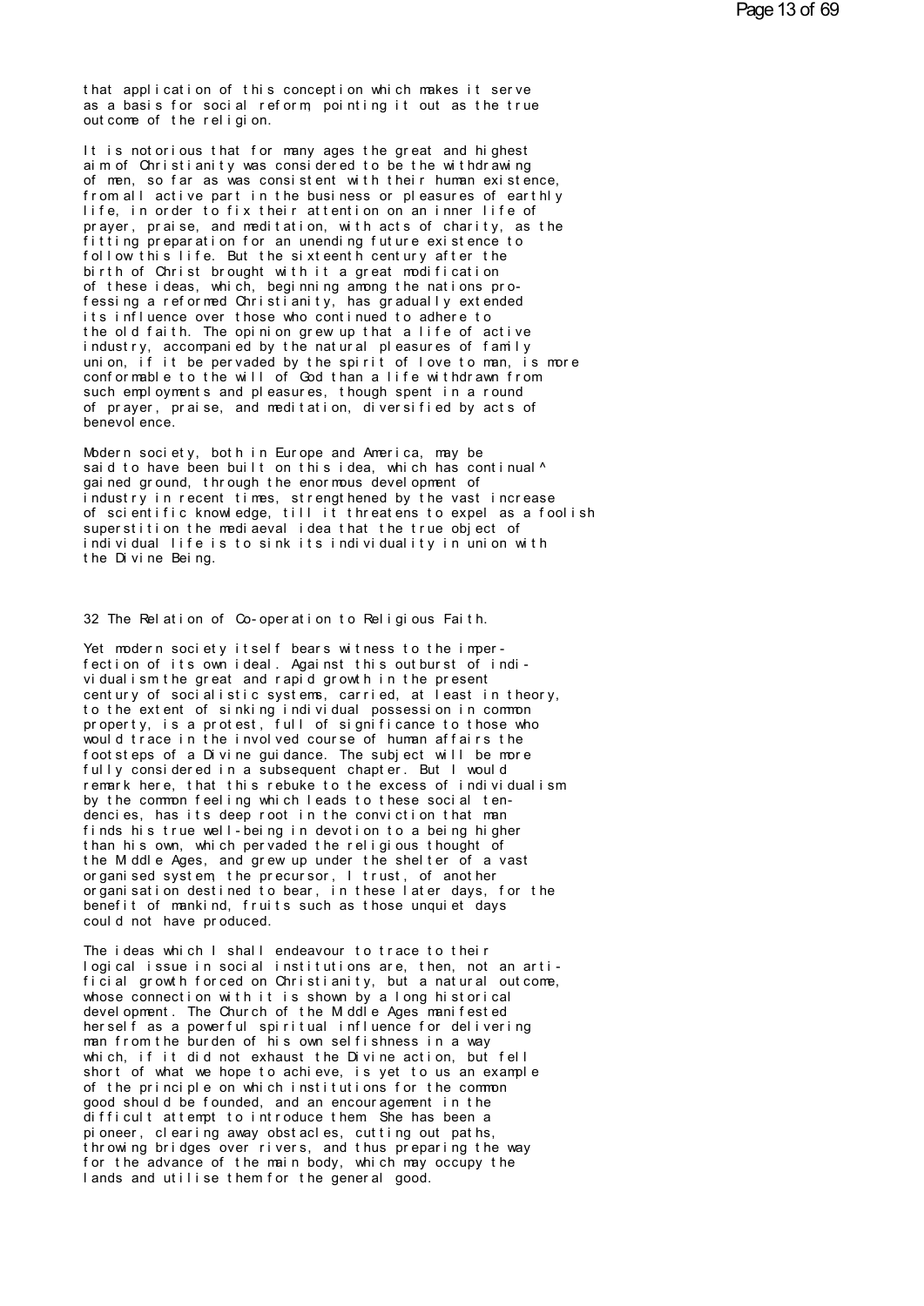that application of this conception which makes it serve as a basis for social reform, pointing it out as the true outcome of the religion.

It is notorious that for many ages the great and highest aim of Christianity was considered to be the withdrawing of men, so far as was consistent with their human existence, from all active part in the business or pleasures of earthly life, in order to fix their attention on an inner life of prayer, praise, and meditation, with acts of charity, as the fitting preparation for an unending future existence to follow this life. But the sixteenth century after the birth of Christ brought with it a great modification of these ideas, which, beginning among the nations professing a reformed Christianity, has gradually extended its influence over those who continued to adhere to the old faith. The opinion grew up that a life of active industry, accompanied by the natural pleasures of family union, if it be pervaded by the spirit of love to man, is more conformable to the will of God than a life withdrawn from such employments and pleasures, though spent in a round of prayer, praise, and meditation, diversified by acts of benevolence.

Modern society, both in Europe and America, may be said to have been built on this idea, which has continual^ gained ground, through the enormous development of industry in recent times, strengthened by the vast increase of scientific knowledge, till it threatens to expel as a foolish superstition the mediaeval idea that the true object of individual life is to sink its individuality in union with the Divine Being.

32 The Relation of Co-operation to Religious Faith.

Yet modern society itself bears witness to the imperfection of its own ideal. Against this outburst of individualism the great and rapid growth in the present century of socialistic systems, carried, at least in theory, to the extent of sinking individual possession in common property, is a protest, full of significance to those who would trace in the involved course of human affairs the footsteps of a Divine guidance. The subject will be more fully considered in a subsequent chapter. But I would remark here, that this rebuke to the excess of individualism by the common feeling which leads to these social tendencies, has its deep root in the conviction that man finds his true well-being in devotion to a being higher than his own, which pervaded the religious thought of the Middle Ages, and grew up under the shelter of a vast organised system, the precursor, I trust, of another organisation destined to bear, in these later days, for the benefit of mankind, fruits such as those unquiet days could not have produced.

The ideas which I shall endeavour to trace to their logical issue in social institutions are, then, not an artificial growth forced on Christianity, but a natural outcome, whose connection with it is shown by a long historical development. The Church of the Middle Ages manifested herself as a powerful spiritual influence for delivering man from the burden of his own selfishness in a way which, if it did not exhaust the Divine action, but fell short of what we hope to achieve, is yet to us an example of the principle on which institutions for the common good should be founded, and an encouragement in the difficult attempt to introduce them. She has been a pioneer, clearing away obstacles, cutting out paths, throwing bridges over rivers, and thus preparing the way for the advance of the main body, which may occupy the lands and utilise them for the general good.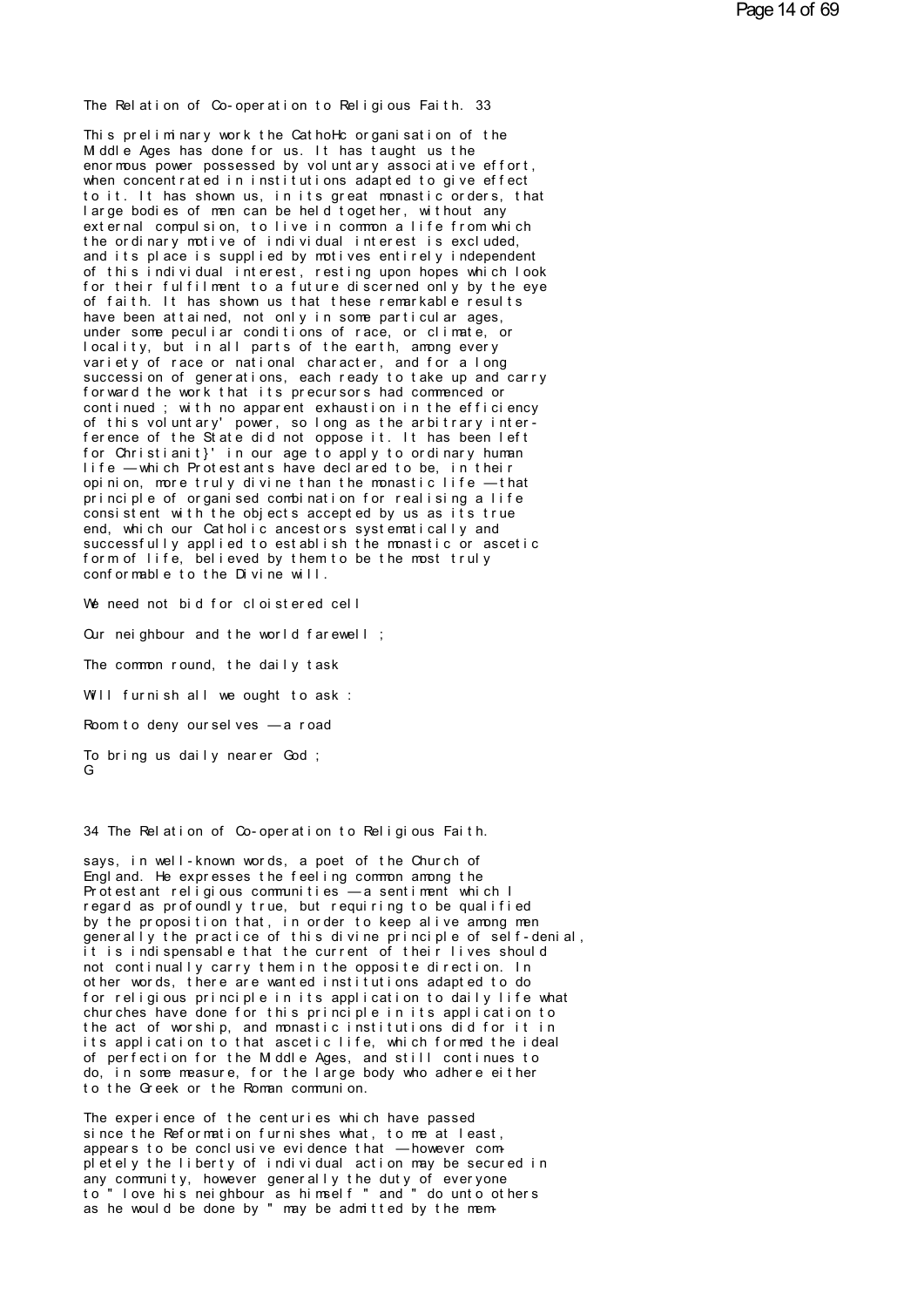This preliminary work the CathoHc organisation of the Middle Ages has done for us. It has taught us the enormous power possessed by voluntary associative effort, when concentrated in institutions adapted to give effect to it. It has shown us, in its great monastic orders, that large bodies of men can be held together, without any external compulsion, to live in common a life from which the ordinary motive of individual interest is excluded, and its place is supplied by motives entirely independent of this individual interest, resting upon hopes which look for their fulfilment to a future discerned only by the eye of faith. It has shown us that these remarkable results have been attained, not only in some particular ages, under some peculiar conditions of race, or climate, or locality, but in all parts of the earth, among every variety of race or national character, and for a long succession of generations, each ready to take up and carry forward the work that its precursors had commenced or continued ; with no apparent exhaustion in the efficiency of this voluntary' power, so long as the arbitrary interference of the State did not oppose it. It has been left for Christianit}' in our age to apply to ordinary human life — which Protestants have declared to be, in their opinion, more truly divine than the monastic life — that principle of organised combination for realising a life consistent with the objects accepted by us as its true end, which our Catholic ancestors systematically and successfully applied to establish the monastic or ascetic form of life, believed by them to be the most truly conformable to the Divine will.

We need not bid for cloistered cell

Our neighbour and the world farewell ;

The common round, the daily task

Will furnish all we ought to ask :

Room to deny ourselves — a road

To bring us daily nearer God ;

says, in well-known words, a poet of the Church of England. He expresses the feeling common among the Protestant religious communities — a sentiment which I regard as profoundly true, but requiring to be qualified by the proposition that, in order to keep alive among men generally the practice of this divine principle of self-denial, it is indispensable that the current of their lives should not continually carry them in the opposite direction. In other words, there are wanted institutions adapted to do for religious principle in its application to daily life what churches have done for this principle in its application to the act of worship, and monastic institutions did for it in its application to that ascetic life, which formed the ideal of perfection for the Middle Ages, and still continues to do, in some measure, for the large body who adhere either to the Greek or the Roman communion.

The experience of the centuries which have passed since the Reformation furnishes what, to me at least, appears to be conclusive evidence that — however completely the liberty of individual action may be secured in any community, however generally the duty of everyone to " love his neighbour as himself " and " do unto others as he would be done by " may be admitted by the mem-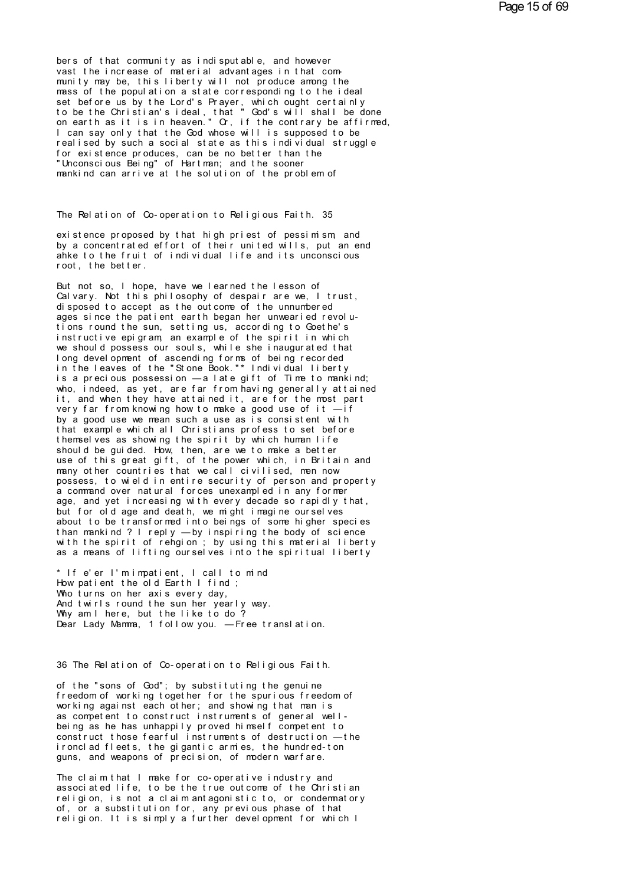bers of that community as indisputable, and however vast the increase of material advantages in that community may be, this liberty will not produce among the mass of the population a state corresponding to the ideal set before us by the Lord's Prayer, which ought certainly to be the Christian's ideal, that " God's will shall be done on earth as it is in heaven." Or, if the contrary be affirmed, I can say only that the God whose will is supposed to be realised by such a social state as this individual struggle for existence produces, can be no better than the "Unconscious Being" of Hartman; and the sooner mankind can arrive at the solution of the problem of existence proposed by that high priest of pessimism, and by a concentrated effort of their united wills, put an end ahke to the fruit of individual life and its unconscious root, the better.

But not so, I hope, have we learned the lesson of Calvary. Not this philosophy of despair are we, I trust, disposed to accept as the outcome of the unnumbered ages since the patient earth began her unwearied revolutions round the sun, setting us, according to Goethe's instructive epigram, an example of the spirit in which we should possess our souls, while she inaugurated that long development of ascending forms of being recorded in the leaves of the "Stone Book."* Individual liberty is a precious possession — a late gift of Time to mankind; who, indeed, as yet, are far from having generally attained it, and when they have attained it, are for the most part very far from knowing how to make a good use of it — if by a good use we mean such a use as is consistent with that example which all Christians profess to set before themselves as showing the spirit by which human life should be guided. How, then, are we to make a better use of this great gift, of the power which, in Britain and many other countries that we call civilised, men now possess, to wield in entire security of person and property a command over natural forces unexampled in any former age, and yet increasing with every decade so rapidly that, but for old age and death, we might imagine ourselves about to be transformed into beings of some higher species than mankind ? I reply — by inspiring the body of science with the spirit of rehgion ; by using this material liberty as a means of lifting ourselves into the spiritual liberty of the "sons of God"; by substituting the genuine freedom of working together for the spurious freedom of working against each other; and showing that man is as competent to construct instruments of general well-being as he has unhappily proved himself competent to construct those fearful instruments of destruction — the ironclad fleets, the gigantic armies, the hundred-ton guns, and weapons of precision, of modern warfare.

The claim that I make for co-operative industry and associated life, to be the true outcome of the Christian religion, is not a claim antagonistic to, or condemnatory of, or a substitution for, any previous phase of that religion. It is simply a further development for which I

\* If e'er I'm impatient, I call to mind
How patient the old Earth I find ;
Who turns on her axis every day,
And twirls round the sun her yearly way.
Why am I here, but the like to do ?
Dear Lady Mamma, 1 follow you. — Free translation.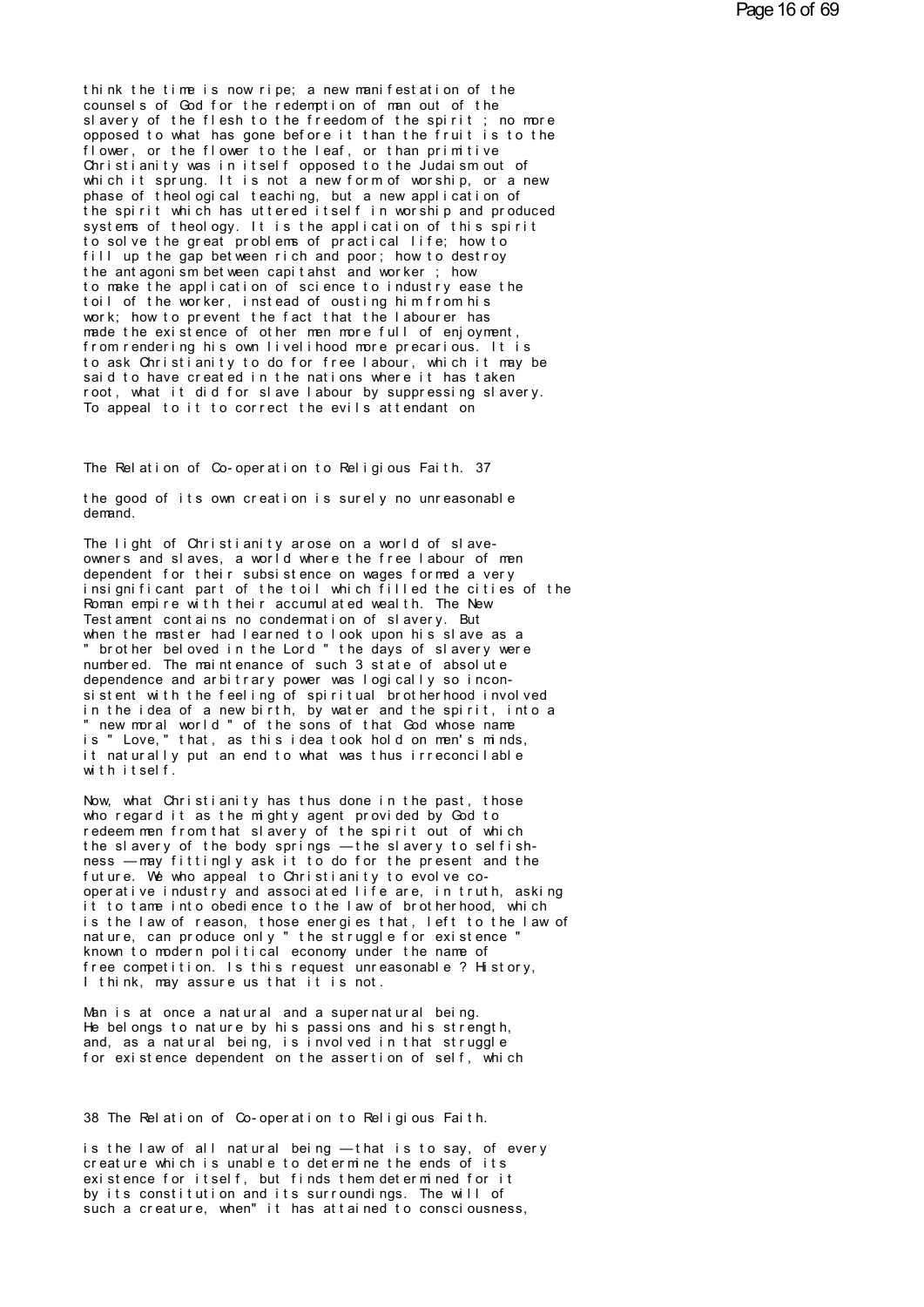think the time is now ripe; a new manifestation of the counsels of God for the redemption of man out of the slavery of the flesh to the freedom of the spirit ; no more opposed to what has gone before it than the fruit is to the flower, or the flower to the leaf, or than primitive Christianity was in itself opposed to the Judaism out of which it sprung. It is not a new form of worship, or a new phase of theological teaching, but a new application of the spirit which has uttered itself in worship and produced systems of theology. It is the application of this spirit to solve the great problems of practical life; how to fill up the gap between rich and poor; how to destroy the antagonism between capitahst and worker ; how to make the application of science to industry ease the toil of the worker, instead of ousting him from his work; how to prevent the fact that the labourer has made the existence of other men more full of enjoyment, from rendering his own livelihood more precarious. It is to ask Christianity to do for free labour, which it may be said to have created in the nations where it has taken root, what it did for slave labour by suppressing slavery. To appeal to it to correct the evils attendant on the good of its own creation is surely no unreasonable demand.

The light of Christianity arose on a world of slave-owners and slaves, a world where the free labour of men dependent for their subsistence on wages formed a very insignificant part of the toil which filled the cities of the Roman empire with their accumulated wealth. The New Testament contains no condemnation of slavery. But when the master had learned to look upon his slave as a " brother beloved in the Lord " the days of slavery were numbered. The maintenance of such 3 state of absolute dependence and arbitrary power was logically so inconsistent with the feeling of spiritual brotherhood involved in the idea of a new birth, by water and the spirit, into a " new moral world " of the sons of that God whose name is " Love," that, as this idea took hold on men's minds, it naturally put an end to what was thus irreconcilable with itself.

Now, what Christianity has thus done in the past, those who regard it as the mighty agent provided by God to redeem men from that slavery of the spirit out of which the slavery of the body springs — the slavery to selfishness — may fittingly ask it to do for the present and the future. We who appeal to Christianity to evolve co-operative industry and associated life are, in truth, asking it to tame into obedience to the law of brotherhood, which is the law of reason, those energies that, left to the law of nature, can produce only " the struggle for existence " known to modern political economy under the name of free competition. Is this request unreasonable ? History, I think, may assure us that it is not.

Man is at once a natural and a supernatural being. He belongs to nature by his passions and his strength, and, as a natural being, is involved in that struggle for existence dependent on the assertion of self, which is the law of all natural being — that is to say, of every creature which is unable to determine the ends of its existence for itself, but finds them determined for it by its constitution and its surroundings. The will of such a creature, when" it has attained to consciousness,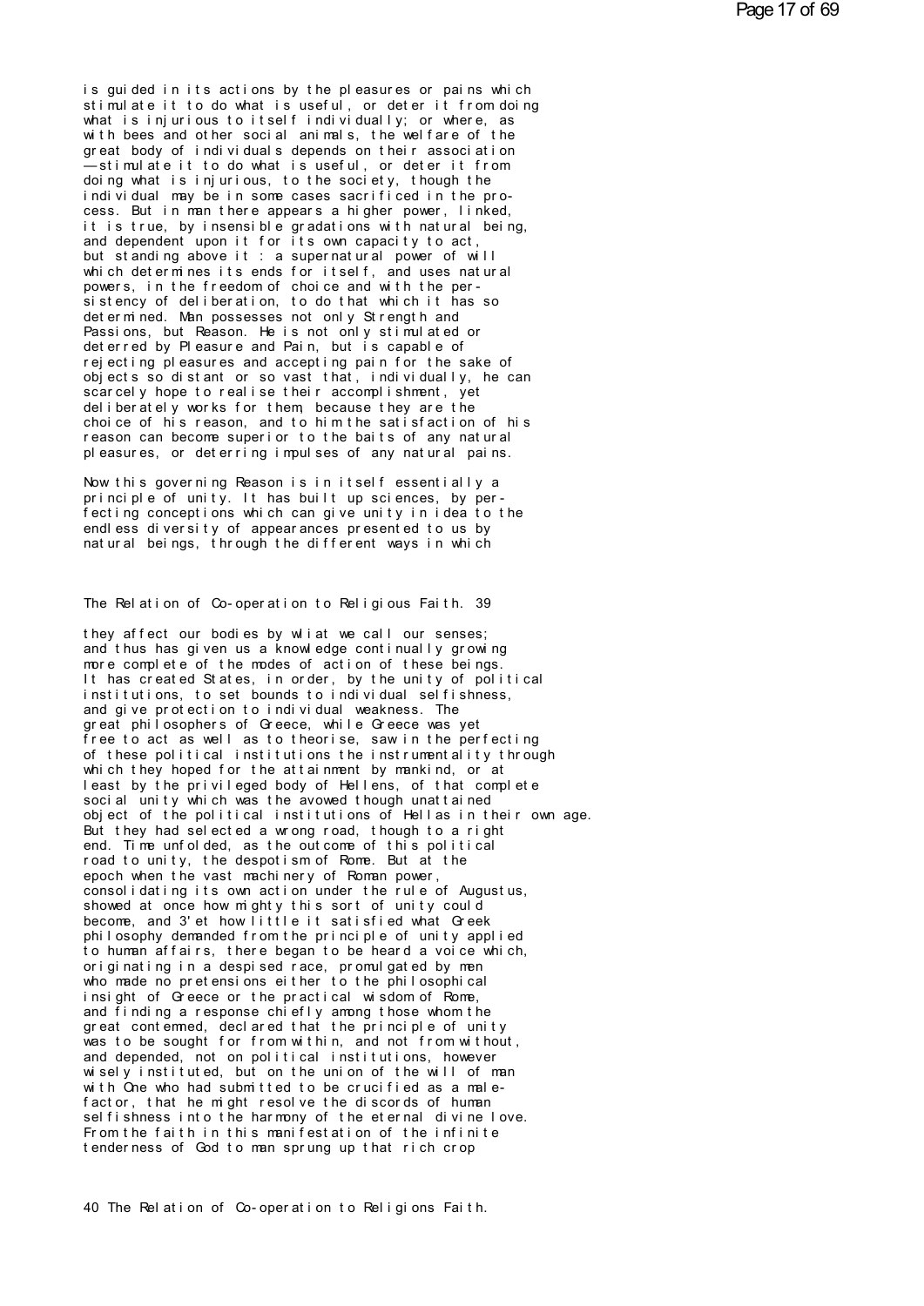is guided in its actions by the pleasures or pains which stimulate it to do what is useful, or deter it from doing what is injurious to itself individually; or where, as with bees and other social animals, the welfare of the great body of individuals depends on their association —stimulate it to do what is useful, or deter it from doing what is injurious, to the society, though the individual may be in some cases sacrificed in the process. But in man there appears a higher power, linked, it is true, by insensible gradations with natural being, and dependent upon it for its own capacity to act, but standing above it : a supernatural power of will which determines its ends for itself, and uses natural powers, in the freedom of choice and with the persistency of deliberation, to do that which it has so determined. Man possesses not only Strength and Passions, but Reason. He is not only stimulated or deterred by Pleasure and Pain, but is capable of rejecting pleasures and accepting pain for the sake of objects so distant or so vast that, individually, he can scarcely hope to realise their accomplishment, yet deliberately works for them, because they are the choice of his reason, and to him the satisfaction of his reason can become superior to the baits of any natural pleasures, or deterring impulses of any natural pains.

Now this governing Reason is in itself essentially a principle of unity. It has built up sciences, by perfecting conceptions which can give unity in idea to the endless diversity of appearances presented to us by natural beings, through the different ways in which

they affect our bodies by wliat we call our senses; and thus has given us a knowledge continually growing more complete of the modes of action of these beings. It has created States, in order, by the unity of political institutions, to set bounds to individual selfishness, and give protection to individual weakness. The great philosophers of Greece, while Greece was yet free to act as well as to theorise, saw in the perfecting of these political institutions the instrumentality through which they hoped for the attainment by mankind, or at least by the privileged body of Hellens, of that complete social unity which was the avowed though unattained object of the political institutions of Hellas in their own age. But they had selected a wrong road, though to a right end. Time unfolded, as the outcome of this political road to unity, the despotism of Rome. But at the epoch when the vast machinery of Roman power, consolidating its own action under the rule of Augustus, showed at once how mighty this sort of unity could become, and 3'et how little it satisfied what Greek philosophy demanded from the principle of unity applied to human affairs, there began to be heard a voice which, originating in a despised race, promulgated by men who made no pretensions either to the philosophical insight of Greece or the practical wisdom of Rome, and finding a response chiefly among those whom the great contemned, declared that the principle of unity was to be sought for from within, and not from without, and depended, not on political institutions, however wisely instituted, but on the union of the will of man with One who had submitted to be crucified as a malefactor, that he might resolve the discords of human selfishness into the harmony of the eternal divine love. From the faith in this manifestation of the infinite tenderness of God to man sprung up that rich crop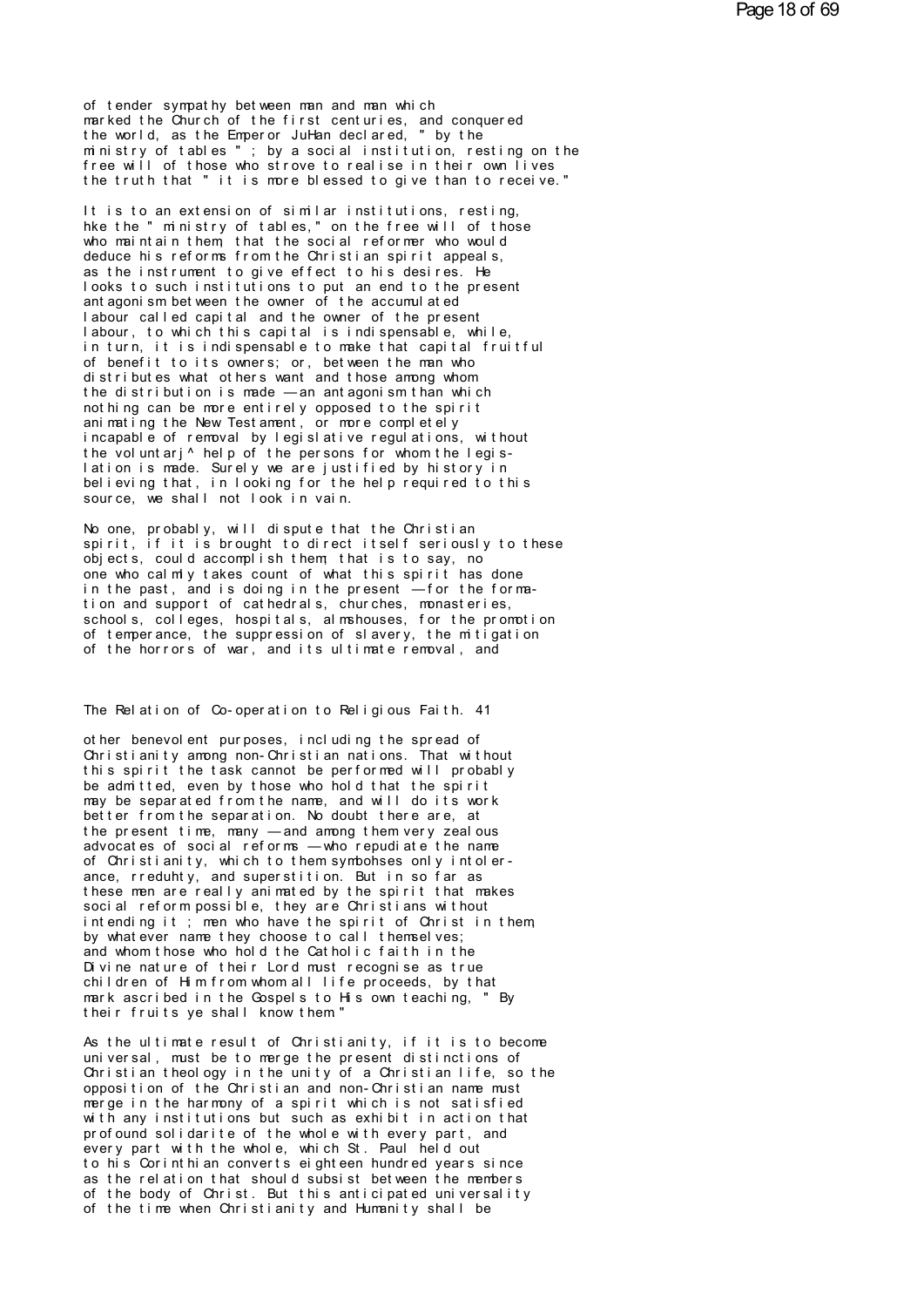of tender sympathy between man and man which marked the Church of the first centuries, and conquered the world, as the Emperor JuHan declared, " by the ministry of tables " ; by a social institution, resting on the free will of those who strove to realise in their own lives the truth that " it is more blessed to give than to receive."

It is to an extension of similar institutions, resting, hke the " ministry of tables," on the free will of those who maintain them, that the social reformer who would deduce his reforms from the Christian spirit appeals, as the instrument to give effect to his desires. He looks to such institutions to put an end to the present antagonism between the owner of the accumulated labour called capital and the owner of the present labour, to which this capital is indispensable, while, in turn, it is indispensable to make that capital fruitful of benefit to its owners; or, between the man who distributes what others want and those among whom the distribution is made — an antagonism than which nothing can be more entirely opposed to the spirit animating the New Testament, or more completely incapable of removal by legislative regulations, without the voluntarj^ help of the persons for whom the legislation is made. Surely we are justified by history in believing that, in looking for the help required to this source, we shall not look in vain.

No one, probably, will dispute that the Christian spirit, if it is brought to direct itself seriously to these objects, could accomplish them; that is to say, no one who calmly takes count of what this spirit has done in the past, and is doing in the present — for the formation and support of cathedrals, churches, monasteries, schools, colleges, hospitals, almshouses, for the promotion of temperance, the suppression of slavery, the mitigation of the horrors of war, and its ultimate removal, and other benevolent purposes, including the spread of Christianity among non-Christian nations. That without this spirit the task cannot be performed will probably be admitted, even by those who hold that the spirit may be separated from the name, and will do its work better from the separation. No doubt there are, at the present time, many — and among them very zealous advocates of social reforms — who repudiate the name of Christianity, which to them symbohses only intolerance, rreduhty, and superstition. But in so far as these men are really animated by the spirit that makes social reform possible, they are Christians without intending it ; men who have the spirit of Christ in them, by whatever name they choose to call themselves; and whom those who hold the Catholic faith in the Divine nature of their Lord must recognise as true children of Him from whom all life proceeds, by that mark ascribed in the Gospels to His own teaching, " By their fruits ye shall know them."

As the ultimate result of Christianity, if it is to become universal, must be to merge the present distinctions of Christian theology in the unity of a Christian life, so the opposition of the Christian and non-Christian name must merge in the harmony of a spirit which is not satisfied with any institutions but such as exhibit in action that profound solidarite of the whole with every part, and every part with the whole, which St. Paul held out to his Corinthian converts eighteen hundred years since as the relation that should subsist between the members of the body of Christ. But this anticipated universality of the time when Christianity and Humanity shall be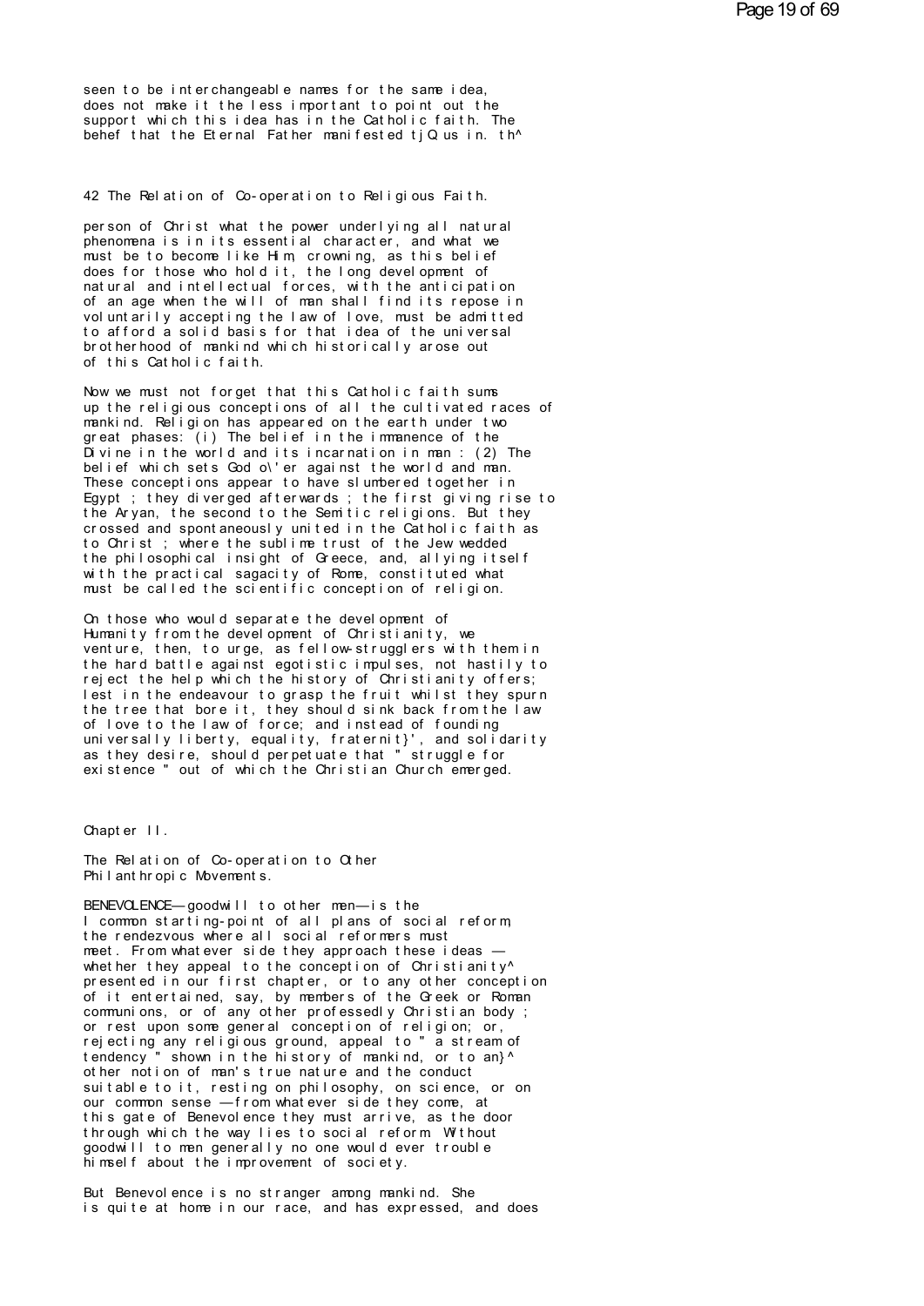seen to be interchangeable names for the same idea, does not make it the less important to point out the support which this idea has in the Catholic faith. The behef that the Eternal Father manifested tjQ us in. th^

person of Christ what the power underlying all natural phenomena is in its essential character, and what we must be to become like Him, crowning, as this belief does for those who hold it, the long development of natural and intellectual forces, with the anticipation of an age when the will of man shall find its repose in voluntarily accepting the law of love, must be admitted to afford a solid basis for that idea of the universal brotherhood of mankind which historically arose out of this Catholic faith.

Now we must not forget that this Catholic faith sums up the religious conceptions of all the cultivated races of mankind. Religion has appeared on the earth under two great phases: (i) The belief in the immanence of the Divine in the world and its incarnation in man : (2) The belief which sets God o\'er against the world and man. These conceptions appear to have slumbered together in Egypt ; they diverged afterwards ; the first giving rise to the Aryan, the second to the Semitic religions. But they crossed and spontaneously united in the Catholic faith as to Christ ; where the sublime trust of the Jew wedded the philosophical insight of Greece, and, allying itself with the practical sagacity of Rome, constituted what must be called the scientific conception of religion.

On those who would separate the development of Humanity from the development of Christianity, we venture, then, to urge, as fellow-strugglers with them in the hard battle against egotistic impulses, not hastily to reject the help which the history of Christianity offers; lest in the endeavour to grasp the fruit whilst they spurn the tree that bore it, they should sink back from the law of love to the law of force; and instead of founding universally liberty, equality, fraternit}', and solidarity as they desire, should perpetuate that " struggle for existence " out of which the Christian Church emerged.

## Chapter II.

## The Relation of Co-operation to Other Philanthropic Movements.

BENEVOLENCE—goodwill to other men—is the common starting-point of all plans of social reform, the rendezvous where all social reformers must meet. From whatever side they approach these ideas — whether they appeal to the conception of Christianity^ presented in our first chapter, or to any other conception of it entertained, say, by members of the Greek or Roman communions, or of any other professedly Christian body ; or rest upon some general conception of religion; or, rejecting any religious ground, appeal to " a stream of tendency " shown in the history of mankind, or to an}^ other notion of man's true nature and the conduct suitable to it, resting on philosophy, on science, or on our common sense — from whatever side they come, at this gate of Benevolence they must arrive, as the door through which the way lies to social reform. Without goodwill to men generally no one would ever trouble himself about the improvement of society.

But Benevolence is no stranger among mankind. She is quite at home in our race, and has expressed, and does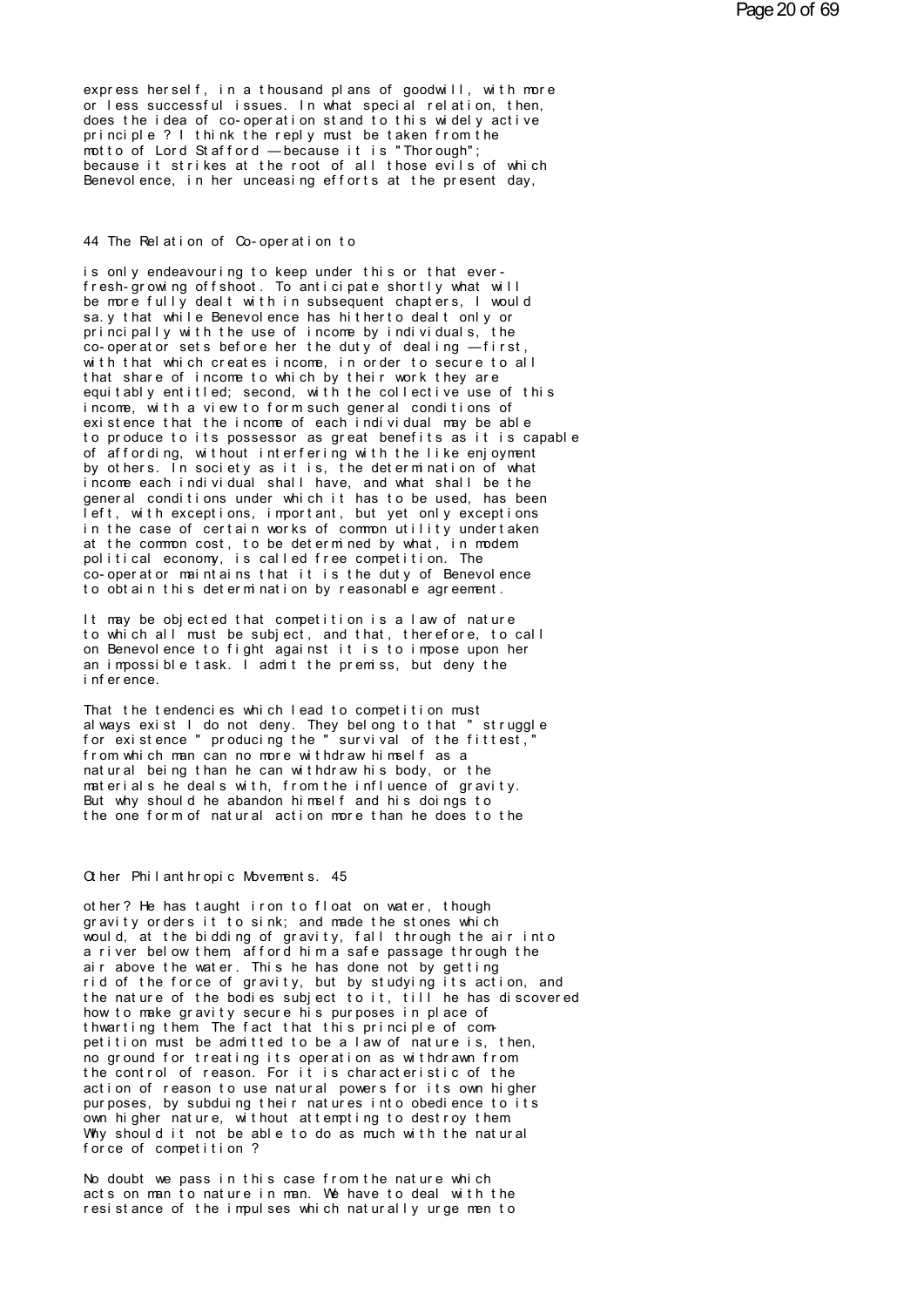express herself, in a thousand plans of goodwill, with more or less successful issues. In what special relation, then, does the idea of co-operation stand to this widely active principle ? I think the reply must be taken from the motto of Lord Stafford — because it is "Thorough"; because it strikes at the root of all those evils of which Benevolence, in her unceasing efforts at the present day, is only endeavouring to keep under this or that ever-fresh-growing offshoot. To anticipate shortly what will be more fully dealt with in subsequent chapters, I would sa.y that while Benevolence has hitherto dealt only or principally with the use of income by individuals, the co-operator sets before her the duty of dealing — first, with that which creates income, in order to secure to all that share of income to which by their work they are equitably entitled; second, with the collective use of this income, with a view to form such general conditions of existence that the income of each individual may be able to produce to its possessor as great benefits as it is capable of affording, without interfering with the like enjoyment by others. In society as it is, the determination of what income each individual shall have, and what shall be the general conditions under which it has to be used, has been left, with exceptions, important, but yet only exceptions in the case of certain works of common utility undertaken at the common cost, to be determined by what, in modern political economy, is called free competition. The co-operator maintains that it is the duty of Benevolence to obtain this determination by reasonable agreement.

It may be objected that competition is a law of nature to which all must be subject, and that, therefore, to call on Benevolence to fight against it is to impose upon her an impossible task. I admit the premiss, but deny the inference.

That the tendencies which lead to competition must always exist I do not deny. They belong to that " struggle for existence " producing the " survival of the fittest," from which man can no more withdraw himself as a natural being than he can withdraw his body, or the materials he deals with, from the influence of gravity. But why should he abandon himself and his doings to the one form of natural action more than he does to the other? He has taught iron to float on water, though gravity orders it to sink; and made the stones which would, at the bidding of gravity, fall through the air into a river below them, afford him a safe passage through the air above the water. This he has done not by getting rid of the force of gravity, but by studying its action, and the nature of the bodies subject to it, till he has discovered how to make gravity secure his purposes in place of thwarting them. The fact that this principle of competition must be admitted to be a law of nature is, then, no ground for treating its operation as withdrawn from the control of reason. For it is characteristic of the action of reason to use natural powers for its own higher purposes, by subduing their natures into obedience to its own higher nature, without attempting to destroy them. Why should it not be able to do as much with the natural force of competition ?

No doubt we pass in this case from the nature which acts on man to nature in man. We have to deal with the resistance of the impulses which naturally urge men to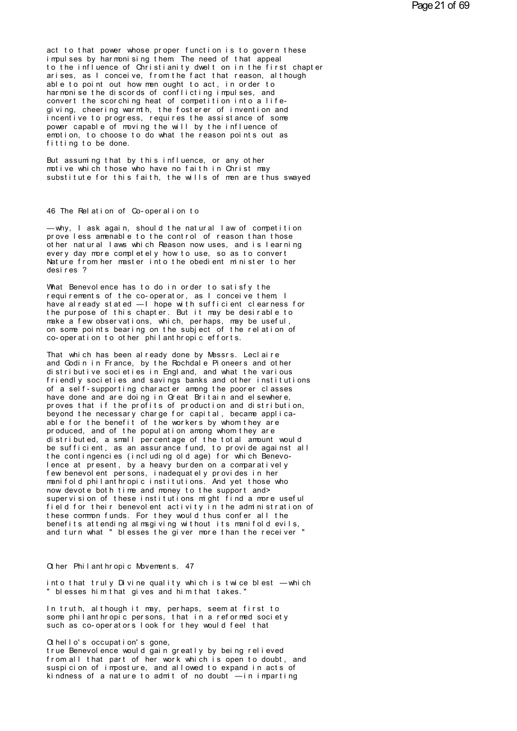act to that power whose proper function is to govern these impulses by harmonising them. The need of that appeal to the influence of Christianity dwelt on in the first chapter arises, as I conceive, from the fact that reason, although able to point out how men ought to act, in order to harmonise the discords of conflicting impulses, and convert the scorching heat of competition into a life-giving, cheering warmth, the fosterer of invention and incentive to progress, requires the assistance of some power capable of moving the will by the influence of emotion, to choose to do what the reason points out as fitting to be done.

But assuming that by this influence, or any other motive which those who have no faith in Christ may substitute for this faith, the wills of men are thus swayed

—why, I ask again, should the natural law of competition prove less amenable to the control of reason than those other natural laws which Reason now uses, and is learning every day more completely how to use, so as to convert Nature from her master into the obedient minister to her desires ?

What Benevolence has to do in order to satisfy the requirements of the co-operator, as I conceive them, I have already stated —I hope with sufficient clearness for the purpose of this chapter. But it may be desirable to make a few observations, which, perhaps, may be useful, on some points bearing on the subject of the relation of co-operation to other philanthropic efforts.

That which has been already done by Messrs. Leclaire and Godin in France, by the Rochdale Pioneers and other distributive societies in England, and what the various friendly societies and savings banks and other institutions of a self-supporting character among the poorer classes have done and are doing in Great Britain and elsewhere, proves that if the profits of production and distribution, beyond the necessary charge for capital, became applicable for the benefit of the workers by whom they are produced, and of the population among whom they are distributed, a small percentage of the total amount would be sufficient, as an assurance fund, to provide against all the contingencies (including old age) for which Benevolence at present, by a heavy burden on a comparatively few benevolent persons, inadequately provides in her manifold philanthropic institutions. And yet those who now devote both time and money to the support and> supervision of these institutions might find a more useful field for their benevolent activity in the administration of these common funds. For they would thus confer all the benefits attending almsgiving without its manifold evils, and turn what " blesses the giver more than the receiver "

into that truly Divine quality which is twice blest —which " blesses him that gives and him that takes."

In truth, although it may, perhaps, seem at first to some philanthropic persons, that in a reformed society such as co-operators look for they would feel that

Othello's occupation's gone,

true Benevolence would gain greatly by being relieved from all that part of her work which is open to doubt, and suspicion of imposture, and allowed to expand in acts of kindness of a nature to admit of no doubt —in imparting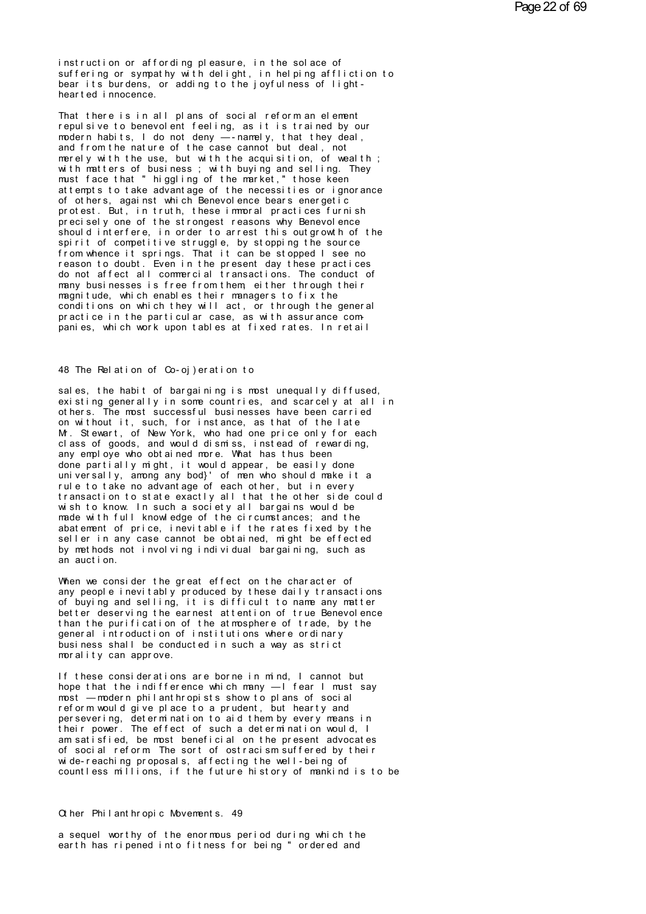instruction or affording pleasure, in the solace of suffering or sympathy with delight, in helping affliction to bear its burdens, or adding to the joyfulness of light-hearted innocence.

That there is in all plans of social reform an element repulsive to benevolent feeling, as it is trained by our modern habits, I do not deny —-namely, that they deal, and from the nature of the case cannot but deal, not merely with the use, but with the acquisition, of wealth ; with matters of business ; with buying and selling. They must face that " higgling of the market," those keen attempts to take advantage of the necessities or ignorance of others, against which Benevolence bears energetic protest. But, in truth, these immoral practices furnish precisely one of the strongest reasons why Benevolence should interfere, in order to arrest this outgrowth of the spirit of competitive struggle, by stopping the source from whence it springs. That it can be stopped I see no reason to doubt. Even in the present day these practices do not affect all commercial transactions. The conduct of many businesses is free from them, either through their magnitude, which enables their managers to fix the conditions on which they will act, or through the general practice in the particular case, as with assurance companies, which work upon tables at fixed rates. In retail sales, the habit of bargaining is most unequally diffused, existing generally in some countries, and scarcely at all in others. The most successful businesses have been carried on without it, such, for instance, as that of the late Mr. Stewart, of New York, who had one price only for each class of goods, and would dismiss, instead of rewarding, any employe who obtained more. What has thus been done partially might, it would appear, be easily done universally, among any bod}' of men who should make it a rule to take no advantage of each other, but in every transaction to state exactly all that the other side could wish to know. In such a society all bargains would be made with full knowledge of the circumstances; and the abatement of price, inevitable if the rates fixed by the seller in any case cannot be obtained, might be effected by methods not involving individual bargaining, such as an auction.

When we consider the great effect on the character of any people inevitably produced by these daily transactions of buying and selling, it is difficult to name any matter better deserving the earnest attention of true Benevolence than the purification of the atmosphere of trade, by the general introduction of institutions where ordinary business shall be conducted in such a way as strict morality can approve.

If these considerations are borne in mind, I cannot but hope that the indifference which many —I fear I must say most —modern philanthropists show to plans of social reform would give place to a prudent, but hearty and persevering, determination to aid them by every means in their power. The effect of such a determination would, I am satisfied, be most beneficial on the present advocates of social reform. The sort of ostracism suffered by their wide-reaching proposals, affecting the well-being of countless millions, if the future history of mankind is to be a sequel worthy of the enormous period during which the earth has ripened into fitness for being " ordered and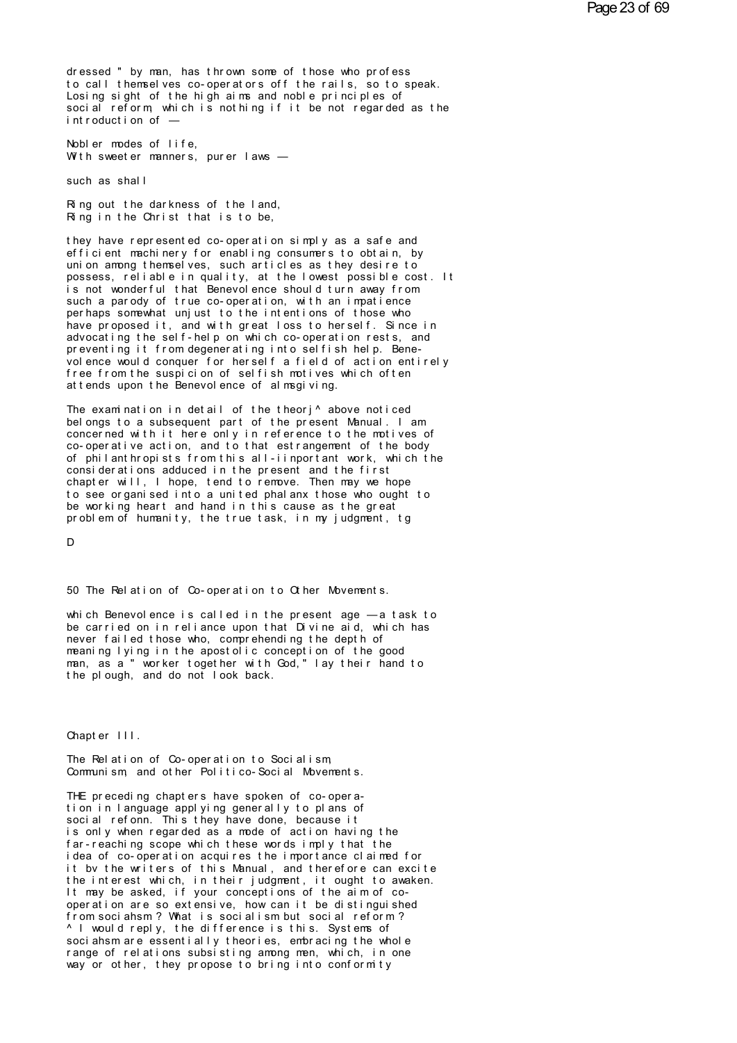dressed " by man, has thrown some of those who profess to call themselves co-operators off the rails, so to speak. Losing sight of the high aims and noble principles of social reform, which is nothing if it be not regarded as the introduction of —

Nobler modes of life,
With sweeter manners, purer laws —

such as shall

Ring out the darkness of the land,
Ring in the Christ that is to be,

they have represented co-operation simply as a safe and efficient machinery for enabling consumers to obtain, by union among themselves, such articles as they desire to possess, reliable in quality, at the lowest possible cost. It is not wonderful that Benevolence should turn away from such a parody of true co-operation, with an impatience perhaps somewhat unjust to the intentions of those who have proposed it, and with great loss to herself. Since in advocating the self-help on which co-operation rests, and preventing it from degenerating into selfish help. Benevolence would conquer for herself a field of action entirely free from the suspicion of selfish motives which often attends upon the Benevolence of almsgiving.

The examination in detail of the theorj^ above noticed belongs to a subsequent part of the present Manual. I am concerned with it here only in reference to the motives of co-operative action, and to that estrangement of the body of philanthropists from this all-iinportant work, which the considerations adduced in the present and the first chapter will, I hope, tend to remove. Then may we hope to see organised into a united phalanx those who ought to be working heart and hand in this cause as the great problem of humanity, the true task, in my judgment, tg

D

which Benevolence is called in the present age — a task to be carried on in reliance upon that Divine aid, which has never failed those who, comprehending the depth of meaning lying in the apostolic conception of the good man, as a " worker together with God," lay their hand to the plough, and do not look back.

## Chapter III.

### The Relation of Co-operation to Socialism, Communism, and other Politico-Social Movements.

THE preceding chapters have spoken of co-operation in language applying generally to plans of social refonn. This they have done, because it is only when regarded as a mode of action having the far-reaching scope which these words imply that the idea of co-operation acquires the importance claimed for it bv the writers of this Manual, and therefore can excite the interest which, in their judgment, it ought to awaken. It may be asked, if your conceptions of the aim of co-operation are so extensive, how can it be distinguished from sociahsm? What is socialism but social reform? ^ I would reply, the difference is this. Systems of sociahsm are essentially theories, embracing the whole range of relations subsisting among men, which, in one way or other, they propose to bring into conformity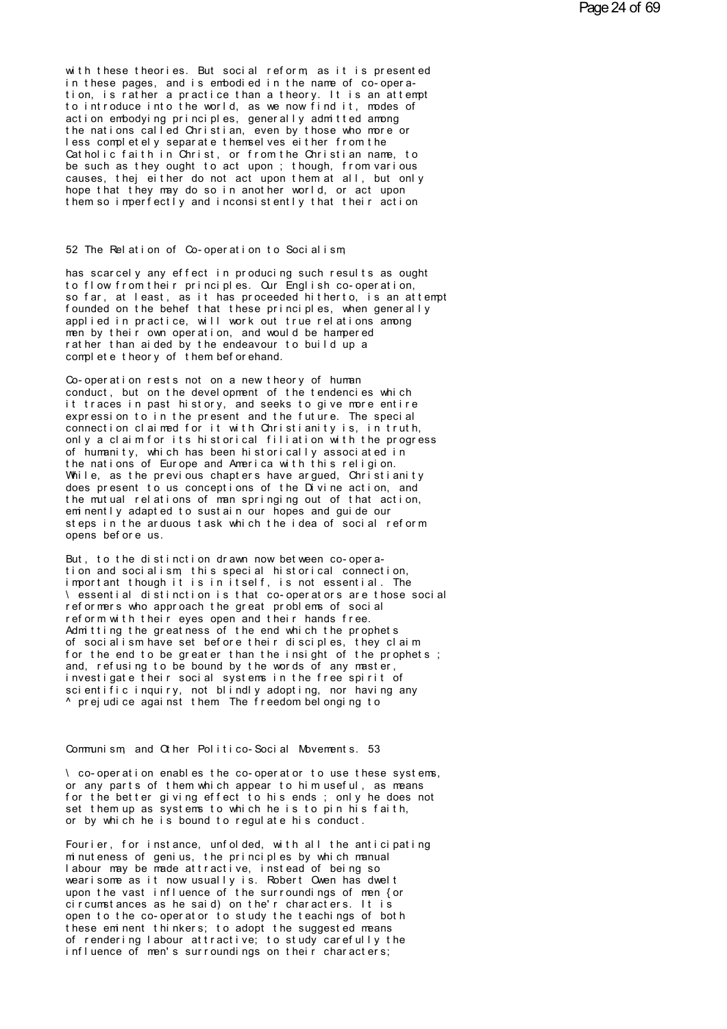with these theories. But social reform, as it is presented in these pages, and is embodied in the name of co-operation, is rather a practice than a theory. It is an attempt to introduce into the world, as we now find it, modes of action embodying principles, generally admitted among the nations called Christian, even by those who more or less completely separate themselves either from the Catholic faith in Christ, or from the Christian name, to be such as they ought to act upon ; though, from various causes, thej either do not act upon them at all, but only hope that they may do so in another world, or act upon them so imperfectly and inconsistently that their action

has scarcely any effect in producing such results as ought to flow from their principles. Our English co-operation, so far, at least, as it has proceeded hitherto, is an attempt founded on the behef that these principles, when generally applied in practice, will work out true relations among men by their own operation, and would be hampered rather than aided by the endeavour to build up a complete theory of them beforehand.

Co-operation rests not on a new theory of human conduct, but on the development of the tendencies which it traces in past history, and seeks to give more entire expression to in the present and the future. The special connection claimed for it with Christianity is, in truth, only a claim for its historical filiation with the progress of humanity, which has been historically associated in the nations of Europe and America with this religion. While, as the previous chapters have argued, Christianity does present to us conceptions of the Divine action, and the mutual relations of man springing out of that action, eminently adapted to sustain our hopes and guide our steps in the arduous task which the idea of social reform opens before us.

But, to the distinction drawn now between co-operation and socialism, this special historical connection, important though it is in itself, is not essential. The \ essential distinction is that co-operators are those social reformers who approach the great problems of social reform with their eyes open and their hands free. Admitting the greatness of the end which the prophets of socialism have set before their disciples, they claim for the end to be greater than the insight of the prophets ; and, refusing to be bound by the words of any master, investigate their social systems in the free spirit of scientific inquiry, not blindly adopting, nor having any ^ prejudice against them. The freedom belonging to

\ co-operation enables the co-operator to use these systems, or any parts of them which appear to him useful, as means for the better giving effect to his ends ; only he does not set them up as systems to which he is to pin his faith, or by which he is bound to regulate his conduct.

Fourier, for instance, unfolded, with all the anticipating minuteness of genius, the principles by which manual labour may be made attractive, instead of being so wearisome as it now usually is. Robert Owen has dwelt upon the vast influence of the surroundings of men {or circumstances as he said) on the'r characters. It is open to the co-operator to study the teachings of both these eminent thinkers; to adopt the suggested means of rendering labour attractive; to study carefully the influence of men's surroundings on their characters;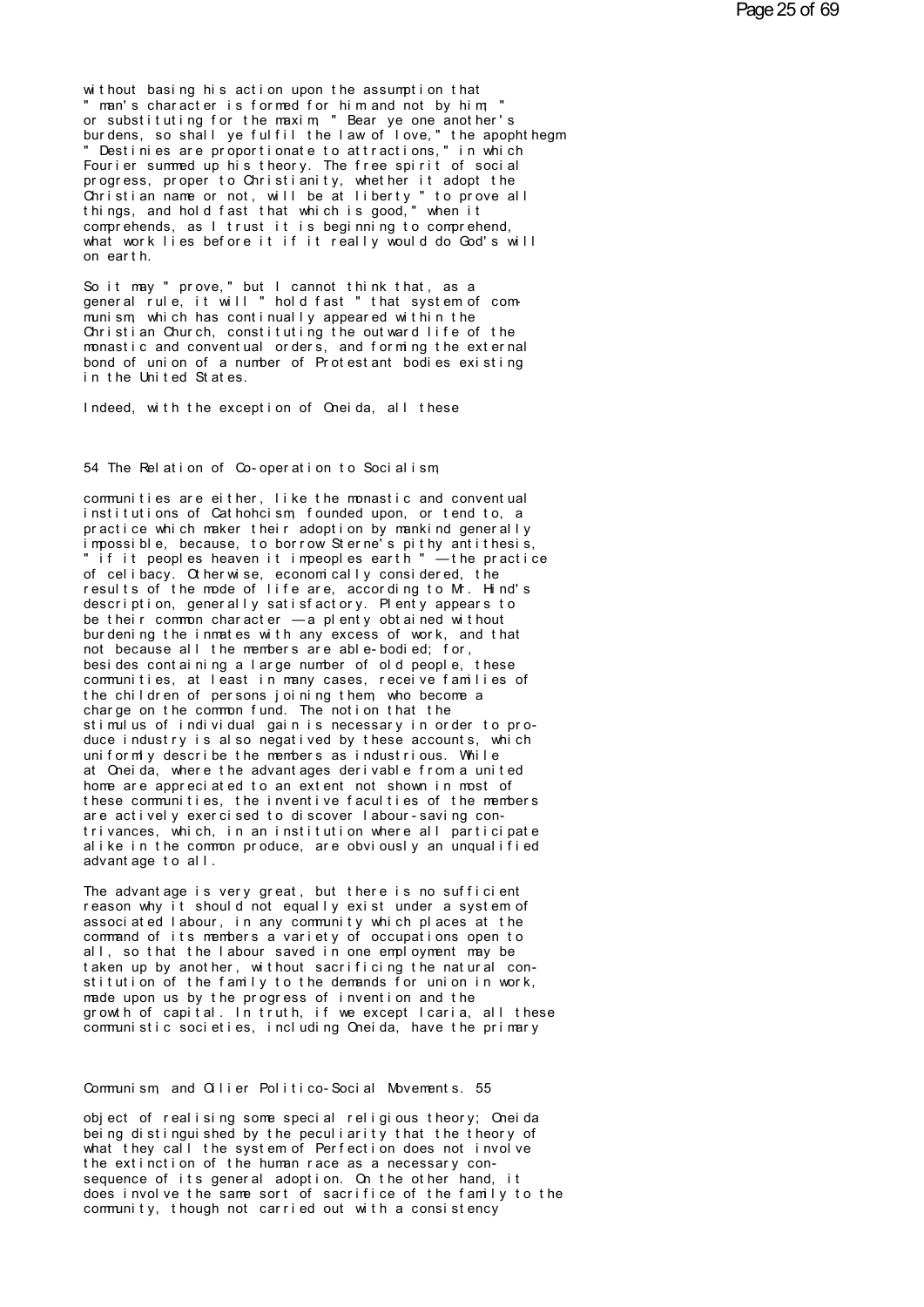without basing his action upon the assumption that " man's character is formed for him and not by him, " or substituting for the maxim, " Bear ye one another's burdens, so shall ye fulfil the law of love," the apophthegm " Destinies are proportionate to attractions," in which Fourier summed up his theory. The free spirit of social progress, proper to Christianity, whether it adopt the Christian name or not, will be at liberty " to prove all things, and hold fast that which is good," when it comprehends, as I trust it is beginning to comprehend, what work lies before it if it really would do God's will on earth.

So it may " prove," but I cannot think that, as a general rule, it will " hold fast " that system of communism, which has continually appeared within the Christian Church, constituting the outward life of the monastic and conventual orders, and forming the external bond of union of a number of Protestant bodies existing in the United States.

Indeed, with the exception of Oneida, all these communities are either, like the monastic and conventual institutions of Catholicism, founded upon, or tend to, a practice which maker their adoption by mankind generally impossible, because, to borrow Sterne's pithy antithesis, " if it peoples heaven it impeoples earth " —the practice of celibacy. Otherwise, economically considered, the results of the mode of life are, according to Mr. Hind's description, generally satisfactory. Plenty appears to be their common character —a plenty obtained without burdening the inmates with any excess of work, and that not because all the members are able-bodied; for, besides containing a large number of old people, these communities, at least in many cases, receive families of the children of persons joining them, who become a charge on the common fund. The notion that the stimulus of individual gain is necessary in order to produce industry is also negatived by these accounts, which uniformly describe the members as industrious. While at Oneida, where the advantages derivable from a united home are appreciated to an extent not shown in most of these communities, the inventive faculties of the members are actively exercised to discover labour-saving contrivances, which, in an institution where all participate alike in the common produce, are obviously an unqualified advantage to all.

The advantage is very great, but there is no sufficient reason why it should not equally exist under a system of associated labour, in any community which places at the command of its members a variety of occupations open to all, so that the labour saved in one employment may be taken up by another, without sacrificing the natural constitution of the family to the demands for union in work, made upon us by the progress of invention and the growth of capital. In truth, if we except Icaria, all these communistic societies, including Oneida, have the primary object of realising some special religious theory; Oneida being distinguished by the peculiarity that the theory of what they call the system of Perfection does not involve the extinction of the human race as a necessary consequence of its general adoption. On the other hand, it does involve the same sort of sacrifice of the family to the community, though not carried out with a consistency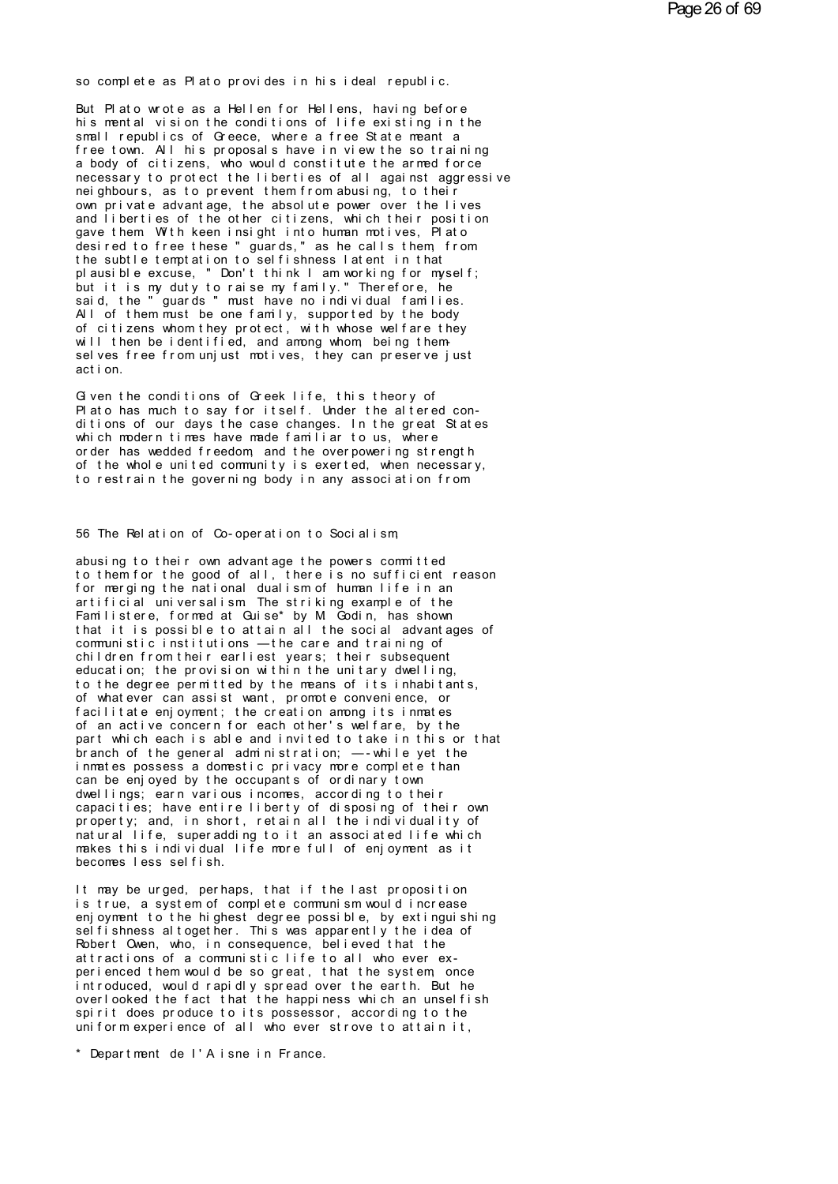so complete as Plato provides in his ideal republic.

But Plato wrote as a Hellen for Hellens, having before his mental vision the conditions of life existing in the small republics of Greece, where a free State meant a free town. All his proposals have in view the so training a body of citizens, who would constitute the armed force necessary to protect the liberties of all against aggressive neighbours, as to prevent them from abusing, to their own private advantage, the absolute power over the lives and liberties of the other citizens, which their position gave them. With keen insight into human motives, Plato desired to free these " guards," as he calls them, from the subtle temptation to selfishness latent in that plausible excuse, " Don't think I am working for myself; but it is my duty to raise my family." Therefore, he said, the " guards " must have no individual families. All of them must be one family, supported by the body of citizens whom they protect, with whose welfare they will then be identified, and among whom, being themselves free from unjust motives, they can preserve just action.

Given the conditions of Greek life, this theory of Plato has much to say for itself. Under the altered conditions of our days the case changes. In the great States which modern times have made familiar to us, where order has wedded freedom, and the overpowering strength of the whole united community is exerted, when necessary, to restrain the governing body in any association from abusing to their own advantage the powers committed to them for the good of all, there is no sufficient reason for merging the national dualism of human life in an artificial universalism. The striking example of the Familistere, formed at Guise* by M. Godin, has shown that it is possible to attain all the social advantages of communistic institutions — the care and training of children from their earliest years; their subsequent education; the provision within the unitary dwelling, to the degree permitted by the means of its inhabitants, of whatever can assist want, promote convenience, or facilitate enjoyment; the creation among its inmates of an active concern for each other's welfare, by the part which each is able and invited to take in this or that branch of the general administration; —-while yet the inmates possess a domestic privacy more complete than can be enjoyed by the occupants of ordinary town dwellings; earn various incomes, according to their capacities; have entire liberty of disposing of their own property; and, in short, retain all the individuality of natural life, superadding to it an associated life which makes this individual life more full of enjoyment as it becomes less selfish.

It may be urged, perhaps, that if the last proposition is true, a system of complete communism would increase enjoyment to the highest degree possible, by extinguishing selfishness altogether. This was apparently the idea of Robert Owen, who, in consequence, believed that the attractions of a communistic life to all who ever experienced them would be so great, that the system, once introduced, would rapidly spread over the earth. But he overlooked the fact that the happiness which an unselfish spirit does produce to its possessor, according to the uniform experience of all who ever strove to attain it,

* Department de l'Aisne in France.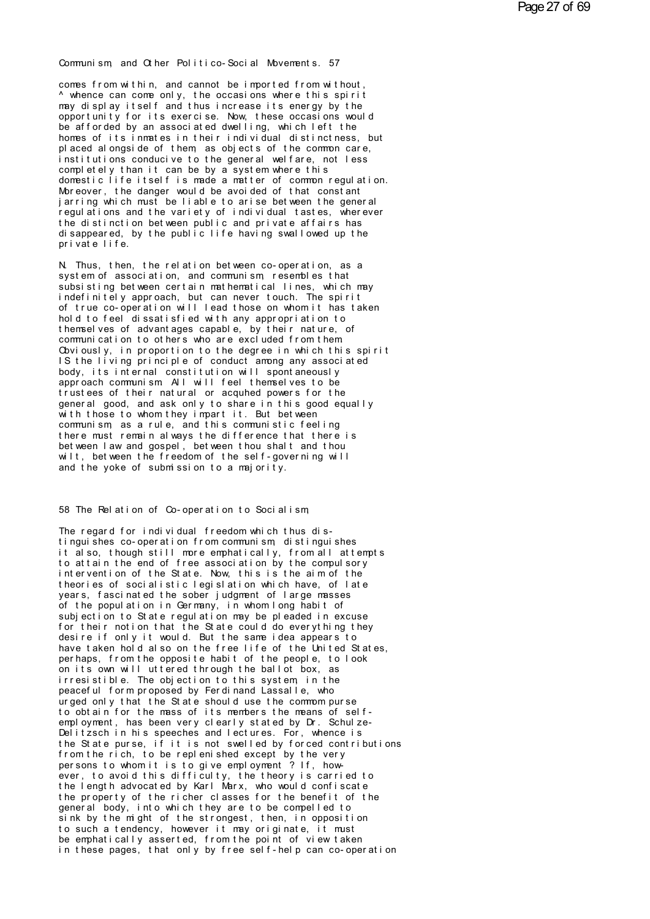comes from within, and cannot be imported from without, ^ whence can come only, the occasions where this spirit may display itself and thus increase its energy by the opportunity for its exercise. Now, these occasions would be afforded by an associated dwelling, which left the homes of its inmates in their individual distinctness, but placed alongside of them, as objects of the common care, institutions conducive to the general welfare, not less completely than it can be by a system where this domestic life itself is made a matter of common regulation. Moreover, the danger would be avoided of that constant jarring which must be liable to arise between the general regulations and the variety of individual tastes, wherever the distinction between public and private affairs has disappeared, by the public life having swallowed up the private life.

N. Thus, then, the relation between co-operation, as a system of association, and communism, resembles that subsisting between certain mathematical lines, which may indefinitely approach, but can never touch. The spirit of true co-operation will lead those on whom it has taken hold to feel dissatisfied with any appropriation to themselves of advantages capable, by their nature, of communication to others who are excluded from them. Obviously, in proportion to the degree in which this spirit IS the living principle of conduct among any associated body, its internal constitution will spontaneously approach communism. All will feel themselves to be trustees of their natural or acquhed powers for the general good, and ask only to share in this good equally with those to whom they impart it. But between communism, as a rule, and this communistic feeling there must remain always the difference that there is between law and gospel, between thou shalt and thou wilt, between the freedom of the self-governing will and the yoke of submission to a majority.

58 The Relation of Co-operation to Socialism.

The regard for individual freedom which thus distinguishes co-operation from communism, distinguishes it also, though still more emphatically, from all attempts to attain the end of free association by the compulsory intervention of the State. Now, this is the aim of the theories of socialistic legislation which have, of late years, fascinated the sober judgment of large masses of the population in Germany, in whom long habit of subjection to State regulation may be pleaded in excuse for their notion that the State could do everything they desire if only it would. But the same idea appears to have taken hold also on the free life of the United States, perhaps, from the opposite habit of the people, to look on its own will uttered through the ballot box, as irresistible. The objection to this system, in the peaceful form proposed by Ferdinand Lassalle, who urged only that the State should use the common purse to obtain for the mass of its members the means of self-employment, has been very clearly stated by Dr. Schulze-Delitzsch in his speeches and lectures. For, whence is the State purse, if it is not swelled by forced contributions from the rich, to be replenished except by the very persons to whom it is to give employment ? If, however, to avoid this difficulty, the theory is carried to the length advocated by Karl Marx, who would confiscate the property of the richer classes for the benefit of the general body, into which they are to be compelled to sink by the might of the strongest, then, in opposition to such a tendency, however it may originate, it must be emphatically asserted, from the point of view taken in these pages, that only by free self-help can co-operation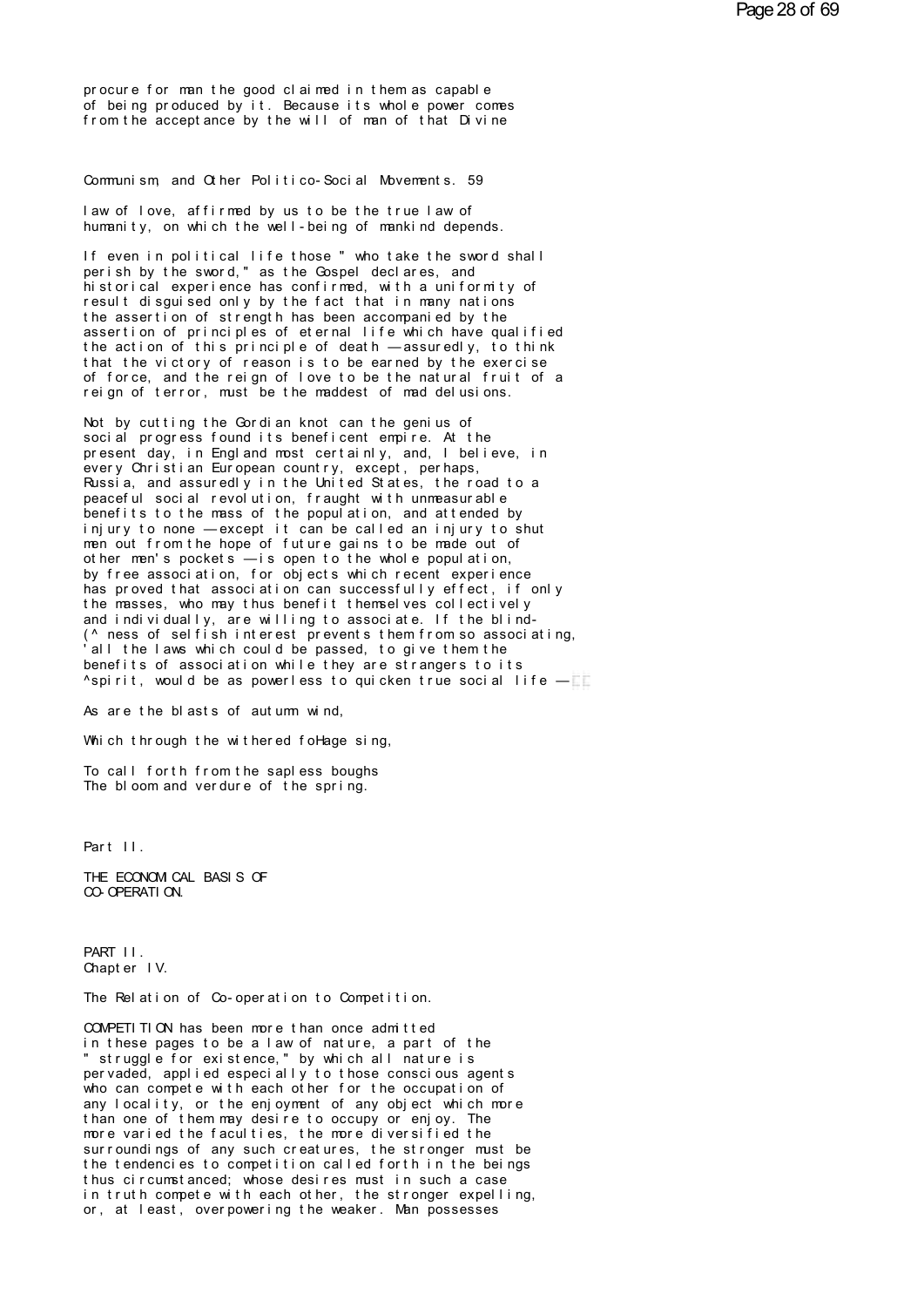procure for man the good claimed in them as capable of being produced by it. Because its whole power comes from the acceptance by the will of man of that Divine

law of love, affirmed by us to be the true law of humanity, on which the well-being of mankind depends.

If even in political life those " who take the sword shall perish by the sword," as the Gospel declares, and historical experience has confirmed, with a uniformity of result disguised only by the fact that in many nations the assertion of strength has been accompanied by the assertion of principles of eternal life which have qualified the action of this principle of death — assuredly, to think that the victory of reason is to be earned by the exercise of force, and the reign of love to be the natural fruit of a reign of terror, must be the maddest of mad delusions.

Not by cutting the Gordian knot can the genius of social progress found its beneficent empire. At the present day, in England most certainly, and, I believe, in every Christian European country, except, perhaps, Russia, and assuredly in the United States, the road to a peaceful social revolution, fraught with unmeasurable benefits to the mass of the population, and attended by injury to none — except it can be called an injury to shut men out from the hope of future gains to be made out of other men's pockets — is open to the whole population, by free association, for objects which recent experience has proved that association can successfully effect, if only the masses, who may thus benefit themselves collectively and individually, are willing to associate. If the blind-(^ ness of selfish interest prevents them from so associating, 'all the laws which could be passed, to give them the benefits of association while they are strangers to its ^spirit, would be as powerless to quicken true social life —

As are the blasts of autumn wind,

Which through the withered foHage sing,

To call forth from the sapless boughs
The bloom and verdure of the spring.

Part II.

# THE ECONOMICAL BASIS OF CO-OPERATION.

PART II.
## Chapter IV.

### The Relation of Co-operation to Competition.

COMPETITION has been more than once admitted in these pages to be a law of nature, a part of the " struggle for existence," by which all nature is pervaded, applied especially to those conscious agents who can compete with each other for the occupation of any locality, or the enjoyment of any object which more than one of them may desire to occupy or enjoy. The more varied the faculties, the more diversified the surroundings of any such creatures, the stronger must be the tendencies to competition called forth in the beings thus circumstanced; whose desires must in such a case in truth compete with each other, the stronger expelling, or, at least, overpowering the weaker. Man possesses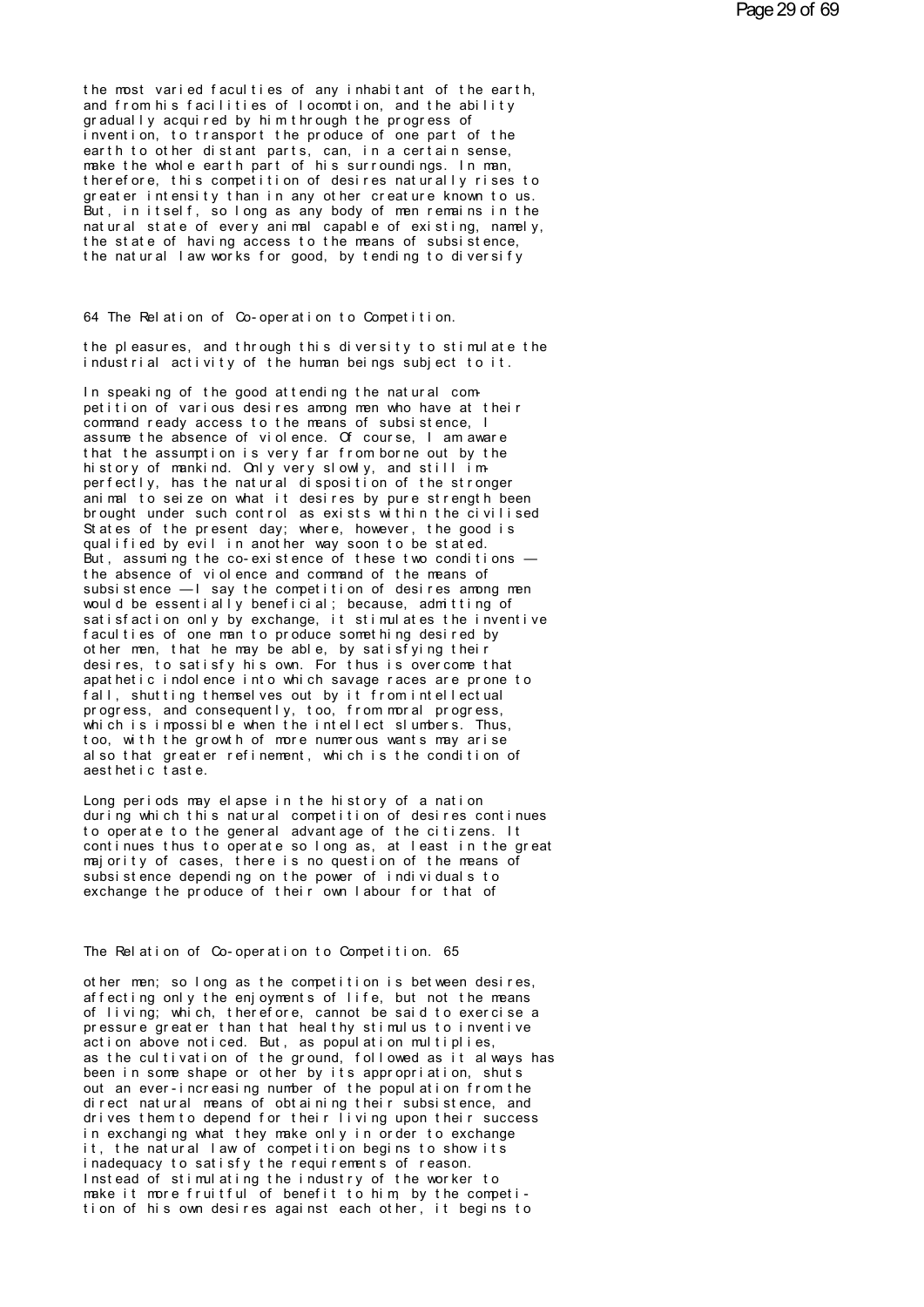the most varied faculties of any inhabitant of the earth, and from his facilities of locomotion, and the ability gradually acquired by him through the progress of invention, to transport the produce of one part of the earth to other distant parts, can, in a certain sense, make the whole earth part of his surroundings. In man, therefore, this competition of desires naturally rises to greater intensity than in any other creature known to us. But, in itself, so long as any body of men remains in the natural state of every animal capable of existing, namely, the state of having access to the means of subsistence, the natural law works for good, by tending to diversify the pleasures, and through this diversity to stimulate the industrial activity of the human beings subject to it.

In speaking of the good attending the natural competition of various desires among men who have at their command ready access to the means of subsistence, I assume the absence of violence. Of course, I am aware that the assumption is very far from borne out by the history of mankind. Only very slowly, and still imperfectly, has the natural disposition of the stronger animal to seize on what it desires by pure strength been brought under such control as exists within the civilised States of the present day; where, however, the good is qualified by evil in another way soon to be stated. But, assuming the co-existence of these two conditions — the absence of violence and command of the means of subsistence — I say the competition of desires among men would be essentially beneficial; because, admitting of satisfaction only by exchange, it stimulates the inventive faculties of one man to produce something desired by other men, that he may be able, by satisfying their desires, to satisfy his own. For thus is overcome that apathetic indolence into which savage races are prone to fall, shutting themselves out by it from intellectual progress, and consequently, too, from moral progress, which is impossible when the intellect slumbers. Thus, too, with the growth of more numerous wants may arise also that greater refinement, which is the condition of aesthetic taste.

Long periods may elapse in the history of a nation during which this natural competition of desires continues to operate to the general advantage of the citizens. It continues thus to operate so long as, at least in the great majority of cases, there is no question of the means of subsistence depending on the power of individuals to exchange the produce of their own labour for that of other men; so long as the competition is between desires, affecting only the enjoyments of life, but not the means of living; which, therefore, cannot be said to exercise a pressure greater than that healthy stimulus to inventive action above noticed. But, as population multiplies, as the cultivation of the ground, followed as it always has been in some shape or other by its appropriation, shuts out an ever-increasing number of the population from the direct natural means of obtaining their subsistence, and drives them to depend for their living upon their success in exchanging what they make only in order to exchange it, the natural law of competition begins to show its inadequacy to satisfy the requirements of reason. Instead of stimulating the industry of the worker to make it more fruitful of benefit to him, by the competition of his own desires against each other, it begins to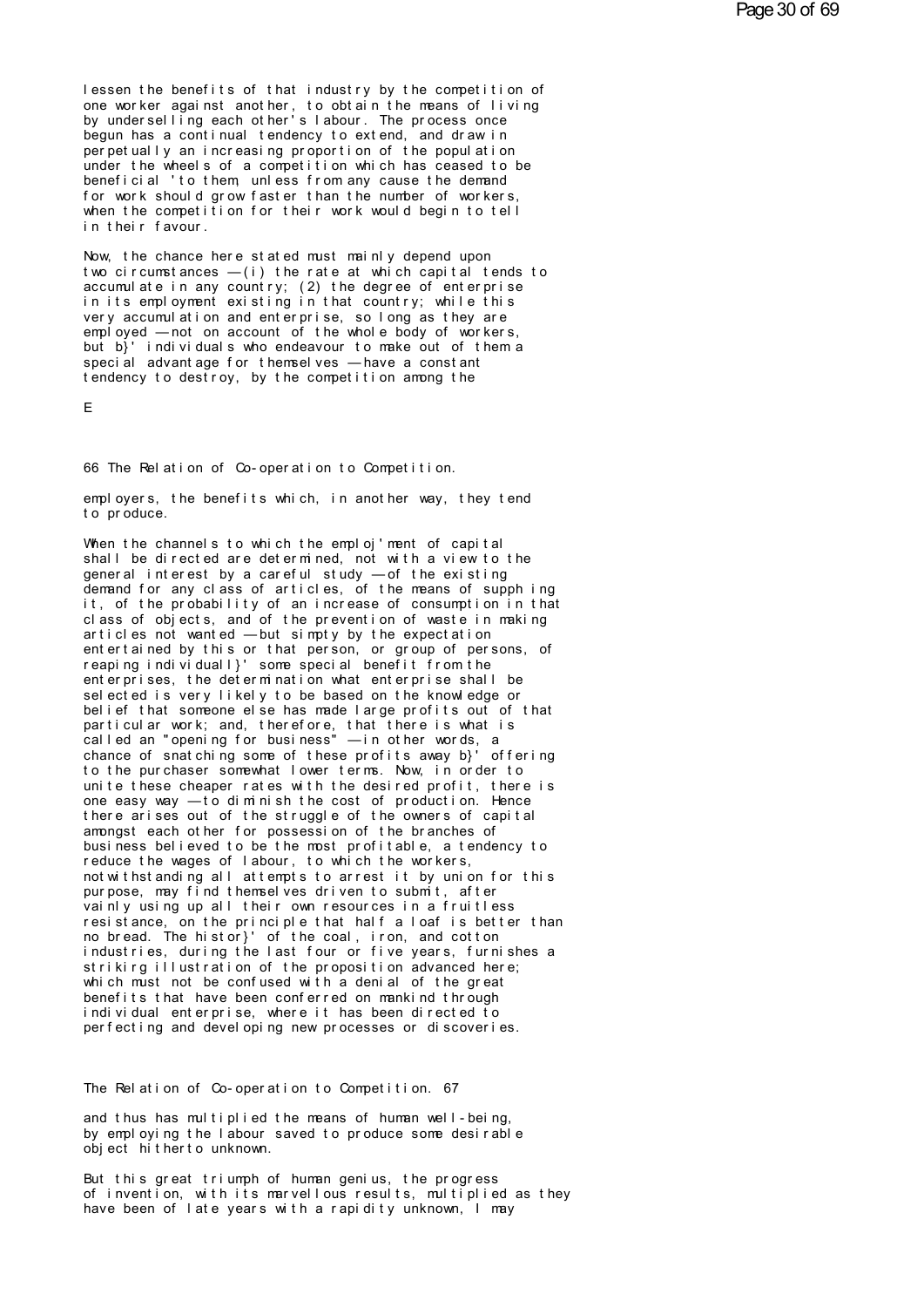lessen the benefits of that industry by the competition of one worker against another, to obtain the means of living by underselling each other's labour. The process once begun has a continual tendency to extend, and draw in perpetually an increasing proportion of the population under the wheels of a competition which has ceased to be beneficial 'to them, unless from any cause the demand for work should grow faster than the number of workers, when the competition for their work would begin to tell in their favour.

Now, the chance here stated must mainly depend upon two circumstances —(i) the rate at which capital tends to accumulate in any country; (2) the degree of enterprise in its employment existing in that country; while this very accumulation and enterprise, so long as they are employed —not on account of the whole body of workers, but b}' individuals who endeavour to make out of them a special advantage for themselves —have a constant tendency to destroy, by the competition among the

E

employers, the benefits which, in another way, they tend to produce.

When the channels to which the emploj'ment of capital shall be directed are determined, not with a view to the general interest by a careful study —of the existing demand for any class of articles, of the means of supph ing it, of the probability of an increase of consumption in that class of objects, and of the prevention of waste in making articles not wanted —but simpty by the expectation entertained by this or that person, or group of persons, of reaping individuall}' some special benefit from the enterprises, the determination what enterprise shall be selected is very likely to be based on the knowledge or belief that someone else has made large profits out of that particular work; and, therefore, that there is what is called an "opening for business" —in other words, a chance of snatching some of these profits away b}' offering to the purchaser somewhat lower terms. Now, in order to unite these cheaper rates with the desired profit, there is one easy way —to diminish the cost of production. Hence there arises out of the struggle of the owners of capital amongst each other for possession of the branches of business believed to be the most profitable, a tendency to reduce the wages of labour, to which the workers, notwithstanding all attempts to arrest it by union for this purpose, may find themselves driven to submit, after vainly using up all their own resources in a fruitless resistance, on the principle that half a loaf is better than no bread. The histor}' of the coal, iron, and cotton industries, during the last four or five years, furnishes a strikirg illustration of the proposition advanced here; which must not be confused with a denial of the great benefits that have been conferred on mankind through individual enterprise, where it has been directed to perfecting and developing new processes or discoveries.

and thus has multiplied the means of human well-being, by employing the labour saved to produce some desirable object hitherto unknown.

But this great triumph of human genius, the progress of invention, with its marvellous results, multiplied as they have been of late years with a rapidity unknown, I may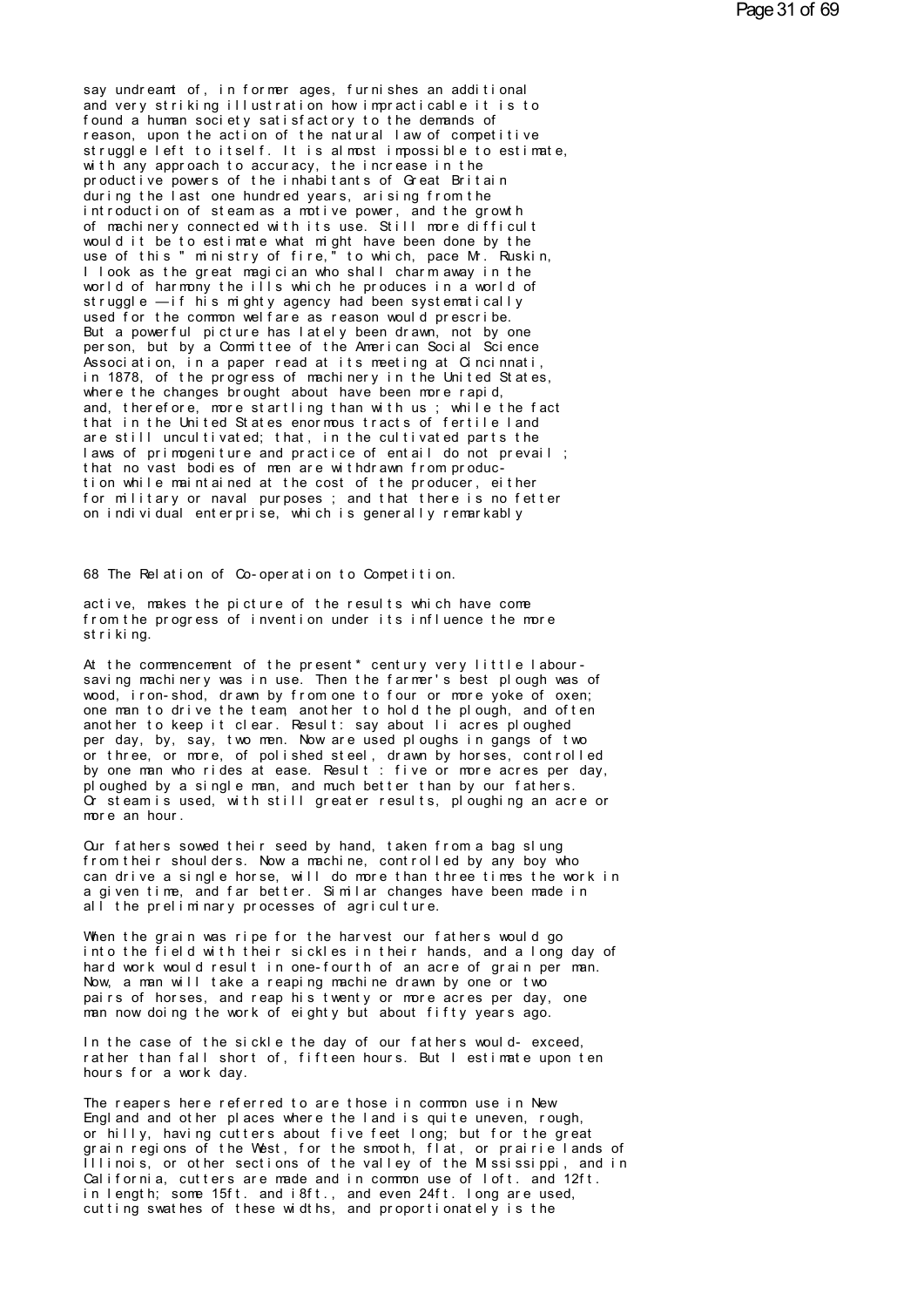say undreamt of, in former ages, furnishes an additional and very striking illustration how impracticable it is to found a human society satisfactory to the demands of reason, upon the action of the natural law of competitive struggle left to itself. It is almost impossible to estimate, with any approach to accuracy, the increase in the productive powers of the inhabitants of Great Britain during the last one hundred years, arising from the introduction of steam as a motive power, and the growth of machinery connected with its use. Still more difficult would it be to estimate what might have been done by the use of this " ministry of fire," to which, pace Mr. Ruskin, I look as the great magician who shall charm away in the world of harmony the ills which he produces in a world of struggle —if his mighty agency had been systematically used for the common welfare as reason would prescribe. But a powerful picture has lately been drawn, not by one person, but by a Committee of the American Social Science Association, in a paper read at its meeting at Cincinnati, in 1878, of the progress of machinery in the United States, where the changes brought about have been more rapid, and, therefore, more startling than with us ; while the fact that in the United States enormous tracts of fertile land are still uncultivated; that, in the cultivated parts the laws of primogeniture and practice of entail do not prevail ; that no vast bodies of men are withdrawn from production while maintained at the cost of the producer, either for military or naval purposes ; and that there is no fetter on individual enterprise, which is generally remarkably

active, makes the picture of the results which have come from the progress of invention under its influence the more striking.

At the commencement of the present* century very little labour-saving machinery was in use. Then the farmer's best plough was of wood, iron-shod, drawn by from one to four or more yoke of oxen; one man to drive the team, another to hold the plough, and often another to keep it clear. Result: say about li acres ploughed per day, by, say, two men. Now are used ploughs in gangs of two or three, or more, of polished steel, drawn by horses, controlled by one man who rides at ease. Result : five or more acres per day, ploughed by a single man, and much better than by our fathers. Or steam is used, with still greater results, ploughing an acre or more an hour.

Our fathers sowed their seed by hand, taken from a bag slung from their shoulders. Now a machine, controlled by any boy who can drive a single horse, will do more than three times the work in a given time, and far better. Similar changes have been made in all the preliminary processes of agriculture.

When the grain was ripe for the harvest our fathers would go into the field with their sickles in their hands, and a long day of hard work would result in one-fourth of an acre of grain per man. Now, a man will take a reaping machine drawn by one or two pairs of horses, and reap his twenty or more acres per day, one man now doing the work of eighty but about fifty years ago.

In the case of the sickle the day of our fathers would- exceed, rather than fall short of, fifteen hours. But I estimate upon ten hours for a work day.

The reapers here referred to are those in common use in New England and other places where the land is quite uneven, rough, or hilly, having cutters about five feet long; but for the great grain regions of the West, for the smooth, flat, or prairie lands of Illinois, or other sections of the valley of the Mississippi, and in California, cutters are made and in common use of loft. and 12ft. in length; some 15ft. and i8ft., and even 24ft. long are used, cutting swathes of these widths, and proportionately is the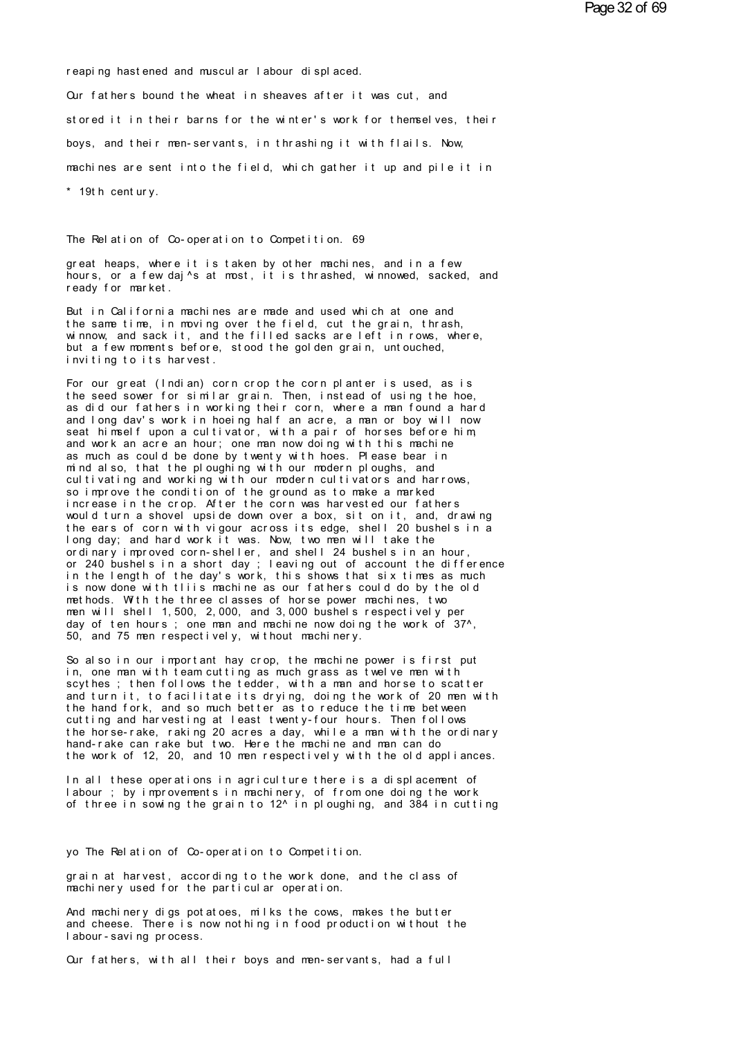reaping hastened and muscular labour displaced.

Our fathers bound the wheat in sheaves after it was cut, and stored it in their barns for the winter's work for themselves, their boys, and their men-servants, in thrashing it with flails. Now, machines are sent into the field, which gather it up and pile it in

\* 19th century.

great heaps, where it is taken by other machines, and in a few hours, or a few daj^s at most, it is thrashed, winnowed, sacked, and ready for market.

But in California machines are made and used which at one and the same time, in moving over the field, cut the grain, thrash, winnow, and sack it, and the filled sacks are left in rows, where, but a few moments before, stood the golden grain, untouched, inviting to its harvest.

For our great (Indian) corn crop the corn planter is used, as is the seed sower for similar grain. Then, instead of using the hoe, as did our fathers in working their corn, where a man found a hard and long dav's work in hoeing half an acre, a man or boy will now seat himself upon a cultivator, with a pair of horses before him, and work an acre an hour; one man now doing with this machine as much as could be done by twenty with hoes. Please bear in mind also, that the ploughing with our modern ploughs, and cultivating and working with our modern cultivators and harrows, so improve the condition of the ground as to make a marked increase in the crop. After the corn was harvested our fathers would turn a shovel upside down over a box, sit on it, and, drawing the ears of corn with vigour across its edge, shell 20 bushels in a long day; and hard work it was. Now, two men will take the ordinary improved corn-sheller, and shell 24 bushels in an hour, or 240 bushels in a short day ; leaving out of account the difference in the length of the day's work, this shows that six times as much is now done with tliis machine as our fathers could do by the old methods. With the three classes of horse power machines, two men will shell 1,500, 2,000, and 3,000 bushels respectively per day of ten hours ; one man and machine now doing the work of 37^, 50, and 75 men respectively, without machinery.

So also in our important hay crop, the machine power is first put in, one man with team cutting as much grass as twelve men with scythes ; then follows the tedder, with a man and horse to scatter and turn it, to facilitate its drying, doing the work of 20 men with the hand fork, and so much better as to reduce the time between cutting and harvesting at least twenty-four hours. Then follows the horse-rake, raking 20 acres a day, while a man with the ordinary hand-rake can rake but two. Here the machine and man can do the work of 12, 20, and 10 men respectively with the old appliances.

In all these operations in agriculture there is a displacement of labour ; by improvements in machinery, of from one doing the work of three in sowing the grain to 12^ in ploughing, and 384 in cutting

grain at harvest, according to the work done, and the class of machinery used for the particular operation.

And machinery digs potatoes, milks the cows, makes the butter and cheese. There is now nothing in food production without the labour-saving process.

Our fathers, with all their boys and men-servants, had a full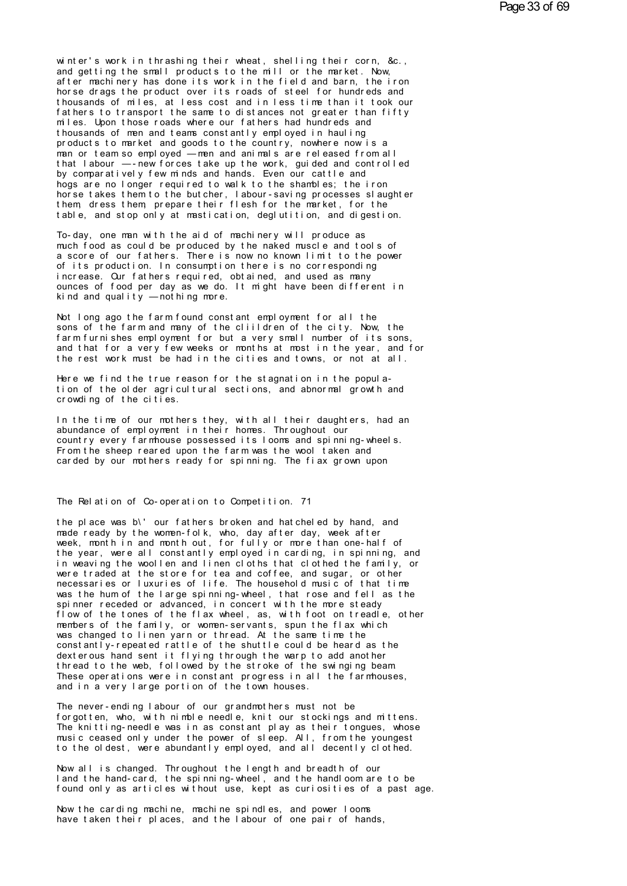winter's work in thrashing their wheat, shelling their corn, &c., and getting the small products to the mill or the market. Now, after machinery has done its work in the field and barn, the iron horse drags the product over its roads of steel for hundreds and thousands of miles, at less cost and in less time than it took our fathers to transport the same to distances not greater than fifty miles. Upon those roads where our fathers had hundreds and thousands of men and teams constantly employed in hauling products to market and goods to the country, nowhere now is a man or team so employed —men and animals are released from all that labour —-new forces take up the work, guided and controlled by comparatively few minds and hands. Even our cattle and hogs are no longer required to walk to the shambles; the iron horse takes them to the butcher, labour-saving processes slaughter them, dress them, prepare their flesh for the market, for the table, and stop only at mastication, deglutition, and digestion.

To-day, one man with the aid of machinery will produce as much food as could be produced by the naked muscle and tools of a score of our fathers. There is now no known limit to the power of its production. In consumption there is no corresponding increase. Our fathers required, obtained, and used as many ounces of food per day as we do. It might have been different in kind and quality —nothing more.

Not long ago the farm found constant employment for all the sons of the farm and many of the cliildren of the city. Now, the farm furnishes employment for but a very small number of its sons, and that for a very few weeks or months at most in the year, and for the rest work must be had in the cities and towns, or not at all.

Here we find the true reason for the stagnation in the population of the older agricultural sections, and abnormal growth and crowding of the cities.

In the time of our mothers they, with all their daughters, had an abundance of employment in their homes. Throughout our country every farmhouse possessed its looms and spinning-wheels. From the sheep reared upon the farm was the wool taken and carded by our mothers ready for spinning. The fiax grown upon

The Relation of Co-operation to Competition. 71

the place was b\' our fathers broken and hatcheled by hand, and made ready by the women-folk, who, day after day, week after week, month in and month out, for fully or more than one-half of the year, were all constantly employed in carding, in spinning, and in weaving the woollen and linen cloths that clothed the family, or were traded at the store for tea and coffee, and sugar, or other necessaries or luxuries of life. The household music of that time was the hum of the large spinning-wheel, that rose and fell as the spinner receded or advanced, in concert with the more steady flow of the tones of the flax wheel, as, with foot on treadle, other members of the family, or women-servants, spun the flax which was changed to linen yarn or thread. At the same time the constantly-repeated rattle of the shuttle could be heard as the dexterous hand sent it flying through the warp to add another thread to the web, followed by the stroke of the swinging beam. These operations were in constant progress in all the farmhouses, and in a very large portion of the town houses.

The never-ending labour of our grandmothers must not be forgotten, who, with nimble needle, knit our stockings and mittens. The knitting-needle was in as constant play as their tongues, whose music ceased only under the power of sleep. All, from the youngest to the oldest, were abundantly employed, and all decently clothed.

Now all is changed. Throughout the length and breadth of our land the hand-card, the spinning-wheel, and the handloom are to be found only as articles without use, kept as curiosities of a past age.

Now the carding machine, machine spindles, and power looms have taken their places, and the labour of one pair of hands,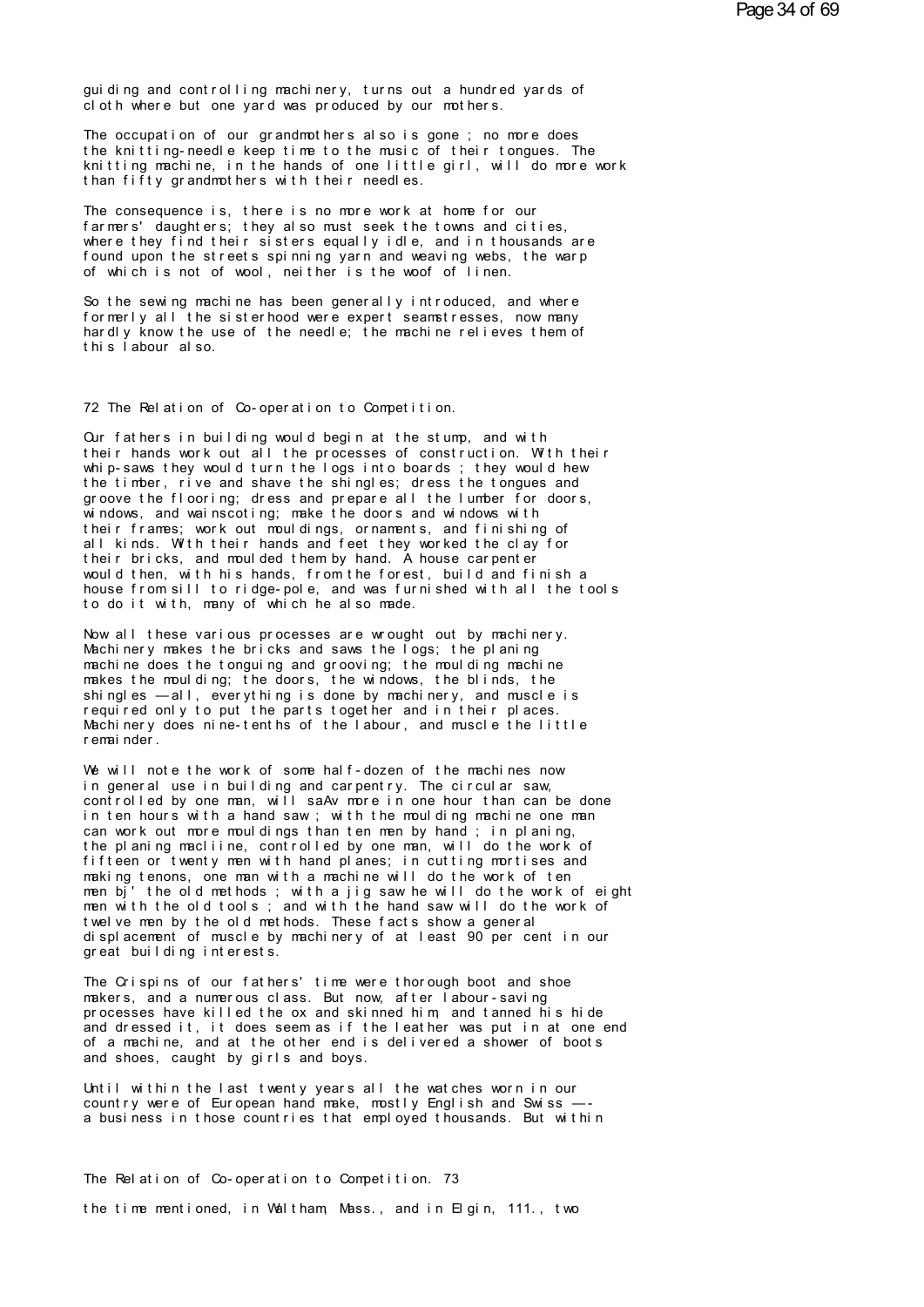guiding and controlling machinery, turns out a hundred yards of cloth where but one yard was produced by our mothers.

The occupation of our grandmothers also is gone ; no more does the knitting-needle keep time to the music of their tongues. The knitting machine, in the hands of one little girl, will do more work than fifty grandmothers with their needles.

The consequence is, there is no more work at home for our farmers' daughters; they also must seek the towns and cities, where they find their sisters equally idle, and in thousands are found upon the streets spinning yarn and weaving webs, the warp of which is not of wool, neither is the woof of linen.

So the sewing machine has been generally introduced, and where formerly all the sisterhood were expert seamstresses, now many hardly know the use of the needle; the machine relieves them of this labour also.

Our fathers in building would begin at the stump, and with their hands work out all the processes of construction. With their whip-saws they would turn the logs into boards ; they would hew the timber, rive and shave the shingles; dress the tongues and groove the flooring; dress and prepare all the lumber for doors, windows, and wainscoting; make the doors and windows with their frames; work out mouldings, ornaments, and finishing of all kinds. With their hands and feet they worked the clay for their bricks, and moulded them by hand. A house carpenter would then, with his hands, from the forest, build and finish a house from sill to ridge-pole, and was furnished with all the tools to do it with, many of which he also made.

Now all these various processes are wrought out by machinery. Machinery makes the bricks and saws the logs; the planing machine does the tonguing and grooving; the moulding machine makes the moulding; the doors, the windows, the blinds, the shingles — all, everything is done by machinery, and muscle is required only to put the parts together and in their places. Machinery does nine-tenths of the labour, and muscle the little remainder.

We will note the work of some half-dozen of the machines now in general use in building and carpentry. The circular saw, controlled by one man, will saAv more in one hour than can be done in ten hours with a hand saw ; with the moulding machine one man can work out more mouldings than ten men by hand ; in planing, the planing macliine, controlled by one man, will do the work of fifteen or twenty men with hand planes; in cutting mortises and making tenons, one man with a machine will do the work of ten men bj' the old methods ; with a jig saw he will do the work of eight men with the old tools ; and with the hand saw will do the work of twelve men by the old methods. These facts show a general displacement of muscle by machinery of at least 90 per cent in our great building interests.

The Crispins of our fathers' time were thorough boot and shoe makers, and a numerous class. But now, after labour-saving processes have killed the ox and skinned him, and tanned his hide and dressed it, it does seem as if the leather was put in at one end of a machine, and at the other end is delivered a shower of boots and shoes, caught by girls and boys.

Until within the last twenty years all the watches worn in our country were of European hand make, mostly English and Swiss —- a business in those countries that employed thousands. But within the time mentioned, in Waltham, Mass., and in Elgin, 111., two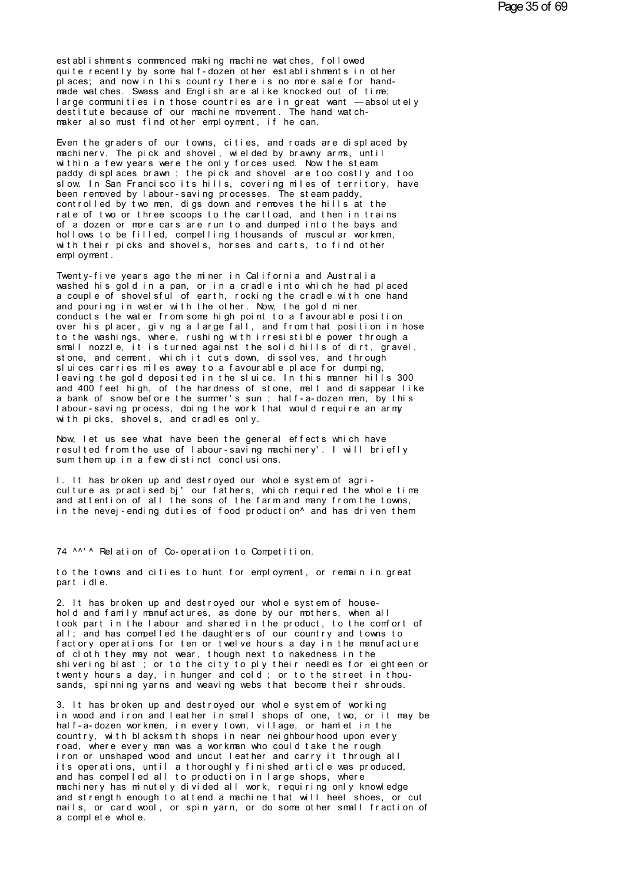establishments commenced making machine watches, followed quite recently by some half-dozen other establishments in other places; and now in this country there is no more sale for hand-made watches. Swass and English are alike knocked out of time; large communities in those countries are in great want — absolutely destitute because of our machine movement. The hand watch-maker also must find other employment, if he can.

Even the graders of our towns, cities, and roads are displaced by machinerv. The pick and shovel, wielded by brawny arms, until within a few years were the only forces used. Now the steam paddy displaces brawn ; the pick and shovel are too costly and too slow. In San Francisco its hills, covering miles of territory, have been removed by labour-saving processes. The steam paddy, controlled by two men, digs down and removes the hills at the rate of two or three scoops to the cartload, and then in trains of a dozen or more cars are run to and dumped into the bays and hollows to be filled, compelling thousands of muscular workmen, with their picks and shovels, horses and carts, to find other employment.

Twenty-five years ago the miner in California and Australia washed his gold in a pan, or in a cradle into which he had placed a couple of shovelsful of earth, rocking the cradle with one hand and pouring in water with the other. Now, the gold miner conducts the water from some high point to a favourable position over his placer, giv ng a large fall, and from that position in hose to the washings, where, rushing with irresistible power through a small nozzle, it is turned against the solid hills of dirt, gravel, stone, and cement, which it cuts down, dissolves, and through sluices carries miles away to a favourable place for dumping, leaving the gold deposited in the sluice. In this manner hills 300 and 400 feet high, of the hardness of stone, melt and disappear like a bank of snow before the summer's sun ; half-a-dozen men, by this labour-saving process, doing the work that would require an army with picks, shovels, and cradles only.

Now, let us see what have been the general effects which have resulted from the use of labour-saving machinery'. I will briefly sum them up in a few distinct conclusions.

I. It has broken up and destroyed our whole system of agriculture as practised bj' our fathers, which required the whole time and attention of all the sons of the farm and many from the towns, in the nevej-ending duties of food production^ and has driven them

74 ^^'^ Relation of Co-operation to Competition.

to the towns and cities to hunt for employment, or remain in great part idle.

2. It has broken up and destroyed our whole system of household and family manufactures, as done by our mothers, when all took part in the labour and shared in the product, to the comfort of all; and has compelled the daughters of our country and towns to factory operations for ten or twelve hours a day in the manufacture of cloth they may not wear, though next to nakedness in the shivering blast ; or to the city to ply their needles for eighteen or twenty hours a day, in hunger and cold ; or to the street in thousands, spinning yarns and weaving webs that become their shrouds.

3. It has broken up and destroyed our whole system of working in wood and iron and leather in small shops of one, two, or it may be half-a-dozen workmen, in every town, village, or hamlet in the country, with blacksmith shops in near neighbourhood upon every road, where every man was a workman who could take the rough iron or unshaped wood and uncut leather and carry it through all its operations, until a thoroughly finished article was produced, and has compelled all to production in large shops, where machinery has minutely divided all work, requiring only knowledge and strength enough to attend a machine that will heel shoes, or cut nails, or card wool, or spin yarn, or do some other small fraction of a complete whole.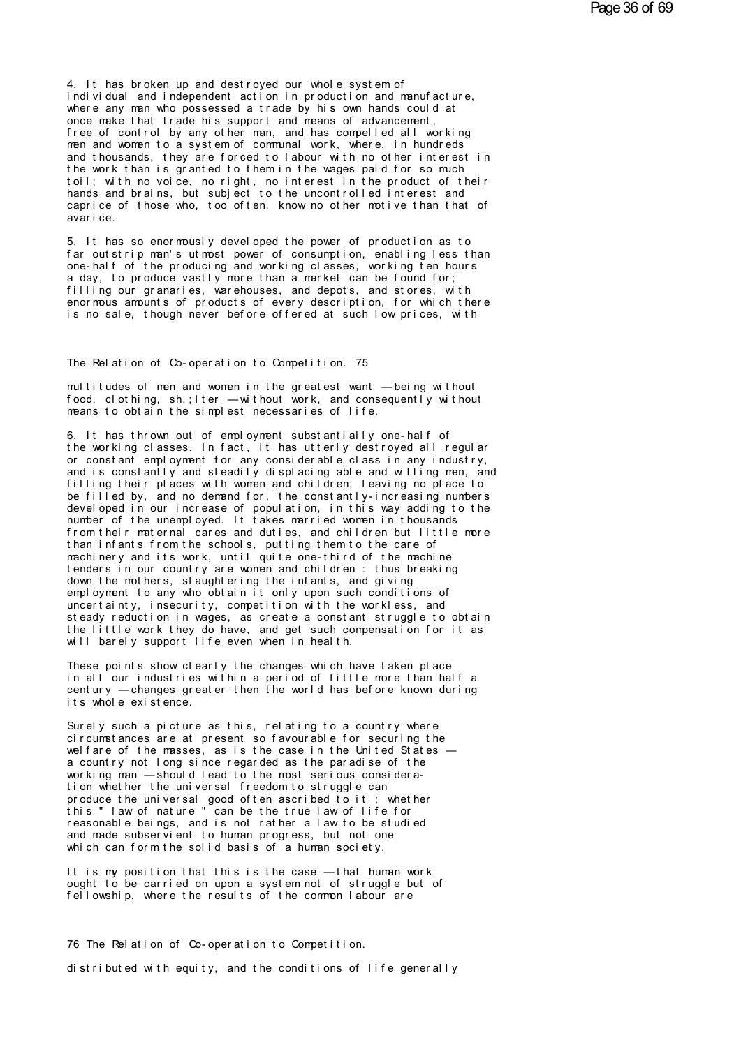4. It has broken up and destroyed our whole system of individual and independent action in production and manufacture, where any man who possessed a trade by his own hands could at once make that trade his support and means of advancement, free of control by any other man, and has compelled all working men and women to a system of communal work, where, in hundreds and thousands, they are forced to labour with no other interest in the work than is granted to them in the wages paid for so much toil; with no voice, no right, no interest in the product of their hands and brains, but subject to the uncontrolled interest and caprice of those who, too often, know no other motive than that of avarice.

5. It has so enormously developed the power of production as to far outstrip man's utmost power of consumption, enabling less than one-half of the producing and working classes, working ten hours a day, to produce vastly more than a market can be found for; filling our granaries, warehouses, and depots, and stores, with enormous amounts of products of every description, for which there is no sale, though never before offered at such low prices, with multitudes of men and women in the greatest want — being without food, clothing, sh.;lter — without work, and consequently without means to obtain the simplest necessaries of life.

6. It has thrown out of employment substantially one-half of the working classes. In fact, it has utterly destroyed all regular or constant employment for any considerable class in any industry, and is constantly and steadily displacing able and willing men, and filling their places with women and children; leaving no place to be filled by, and no demand for, the constantly-increasing numbers developed in our increase of population, in this way adding to the number of the unemployed. It takes married women in thousands from their maternal cares and duties, and children but little more than infants from the schools, putting them to the care of machinery and its work, until quite one-third of the machine tenders in our country are women and children : thus breaking down the mothers, slaughtering the infants, and giving employment to any who obtain it only upon such conditions of uncertainty, insecurity, competition with the workless, and steady reduction in wages, as create a constant struggle to obtain the little work they do have, and get such compensation for it as will barely support life even when in health.

These points show clearly the changes which have taken place in all our industries within a period of little more than half a century — changes greater then the world has before known during its whole existence.

Surely such a picture as this, relating to a country where circumstances are at present so favourable for securing the welfare of the masses, as is the case in the United States — a country not long since regarded as the paradise of the working man — should lead to the most serious considera-tion whether the universal freedom to struggle can produce the universal good often ascribed to it ; whether this " law of nature " can be the true law of life for reasonable beings, and is not rather a law to be studied and made subservient to human progress, but not one which can form the solid basis of a human society.

It is my position that this is the case — that human work ought to be carried on upon a system not of struggle but of fellowship, where the results of the common labour are distributed with equity, and the conditions of life generally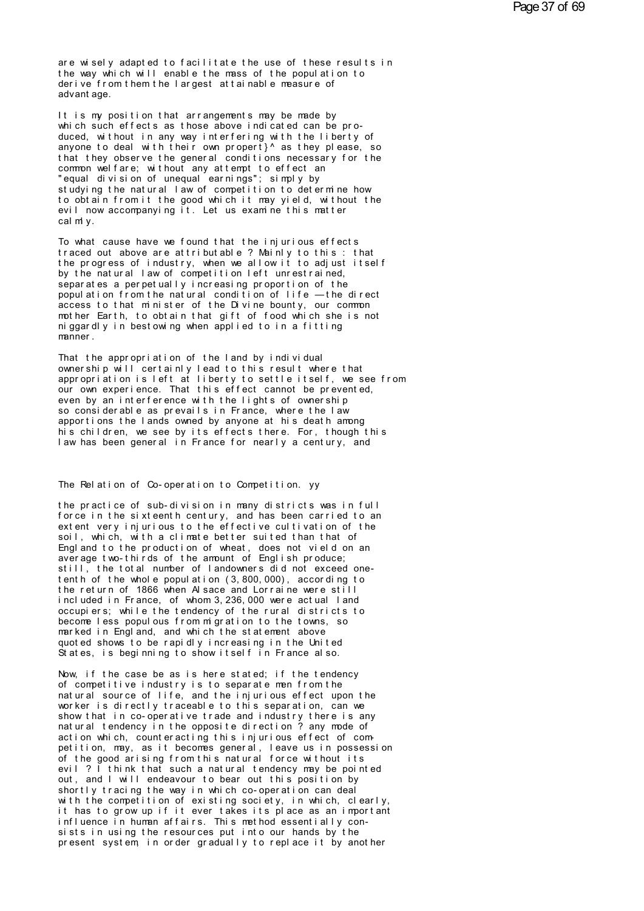are wisely adapted to facilitate the use of these results in the way which will enable the mass of the population to derive from them the largest attainable measure of advantage.

It is my position that arrangements may be made by which such effects as those above indicated can be produced, without in any way interfering with the liberty of anyone to deal with their own propert}^ as they please, so that they observe the general conditions necessary for the common welfare; without any attempt to effect an "equal division of unequal earnings"; simply by studying the natural law of competition to determine how to obtain from it the good which it may yield, without the evil now accompanying it. Let us examine this matter calmly.

To what cause have we found that the injurious effects traced out above are attributable ? Mainly to this : that the progress of industry, when we allow it to adjust itself by the natural law of competition left unrestrained, separates a perpetually increasing proportion of the population from the natural condition of life —the direct access to that minister of the Divine bounty, our common mother Earth, to obtain that gift of food which she is not niggardly in bestowing when applied to in a fitting manner.

That the appropriation of the land by individual ownership will certainly lead to this result where that appropriation is left at liberty to settle itself, we see from our own experience. That this effect cannot be prevented, even by an interference with the lights of ownership so considerable as prevails in France, where the law apportions the lands owned by anyone at his death among his children, we see by its effects there. For, though this law has been general in France for nearly a century, and

## The Relation of Co-operation to Competition. yy

the practice of sub-division in many districts was in full force in the sixteenth century, and has been carried to an extent very injurious to the effective cultivation of the soil, which, with a climate better suited than that of England to the production of wheat, does not yield on an average two-thirds of the amount of English produce; still, the total number of landowners did not exceed one-tenth of the whole population (3,800,000), according to the return of 1866 when Alsace and Lorraine were still included in France, of whom 3,236,000 were actual land occupiers; while the tendency of the rural districts to become less populous from migration to the towns, so marked in England, and which the statement above quoted shows to be rapidly increasing in the United States, is beginning to show itself in France also.

Now, if the case be as is here stated; if the tendency of competitive industry is to separate men from the natural source of life, and the injurious effect upon the worker is directly traceable to this separation, can we show that in co-operative trade and industry there is any natural tendency in the opposite direction ? any mode of action which, counteracting this injurious effect of competition, may, as it becomes general, leave us in possession of the good arising from this natural force without its evil ? I think that such a natural tendency may be pointed out, and I will endeavour to bear out this position by shortly tracing the way in which co-operation can deal with the competition of existing society, in which, clearly, it has to grow up if it ever takes its place as an important influence in human affairs. This method essentially consists in using the resources put into our hands by the present system, in order gradually to replace it by another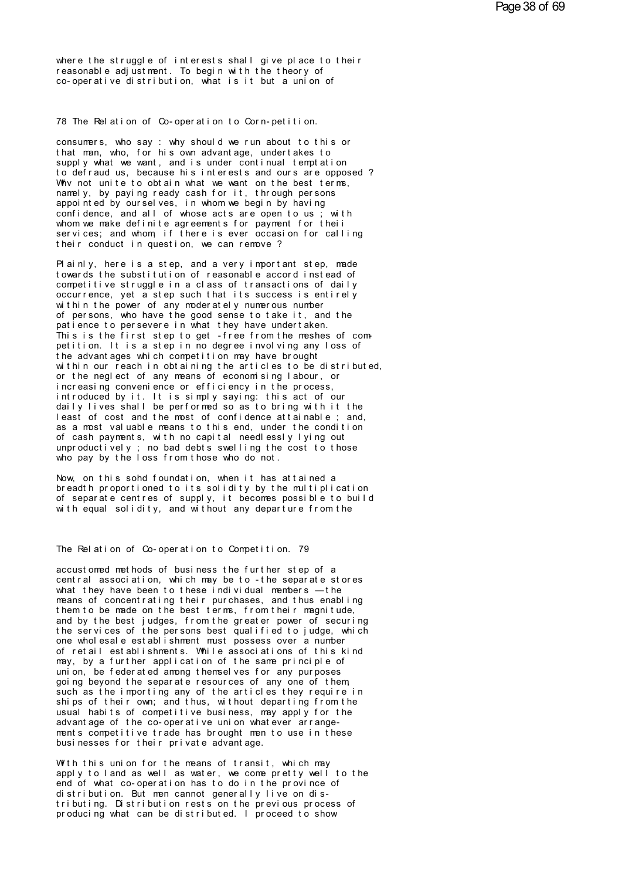where the struggle of interests shall give place to their reasonable adjustment. To begin with the theory of co-operative distribution, what is it but a union of

consumers, who say : why should we run about to this or that man, who, for his own advantage, undertakes to supply what we want, and is under continual temptation to defraud us, because his interests and ours are opposed ? Why not unite to obtain what we want on the best terms, namely, by paying ready cash for it, through persons appointed by ourselves, in whom we begin by having confidence, and all of whose acts are open to us ; with whom we make definite agreements for payment for theii services; and whom, if there is ever occasion for calling their conduct in question, we can remove ?

Plainly, here is a step, and a very important step, made towards the substitution of reasonable accord instead of competitive struggle in a class of transactions of daily occurrence, yet a step such that its success is entirely within the power of any moderately numerous number of persons, who have the good sense to take it, and the patience to persevere in what they have undertaken. This is the first step to get -free from the meshes of competition. It is a step in no degree involving any loss of the advantages which competition may have brought within our reach in obtaining the articles to be distributed, or the neglect of any means of economising labour, or increasing convenience or efficiency in the process, introduced by it. It is simply saying: this act of our daily lives shall be performed so as to bring with it the least of cost and the most of confidence attainable ; and, as a most valuable means to this end, under the condition of cash payments, with no capital needlessly lying out unproductively ; no bad debts swelling the cost to those who pay by the loss from those who do not.

Now, on this sohd foundation, when it has attained a breadth proportioned to its solidity by the multiplication of separate centres of supply, it becomes possible to build with equal solidity, and without any departure from the

accustomed methods of business the further step of a central association, which may be to -the separate stores what they have been to these individual members — the means of concentrating their purchases, and thus enabling them to be made on the best terms, from their magnitude, and by the best judges, from the greater power of securing the services of the persons best qualified to judge, which one wholesale establishment must possess over a number of retail establishments. While associations of this kind may, by a further application of the same principle of union, be federated among themselves for any purposes going beyond the separate resources of any one of them, such as the importing any of the articles they require in ships of their own; and thus, without departing from the usual habits of competitive business, may apply for the advantage of the co-operative union whatever arrangements competitive trade has brought men to use in these businesses for their private advantage.

With this union for the means of transit, which may apply to land as well as water, we come pretty well to the end of what co-operation has to do in the province of distribution. But men cannot generally live on distributing. Distribution rests on the previous process of producing what can be distributed. I proceed to show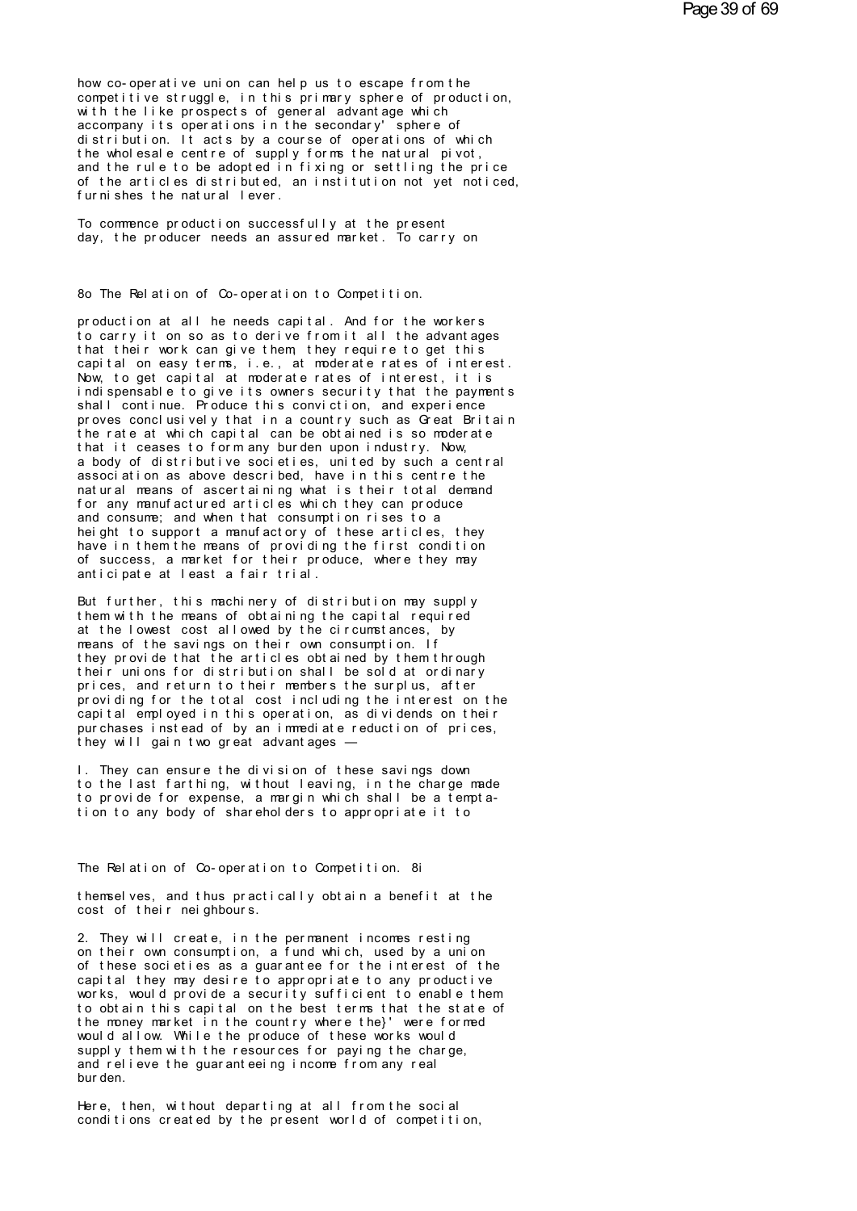how co-operative union can help us to escape from the competitive struggle, in this primary sphere of production, with the like prospects of general advantage which accompany its operations in the secondary' sphere of distribution. It acts by a course of operations of which the wholesale centre of supply forms the natural pivot, and the rule to be adopted in fixing or settling the price of the articles distributed, an institution not yet noticed, furnishes the natural lever.

To commence production successfully at the present day, the producer needs an assured market. To carry on production at all he needs capital. And for the workers to carry it on so as to derive from it all the advantages that their work can give them, they require to get this capital on easy terms, i.e., at moderate rates of interest. Now, to get capital at moderate rates of interest, it is indispensable to give its owners security that the payments shall continue. Produce this conviction, and experience proves conclusively that in a country such as Great Britain the rate at which capital can be obtained is so moderate that it ceases to form any burden upon industry. Now, a body of distributive societies, united by such a central association as above described, have in this centre the natural means of ascertaining what is their total demand for any manufactured articles which they can produce and consume; and when that consumption rises to a height to support a manufactory of these articles, they have in them the means of providing the first condition of success, a market for their produce, where they may anticipate at least a fair trial.

But further, this machinery of distribution may supply them with the means of obtaining the capital required at the lowest cost allowed by the circumstances, by means of the savings on their own consumption. If they provide that the articles obtained by them through their unions for distribution shall be sold at ordinary prices, and return to their members the surplus, after providing for the total cost including the interest on the capital employed in this operation, as dividends on their purchases instead of by an immediate reduction of prices, they will gain two great advantages —

I. They can ensure the division of these savings down to the last farthing, without leaving, in the charge made to provide for expense, a margin which shall be a temptation to any body of shareholders to appropriate it to themselves, and thus practically obtain a benefit at the cost of their neighbours.

2. They will create, in the permanent incomes resting on their own consumption, a fund which, used by a union of these societies as a guarantee for the interest of the capital they may desire to appropriate to any productive works, would provide a security sufficient to enable them to obtain this capital on the best terms that the state of the money market in the country where the}' were formed would allow. While the produce of these works would supply them with the resources for paying the charge, and relieve the guaranteeing income from any real burden.

Here, then, without departing at all from the social conditions created by the present world of competition,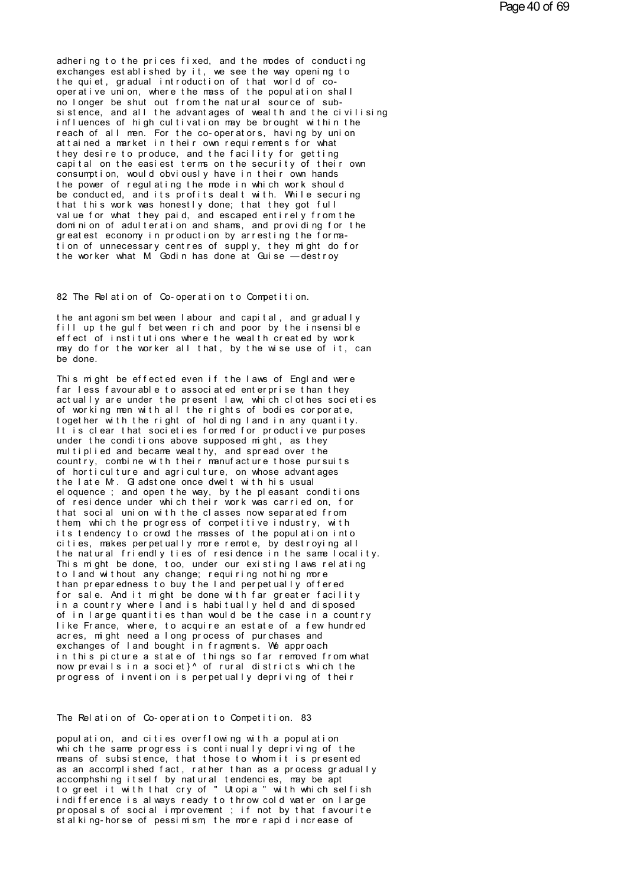adhering to the prices fixed, and the modes of conducting exchanges established by it, we see the way opening to the quiet, gradual introduction of that world of co-operative union, where the mass of the population shall no longer be shut out from the natural source of subsistence, and all the advantages of wealth and the civilising influences of high cultivation may be brought within the reach of all men. For the co-operators, having by union attained a market in their own requirements for what they desire to produce, and the facility for getting capital on the easiest terms on the security of their own consumption, would obviously have in their own hands the power of regulating the mode in which work should be conducted, and its profits dealt with. While securing that this work was honestly done; that they got full value for what they paid, and escaped entirely from the dominion of adulteration and shams, and providing for the greatest economy in production by arresting the formation of unnecessary centres of supply, they might do for the worker what M. Godin has done at Guise — destroy the antagonism between labour and capital, and gradually fill up the gulf between rich and poor by the insensible effect of institutions where the wealth created by work may do for the worker all that, by the wise use of it, can be done.

This might be effected even if the laws of England were far less favourable to associated enterprise than they actually are under the present law, which clothes societies of working men with all the rights of bodies corporate, together with the right of holding land in any quantity. It is clear that societies formed for productive purposes under the conditions above supposed might, as they multiplied and became wealthy, and spread over the country, combine with their manufacture those pursuits of horticulture and agriculture, on whose advantages the late Mr. Gladstone once dwelt with his usual eloquence ; and open the way, by the pleasant conditions of residence under which their work was carried on, for that social union with the classes now separated from them, which the progress of competitive industry, with its tendency to crowd the masses of the population into cities, makes perpetually more remote, by destroying all the natural friendly ties of residence in the same locality. This might be done, too, under our existing laws relating to land without any change; requiring nothing more than preparedness to buy the land perpetually offered for sale. And it might be done with far greater facility in a country where land is habitually held and disposed of in large quantities than would be the case in a country like France, where, to acquire an estate of a few hundred acres, might need a long process of purchases and exchanges of land bought in fragments. We approach in this picture a state of things so far removed from what now prevails in a societ}^ of rural districts which the progress of invention is perpetually depriving of their population, and cities overflowing with a population which the same progress is continually depriving of the means of subsistence, that those to whom it is presented as an accomplished fact, rather than as a process gradually accomphshing itself by natural tendencies, may be apt to greet it with that cry of " Utopia " with which selfish indifference is always ready to throw cold water on large proposals of social improvement ; if not by that favourite stalking-horse of pessimism, the more rapid increase of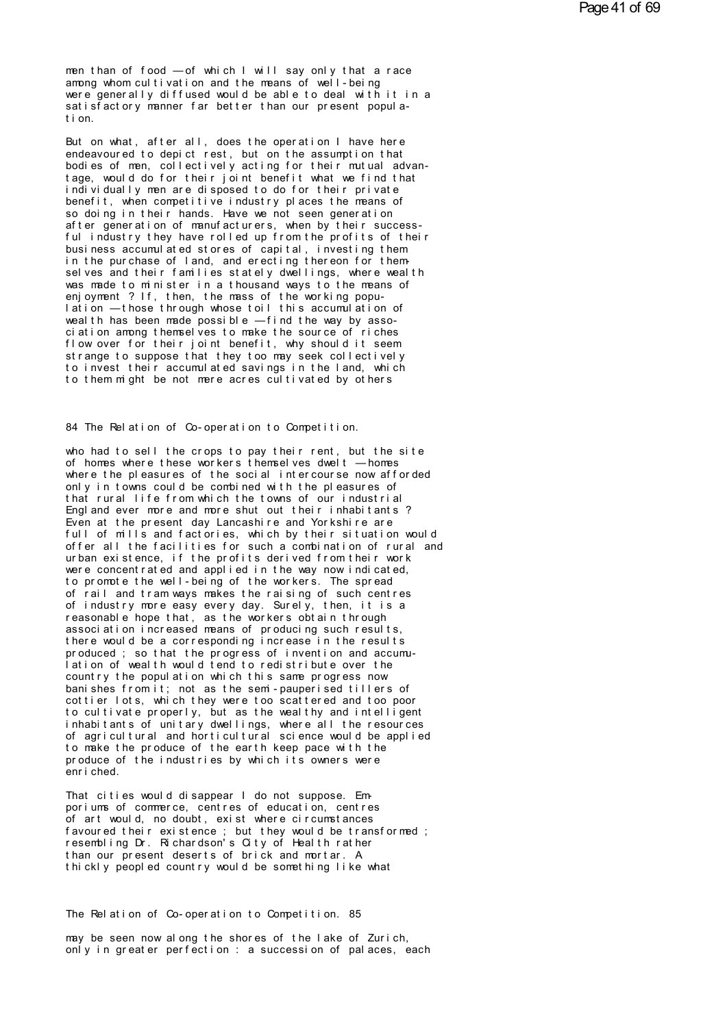men than of food — of which I will say only that a race among whom cultivation and the means of well-being were generally diffused would be able to deal with it in a satisfactory manner far better than our present population.

But on what, after all, does the operation I have here endeavoured to depict rest, but on the assumption that bodies of men, collectively acting for their mutual advantage, would do for their joint benefit what we find that individually men are disposed to do for their private benefit, when competitive industry places the means of so doing in their hands. Have we not seen generation after generation of manufacturers, when by their successful industry they have rolled up from the profits of their business accumulated stores of capital, investing them in the purchase of land, and erecting thereon for themselves and their families stately dwellings, where wealth was made to minister in a thousand ways to the means of enjoyment ? If, then, the mass of the working population — those through whose toil this accumulation of wealth has been made possible — find the way by association among themselves to make the source of riches flow over for their joint benefit, why should it seem strange to suppose that they too may seek collectively to invest their accumulated savings in the land, which to them might be not mere acres cultivated by others who had to sell the crops to pay their rent, but the site of homes where these workers themselves dwelt — homes where the pleasures of the social intercourse now afforded only in towns could be combined with the pleasures of that rural life from which the towns of our industrial England ever more and more shut out their inhabitants ? Even at the present day Lancashire and Yorkshire are full of mills and factories, which by their situation would offer all the facilities for such a combination of rural and urban existence, if the profits derived from their work were concentrated and applied in the way now indicated, to promote the well-being of the workers. The spread of rail and tramways makes the raising of such centres of industry more easy every day. Surely, then, it is a reasonable hope that, as the workers obtain through association increased means of producing such results, there would be a corresponding increase in the results produced ; so that the progress of invention and accumulation of wealth would tend to redistribute over the country the population which this same progress now banishes from it; not as the semi-pauperised tillers of cottier lots, which they were too scattered and too poor to cultivate properly, but as the wealthy and intelligent inhabitants of unitary dwellings, where all the resources of agricultural and horticultural science would be applied to make the produce of the earth keep pace with the produce of the industries by which its owners were enriched.

That cities would disappear I do not suppose. Emporiums of commerce, centres of education, centres of art would, no doubt, exist where circumstances favoured their existence ; but they would be transformed ; resembling Dr. Richardson's City of Health rather than our present deserts of brick and mortar. A thickly peopled country would be something like what may be seen now along the shores of the lake of Zurich, only in greater perfection : a succession of palaces, each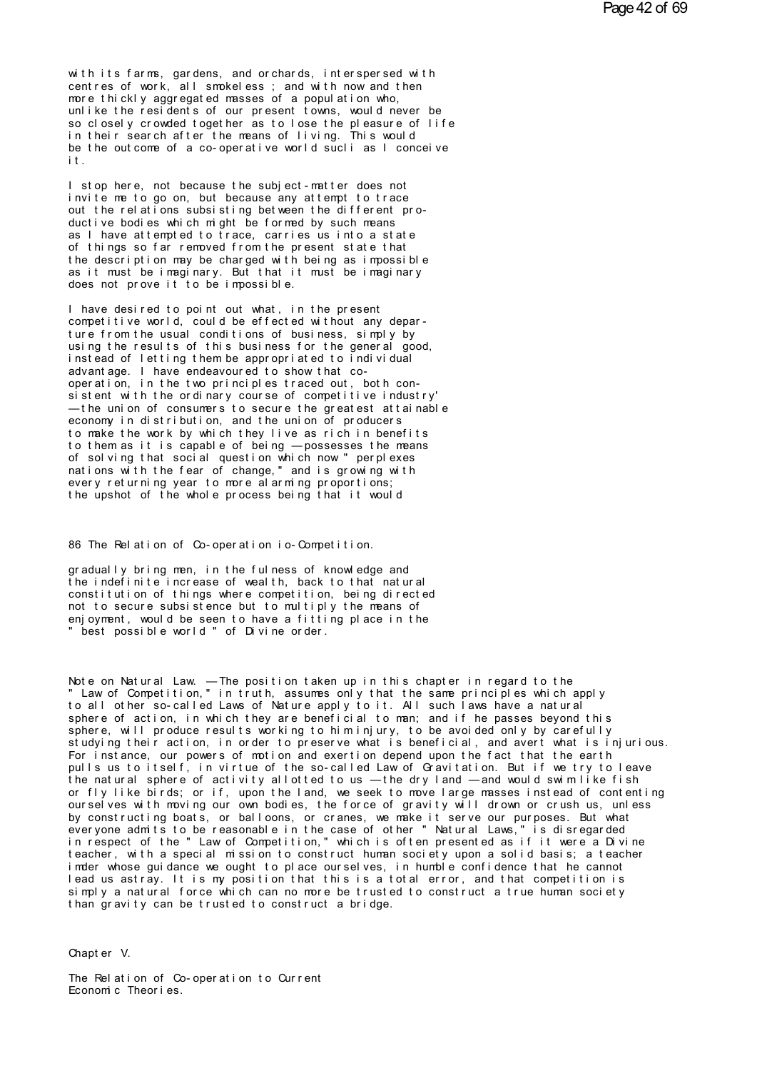with its farms, gardens, and orchards, interspersed with centres of work, all smokeless ; and with now and then more thickly aggregated masses of a population who, unlike the residents of our present towns, would never be so closely crowded together as to lose the pleasure of life in their search after the means of living. This would be the outcome of a co-operative world sucli as I conceive it.

I stop here, not because the subject-matter does not invite me to go on, but because any attempt to trace out the relations subsisting between the different productive bodies which might be formed by such means as I have attempted to trace, carries us into a state of things so far removed from the present state that the description may be charged with being as impossible as it must be imaginary. But that it must be imaginary does not prove it to be impossible.

I have desired to point out what, in the present competitive world, could be effected without any departure from the usual conditions of business, simply by using the results of this business for the general good, instead of letting them be appropriated to individual advantage. I have endeavoured to show that co-operation, in the two principles traced out, both consistent with the ordinary course of competitive industry' —the union of consumers to secure the greatest attainable economy in distribution, and the union of producers to make the work by which they live as rich in benefits to them as it is capable of being —possesses the means of solving that social question which now " perplexes nations with the fear of change," and is growing with every returning year to more alarming proportions; the upshot of the whole process being that it would

86 The Relation of Co-operation io-Competition.

gradually bring men, in the fulness of knowledge and the indefinite increase of wealth, back to that natural constitution of things where competition, being directed not to secure subsistence but to multiply the means of enjoyment, would be seen to have a fitting place in the " best possible world " of Divine order.

Note on Natural Law. —The position taken up in this chapter in regard to the " Law of Competition," in truth, assumes only that the same principles which apply to all other so-called Laws of Nature apply to it. All such laws have a natural sphere of action, in which they are beneficial to man; and if he passes beyond this sphere, will produce results working to him injury, to be avoided only by carefully studying their action, in order to preserve what is beneficial, and avert what is injurious. For instance, our powers of motion and exertion depend upon the fact that the earth pulls us to itself, in virtue of the so-called Law of Gravitation. But if we try to leave the natural sphere of activity allotted to us —the dry land —and would swim like fish or fly like birds; or if, upon the land, we seek to move large masses instead of contenting ourselves with moving our own bodies, the force of gravity will drown or crush us, unless by constructing boats, or balloons, or cranes, we make it serve our purposes. But what everyone admits to be reasonable in the case of other " Natural Laws," is disregarded in respect of the " Law of Competition," which is often presented as if it were a Divine teacher, with a special mission to construct human society upon a solid basis; a teacher imder whose guidance we ought to place ourselves, in humble confidence that he cannot lead us astray. It is my position that this is a total error, and that competition is simply a natural force which can no more be trusted to construct a true human society than gravity can be trusted to construct a bridge.

## Chapter V.

## The Relation of Co-operation to Current Economic Theories.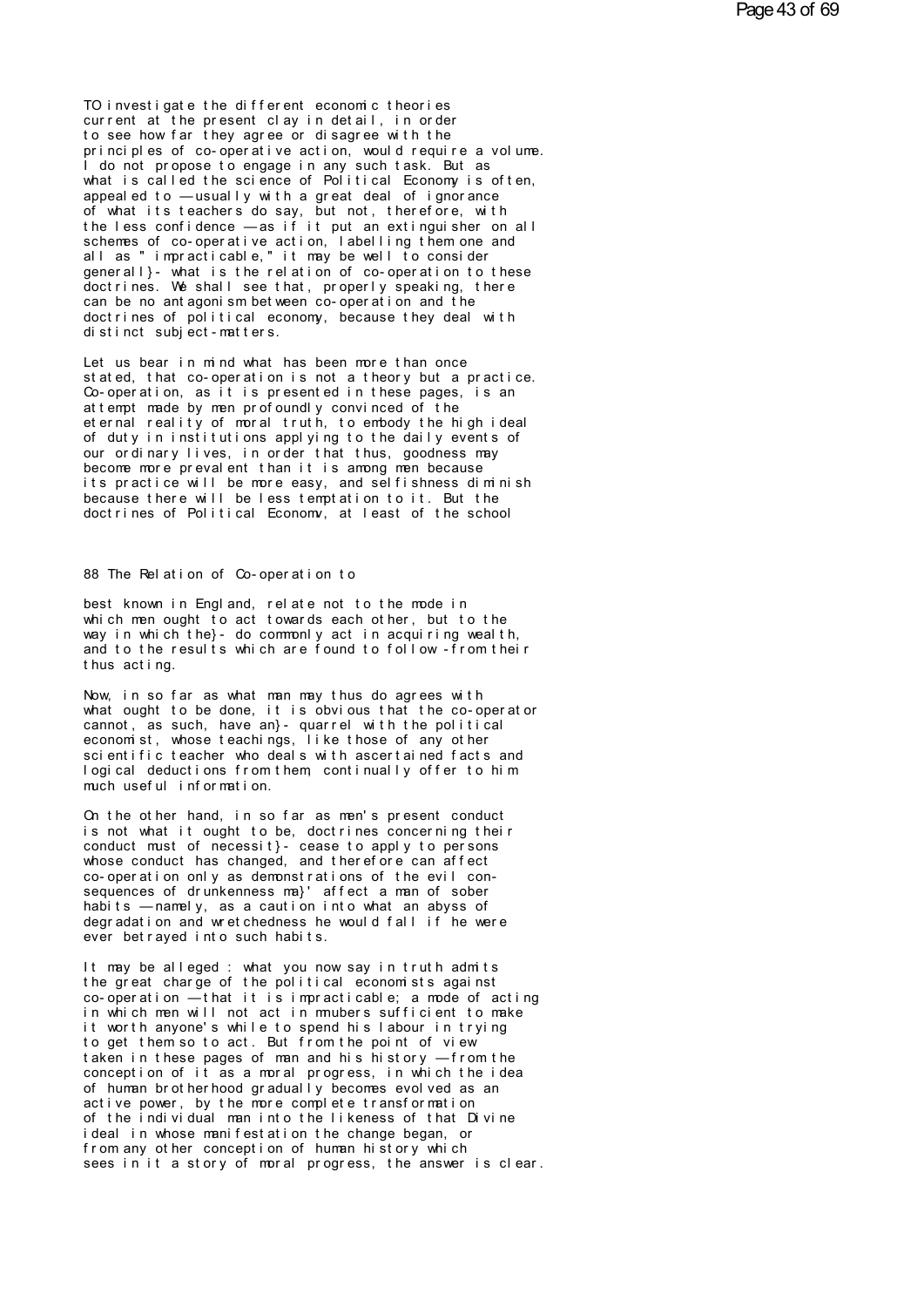TO investigate the different economic theories current at the present clay in detail, in order to see how far they agree or disagree with the principles of co-operative action, would require a volume. I do not propose to engage in any such task. But as what is called the science of Political Economy is often, appealed to — usually with a great deal of ignorance of what its teachers do say, but not, therefore, with the less confidence — as if it put an extinguisher on all schemes of co-operative action, labelling them one and all as "impracticable," it may be well to consider generall}- what is the relation of co-operation to these doctrines. We shall see that, properly speaking, there can be no antagonism between co-operation and the doctrines of political economy, because they deal with distinct subject-matters.

Let us bear in mind what has been more than once stated, that co-operation is not a theory but a practice. Co-operation, as it is presented in these pages, is an attempt made by men profoundly convinced of the eternal reality of moral truth, to embody the high ideal of duty in institutions applying to the daily events of our ordinary lives, in order that thus, goodness may become more prevalent than it is among men because its practice will be more easy, and selfishness diminish because there will be less temptation to it. But the doctrines of Political Economv, at least of the school

best known in England, relate not to the mode in which men ought to act towards each other, but to the way in which the}- do commonly act in acquiring wealth, and to the results which are found to follow -from their thus acting.

Now, in so far as what man may thus do agrees with what ought to be done, it is obvious that the co-operator cannot, as such, have an}- quarrel with the political economist, whose teachings, like those of any other scientific teacher who deals with ascertained facts and logical deductions from them, continually offer to him much useful information.

On the other hand, in so far as men's present conduct is not what it ought to be, doctrines concerning their conduct must of necessit}- cease to apply to persons whose conduct has changed, and therefore can affect co-operation only as demonstrations of the evil consequences of drunkenness ma}' affect a man of sober habits — namely, as a caution into what an abyss of degradation and wretchedness he would fall if he were ever betrayed into such habits.

It may be alleged : what you now say in truth admits the great charge of the political economists against co-operation — that it is impracticable; a mode of acting in which men will not act in mubers sufficient to make it worth anyone's while to spend his labour in trying to get them so to act. But from the point of view taken in these pages of man and his history — from the conception of it as a moral progress, in which the idea of human brotherhood gradually becomes evolved as an active power, by the more complete transformation of the individual man into the likeness of that Divine ideal in whose manifestation the change began, or from any other conception of human history which sees in it a story of moral progress, the answer is clear.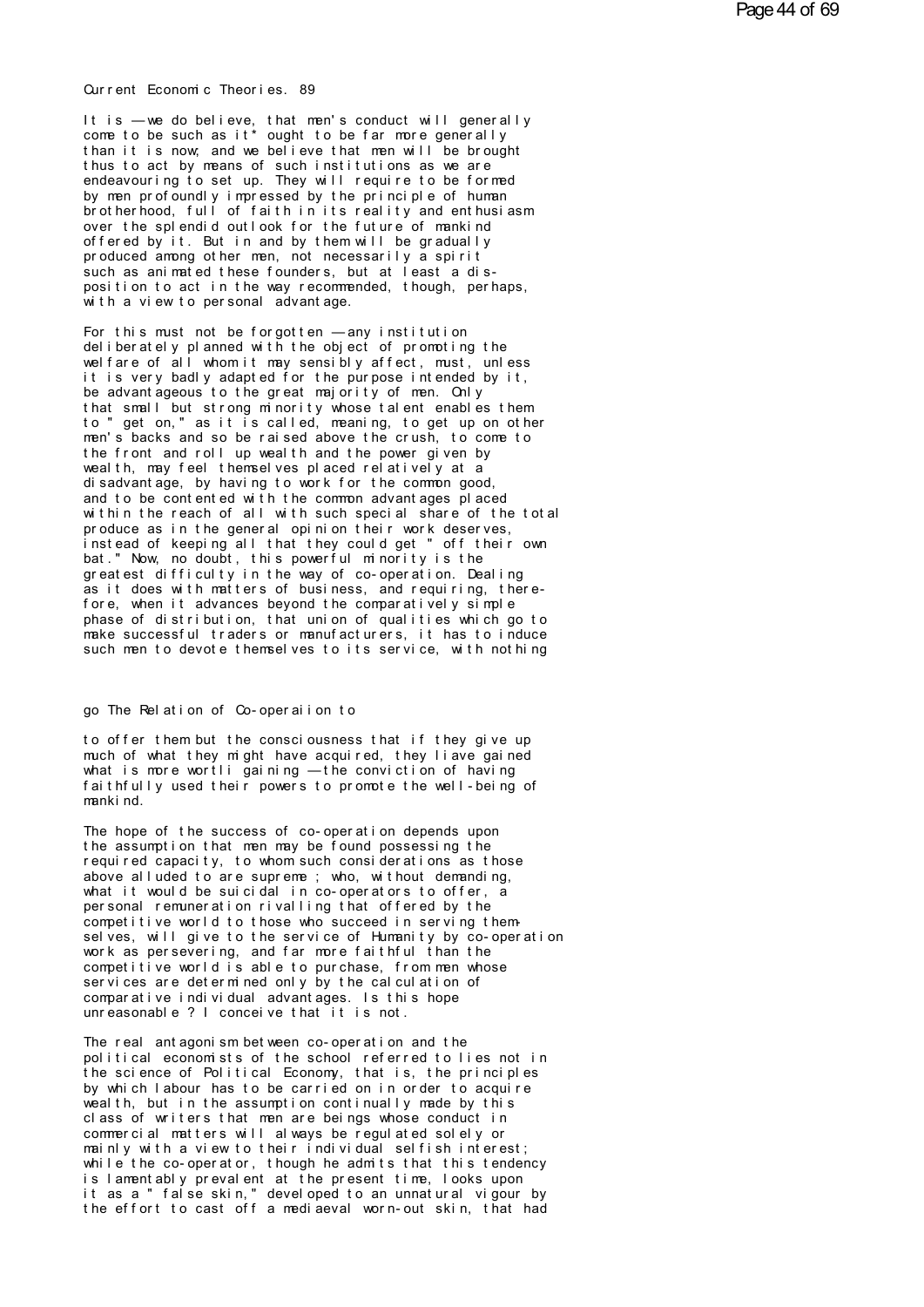It is — we do believe, that men's conduct will generally come to be such as it* ought to be far more generally than it is now; and we believe that men will be brought thus to act by means of such institutions as we are endeavouring to set up. They will require to be formed by men profoundly impressed by the principle of human brotherhood, full of faith in its reality and enthusiasm over the splendid outlook for the future of mankind offered by it. But in and by them will be gradually produced among other men, not necessarily a spirit such as animated these founders, but at least a disposition to act in the way recommended, though, perhaps, with a view to personal advantage.

For this must not be forgotten — any institution deliberately planned with the object of promoting the welfare of all whom it may sensibly affect, must, unless it is very badly adapted for the purpose intended by it, be advantageous to the great majority of men. Only that small but strong minority whose talent enables them to " get on," as it is called, meaning, to get up on other men's backs and so be raised above the crush, to come to the front and roll up wealth and the power given by wealth, may feel themselves placed relatively at a disadvantage, by having to work for the common good, and to be contented with the common advantages placed within the reach of all with such special share of the total produce as in the general opinion their work deserves, instead of keeping all that they could get " off their own bat." Now, no doubt, this powerful minority is the greatest difficulty in the way of co-operation. Dealing as it does with matters of business, and requiring, therefore, when it advances beyond the comparatively simple phase of distribution, that union of qualities which go to make successful traders or manufacturers, it has to induce such men to devote themselves to its service, with nothing to offer them but the consciousness that if they give up much of what they might have acquired, they liave gained what is more wortli gaining — the conviction of having faithfully used their powers to promote the well-being of mankind.

The hope of the success of co-operation depends upon the assumption that men may be found possessing the required capacity, to whom such considerations as those above alluded to are supreme ; who, without demanding, what it would be suicidal in co-operators to offer, a personal remuneration rivalling that offered by the competitive world to those who succeed in serving themselves, will give to the service of Humanity by co-operation work as persevering, and far more faithful than the competitive world is able to purchase, from men whose services are determined only by the calculation of comparative individual advantages. Is this hope unreasonable ? I conceive that it is not.

The real antagonism between co-operation and the political economists of the school referred to lies not in the science of Political Economy, that is, the principles by which labour has to be carried on in order to acquire wealth, but in the assumption continually made by this class of writers that men are beings whose conduct in commercial matters will always be regulated solely or mainly with a view to their individual selfish interest; while the co-operator, though he admits that this tendency is lamentably prevalent at the present time, looks upon it as a " false skin," developed to an unnatural vigour by the effort to cast off a mediaeval worn-out skin, that had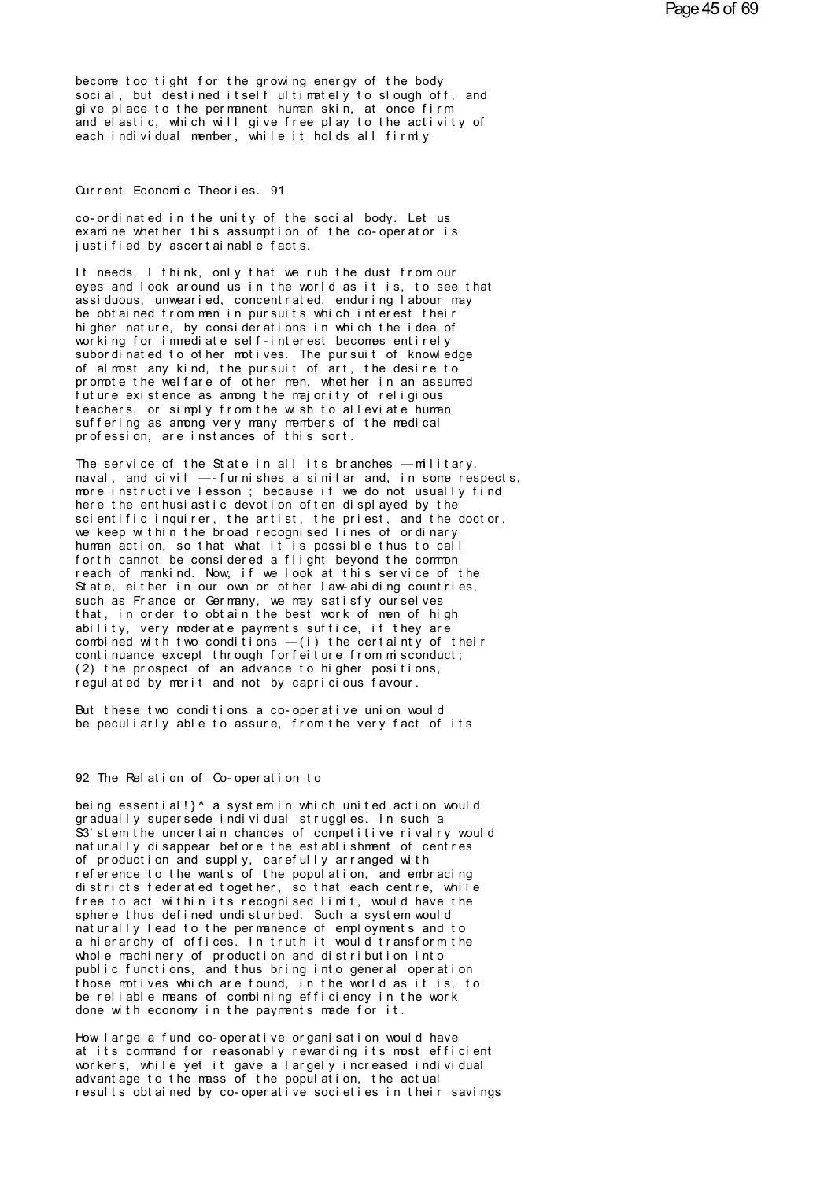become too tight for the growing energy of the body social, but destined itself ultimately to slough off, and give place to the permanent human skin, at once firm and elastic, which will give free play to the activity of each individual member, while it holds all firmly co-ordinated in the unity of the social body. Let us examine whether this assumption of the co-operator is justified by ascertainable facts.

It needs, I think, only that we rub the dust from our eyes and look around us in the world as it is, to see that assiduous, unwearied, concentrated, enduring labour may be obtained from men in pursuits which interest their higher nature, by considerations in which the idea of working for immediate self-interest becomes entirely subordinated to other motives. The pursuit of knowledge of almost any kind, the pursuit of art, the desire to promote the welfare of other men, whether in an assumed future existence as among the majority of religious teachers, or simply from the wish to alleviate human suffering as among very many members of the medical profession, are instances of this sort.

The service of the State in all its branches — military, naval, and civil — furnishes a similar and, in some respects, more instructive lesson ; because if we do not usually find here the enthusiastic devotion often displayed by the scientific inquirer, the artist, the priest, and the doctor, we keep within the broad recognised lines of ordinary human action, so that what it is possible thus to call forth cannot be considered a flight beyond the common reach of mankind. Now, if we look at this service of the State, either in our own or other law-abiding countries, such as France or Germany, we may satisfy ourselves that, in order to obtain the best work of men of high ability, very moderate payments suffice, if they are combined with two conditions — (1) the certainty of their continuance except through forfeiture from misconduct; (2) the prospect of an advance to higher positions, regulated by merit and not by capricious favour.

But these two conditions a co-operative union would be peculiarly able to assure, from the very fact of its being essential!}^ a system in which united action would gradually supersede individual struggles. In such a S3'stem the uncertain chances of competitive rivalry would naturally disappear before the establishment of centres of production and supply, carefully arranged with reference to the wants of the population, and embracing districts federated together, so that each centre, while free to act within its recognised limit, would have the sphere thus defined undisturbed. Such a system would naturally lead to the permanence of employments and to a hierarchy of offices. In truth it would transform the whole machinery of production and distribution into public functions, and thus bring into general operation those motives which are found, in the world as it is, to be reliable means of combining efficiency in the work done with economy in the payments made for it.

How large a fund co-operative organisation would have at its command for reasonably rewarding its most efficient workers, while yet it gave a largely increased individual advantage to the mass of the population, the actual results obtained by co-operative societies in their savings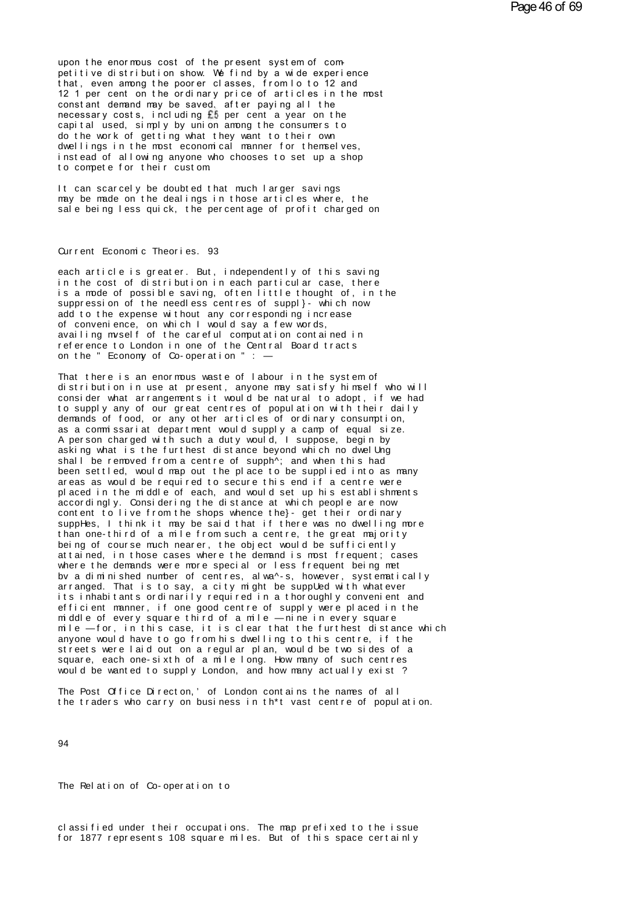upon the enormous cost of the present system of competitive distribution show. We find by a wide experience that, even among the poorer classes, from lo to 12 and 12 1 per cent on the ordinary price of articles in the most constant demand may be saved, after paying all the necessary costs, including £5 per cent a year on the capital used, simply by union among the consumers to do the work of getting what they want to their own dwellings in the most economical manner for themselves, instead of allowing anyone who chooses to set up a shop to compete for their custom.

It can scarcely be doubted that much larger savings may be made on the dealings in those articles where, the sale being less quick, the percentage of profit charged on each article is greater. But, independently of this saving in the cost of distribution in each particular case, there is a mode of possible saving, often little thought of, in the suppression of the needless centres of suppl}- which now add to the expense without any corresponding increase of convenience, on which I would say a few words, availing mvself of the careful computation contained in reference to London in one of the Central Board tracts on the " Economy of Co-operation " : —

That there is an enormous waste of labour in the system of distribution in use at present, anyone may satisfy himself who will consider what arrangements it would be natural to adopt, if we had to supply any of our great centres of population with their daily demands of food, or any other articles of ordinary consumption, as a commissariat department would supply a camp of equal size. A person charged with such a duty would, I suppose, begin by asking what is the furthest distance beyond which no dwelUng shall be removed from a centre of supph^; and when this had been settled, would map out the place to be supplied into as many areas as would be required to secure this end if a centre were placed in the middle of each, and would set up his establishments accordingly. Considering the distance at which people are now content to live from the shops whence the}- get their ordinary suppHes, I think it may be said that if there was no dwelling more than one-third of a mile from such a centre, the great majority being of course much nearer, the object would be sufficiently attained, in those cases where the demand is most frequent; cases where the demands were more special or less frequent being met bv a diminished number of centres, alwa^-s, however, systematically arranged. That is to say, a city might be suppUed with whatever its inhabitants ordinarily required in a thoroughly convenient and efficient manner, if one good centre of supply were placed in the middle of every square third of a mile — nine in every square mile — for, in this case, it is clear that the furthest distance which anyone would have to go from his dwelling to this centre, if the streets were laid out on a regular plan, would be two sides of a square, each one-sixth of a mile long. How many of such centres would be wanted to supply London, and how many actually exist ?

The Post Office Directon,' of London contains the names of all the traders who carry on business in th*t vast centre of population. classified under their occupations. The map prefixed to the issue for 1877 represents 108 square miles. But of this space certainly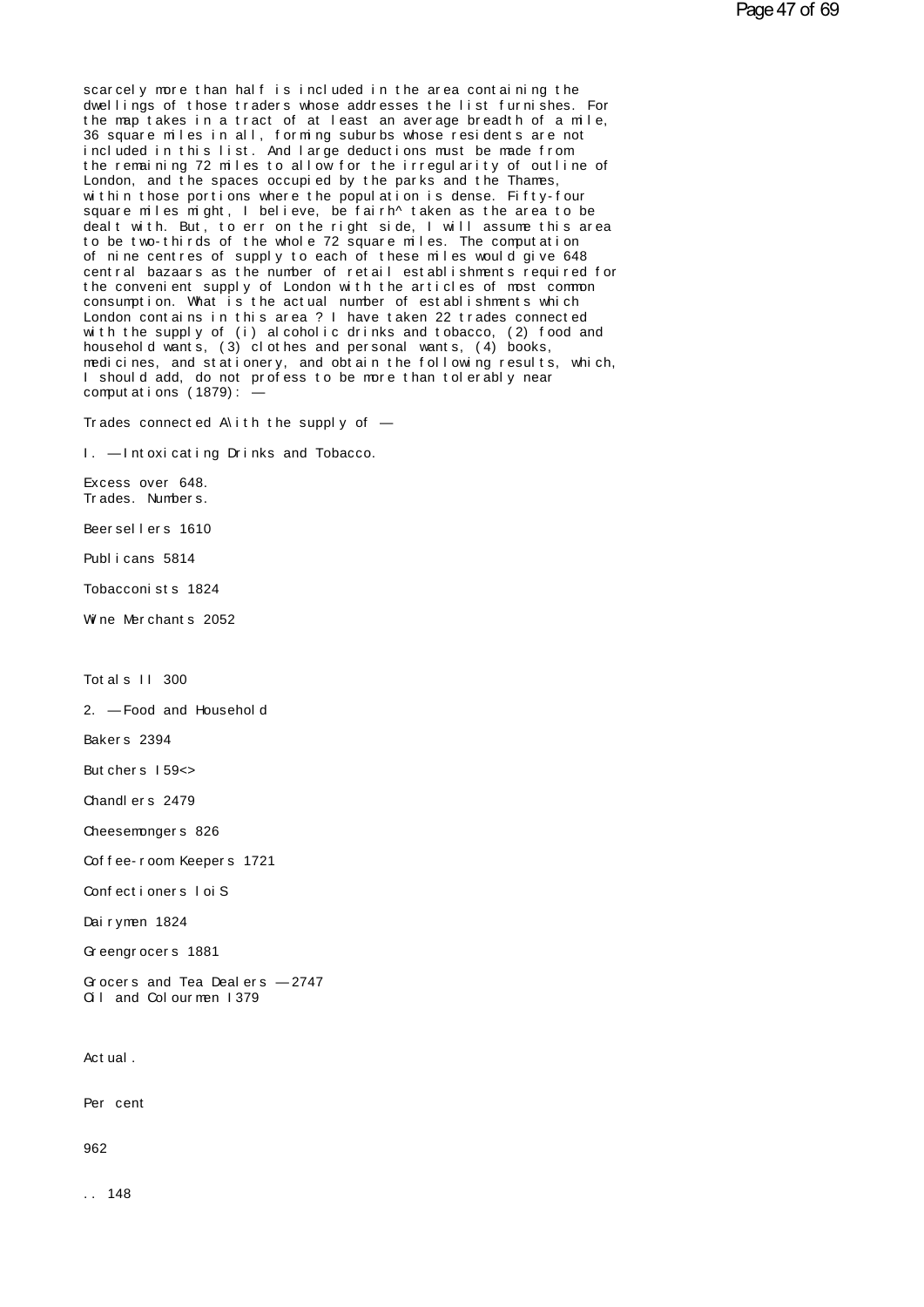scarcely more than half is included in the area containing the dwellings of those traders whose addresses the list furnishes. For the map takes in a tract of at least an average breadth of a mile, 36 square miles in all, forming suburbs whose residents are not included in this list. And large deductions must be made from the remaining 72 miles to allow for the irregularity of outline of London, and the spaces occupied by the parks and the Thames, within those portions where the population is dense. Fifty-four square miles might, I believe, be fairh^ taken as the area to be dealt with. But, to err on the right side, I will assume this area to be two-thirds of the whole 72 square miles. The computation of nine centres of supply to each of these miles would give 648 central bazaars as the number of retail establishments required for the convenient supply of London with the articles of most common consumption. What is the actual number of establishments which London contains in this area ? I have taken 22 trades connected with the supply of (i) alcoholic drinks and tobacco, (2) food and household wants, (3) clothes and personal wants, (4) books, medicines, and stationery, and obtain the following results, which, I should add, do not profess to be more than tolerably near computations (1879): —

Trades connected A\ith the supply of —

I. — Intoxicating Drinks and Tobacco.

Excess over 648.
Trades. Numbers.

Beersellers 1610

Publicans 5814

Tobacconists 1824

Wine Merchants 2052

Totals II 300

2. — Food and Household

Bakers 2394

Butchers I59<>

Chandlers 2479

Cheesemongers 826

Coffee-room Keepers 1721

Confectioners loiS

Dairymen 1824

Greengrocers 1881

Grocers and Tea Dealers — 2747
Oil and Colourmen I379

Actual.

Per cent

962

.. 148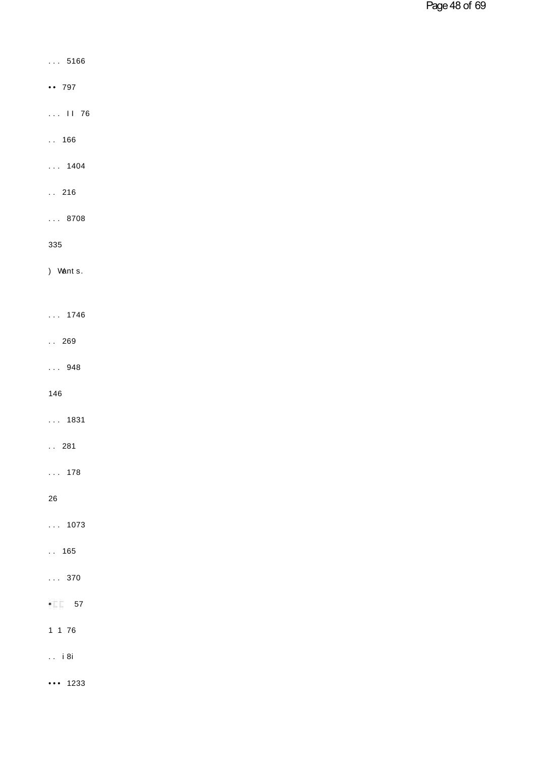... 5166

•• 797

... I I 76

.. 166

... 1404

.. 216

... 8708

335

) Want s.

... 1746

.. 269

... 948

146

... 1831

.. 281

... 178

26

... 1073

.. 165

... 370

• 57

1 1 76

.. i 8i

••• 1233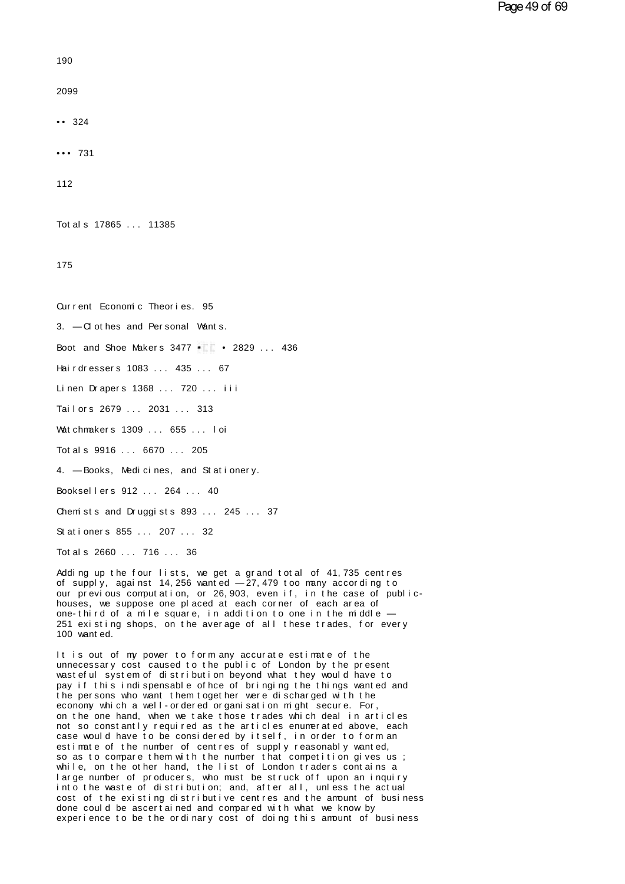190

2099

•• 324

••• 731

112

Totals 17865 ... 11385

175

Current Economic Theories. 95

3. — Clothes and Personal Wants.

| | | | |
|---|---|---|---|
| Boot and Shoe Makers | 3477 | 2829 | 436 |
| Hairdressers | 1083 | 435 | 67 |
| Linen Drapers | 1368 | 720 | iii |
| Tailors | 2679 | 2031 | 313 |
| Watchmakers | 1309 | 655 | loi |
| Totals | 9916 | 6670 | 205 |

4. — Books, Medicines, and Stationery.

| | | | |
|---|---|---|---|
| Booksellers | 912 | 264 | 40 |
| Chemists and Druggists | 893 | 245 | 37 |
| Stationers | 855 | 207 | 32 |
| Totals | 2660 | 716 | 36 |

Adding up the four lists, we get a grand total of 41,735 centres of supply, against 14,256 wanted — 27,479 too many according to our previous computation, or 26,903, even if, in the case of public-houses, we suppose one placed at each corner of each area of one-third of a mile square, in addition to one in the middle — 251 existing shops, on the average of all these trades, for every 100 wanted.

It is out of my power to form any accurate estimate of the unnecessary cost caused to the public of London by the present wasteful system of distribution beyond what they would have to pay if this indispensable ofhce of bringing the things wanted and the persons who want them together were discharged with the economy which a well-ordered organisation might secure. For, on the one hand, when we take those trades which deal in articles not so constantly required as the articles enumerated above, each case would have to be considered by itself, in order to form an estimate of the number of centres of supply reasonably wanted, so as to compare them with the number that competition gives us ; while, on the other hand, the list of London traders contains a large number of producers, who must be struck off upon an inquiry into the waste of distribution; and, after all, unless the actual cost of the existing distributive centres and the amount of business done could be ascertained and compared with what we know by experience to be the ordinary cost of doing this amount of business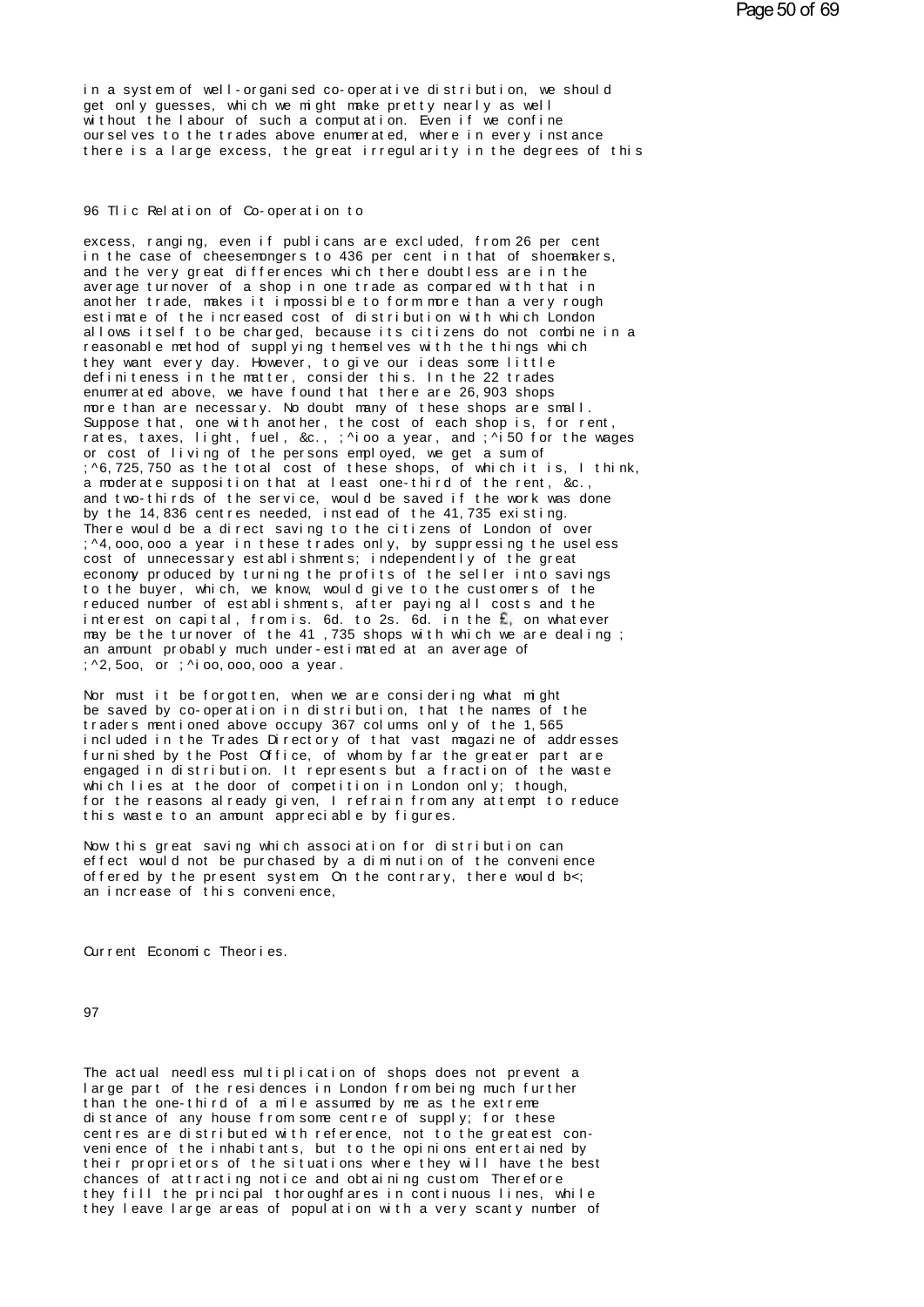in a system of well-organised co-operative distribution, we should get only guesses, which we might make pretty nearly as well without the labour of such a computation. Even if we confine ourselves to the trades above enumerated, where in every instance there is a large excess, the great irregularity in the degrees of this excess, ranging, even if publicans are excluded, from 26 per cent in the case of cheesemongers to 436 per cent in that of shoemakers, and the very great differences which there doubtless are in the average turnover of a shop in one trade as compared with that in another trade, makes it impossible to form more than a very rough estimate of the increased cost of distribution with which London allows itself to be charged, because its citizens do not combine in a reasonable method of supplying themselves with the things which they want every day. However, to give our ideas some little definiteness in the matter, consider this. In the 22 trades enumerated above, we have found that there are 26,903 shops more than are necessary. No doubt many of these shops are small. Suppose that, one with another, the cost of each shop is, for rent, rates, taxes, light, fuel, &c., ;^ioo a year, and ;^i50 for the wages or cost of living of the persons employed, we get a sum of ;^6,725,750 as the total cost of these shops, of which it is, I think, a moderate supposition that at least one-third of the rent, &c., and two-thirds of the service, would be saved if the work was done by the 14,836 centres needed, instead of the 41,735 existing. There would be a direct saving to the citizens of London of over ;^4,ooo,ooo a year in these trades only, by suppressing the useless cost of unnecessary establishments; independently of the great economy produced by turning the profits of the seller into savings to the buyer, which, we know, would give to the customers of the reduced number of establishments, after paying all costs and the interest on capital, from is. 6d. to 2s. 6d. in the £, on whatever may be the turnover of the 41,735 shops with which we are dealing; an amount probably much under-estimated at an average of ;^2,5oo, or ;^ioo,ooo,ooo a year.

Nor must it be forgotten, when we are considering what might be saved by co-operation in distribution, that the names of the traders mentioned above occupy 367 columns only of the 1,565 included in the Trades Directory of that vast magazine of addresses furnished by the Post Office, of whom by far the greater part are engaged in distribution. It represents but a fraction of the waste which lies at the door of competition in London only; though, for the reasons already given, I refrain from any attempt to reduce this waste to an amount appreciable by figures.

Now this great saving which association for distribution can effect would not be purchased by a diminution of the convenience offered by the present system. On the contrary, there would b<; an increase of this convenience. The actual needless multiplication of shops does not prevent a large part of the residences in London from being much further than the one-third of a mile assumed by me as the extreme distance of any house from some centre of supply; for these centres are distributed with reference, not to the greatest convenience of the inhabitants, but to the opinions entertained by their proprietors of the situations where they will have the best chances of attracting notice and obtaining custom. Therefore they fill the principal thoroughfares in continuous lines, while they leave large areas of population with a very scanty number of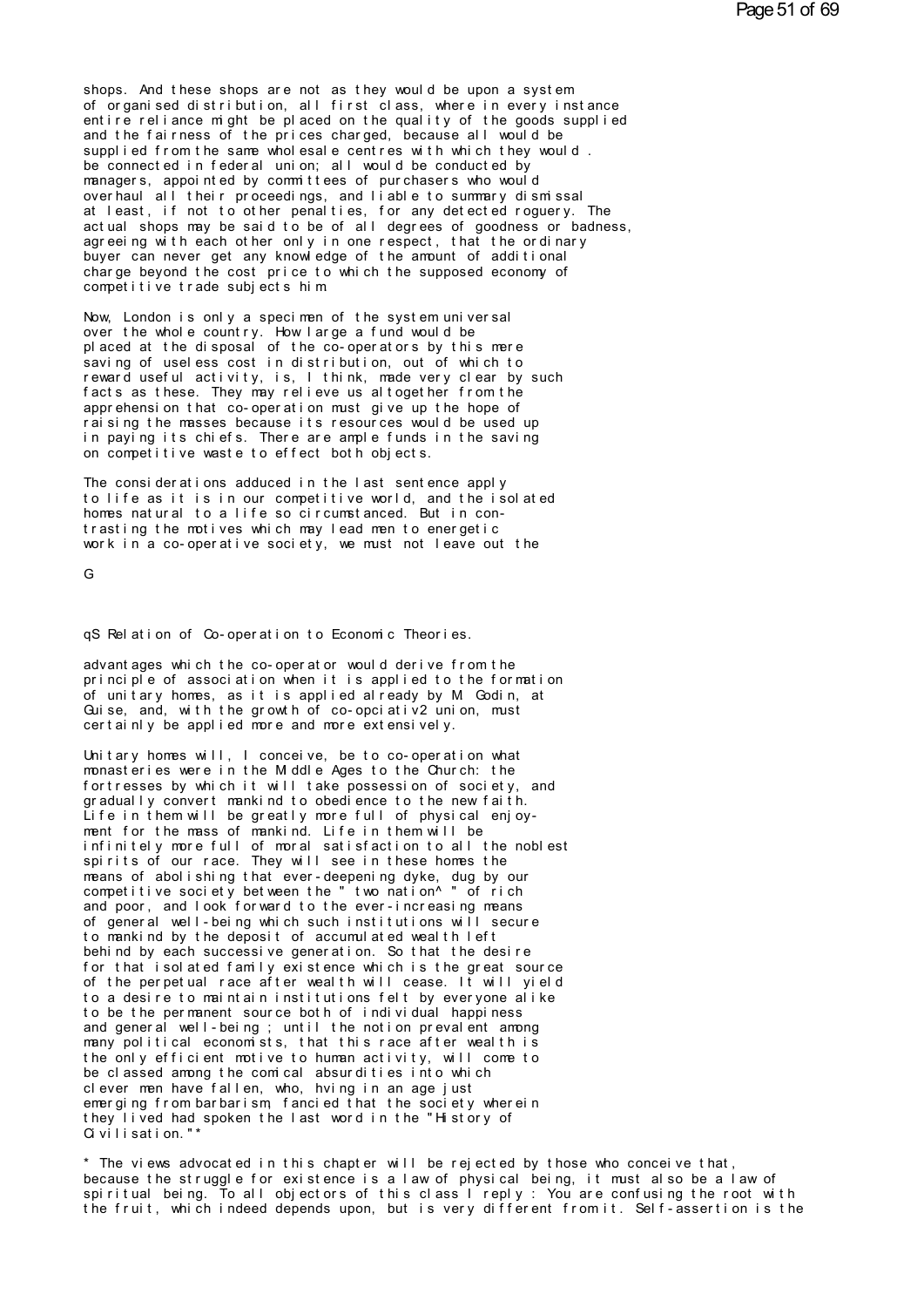shops. And these shops are not as they would be upon a system of organised distribution, all first class, where in every instance entire reliance might be placed on the quality of the goods supplied and the fairness of the prices charged, because all would be supplied from the same wholesale centres with which they would . be connected in federal union; all would be conducted by managers, appointed by committees of purchasers who would overhaul all their proceedings, and liable to summary dismissal at least, if not to other penalties, for any detected roguery. The actual shops may be said to be of all degrees of goodness or badness, agreeing with each other only in one respect, that the ordinary buyer can never get any knowledge of the amount of additional charge beyond the cost price to which the supposed economy of competitive trade subjects him.

Now, London is only a specimen of the system universal over the whole country. How large a fund would be placed at the disposal of the co-operators by this mere saving of useless cost in distribution, out of which to reward useful activity, is, I think, made very clear by such facts as these. They may relieve us altogether from the apprehension that co-operation must give up the hope of raising the masses because its resources would be used up in paying its chiefs. There are ample funds in the saving on competitive waste to effect both objects.

The considerations adduced in the last sentence apply to life as it is in our competitive world, and the isolated homes natural to a life so circumstanced. But in contrasting the motives which may lead men to energetic work in a co-operative society, we must not leave out the

G

qS Relation of Co-operation to Economic Theories.

advantages which the co-operator would derive from the principle of association when it is applied to the formation of unitary homes, as it is applied already by M. Godin, at Guise, and, with the growth of co-opciativ2 union, must certainly be applied more and more extensively.

Unitary homes will, I conceive, be to co-operation what monasteries were in the Middle Ages to the Church: the fortresses by which it will take possession of society, and gradually convert mankind to obedience to the new faith. Life in them will be greatly more full of physical enjoyment for the mass of mankind. Life in them will be infinitely more full of moral satisfaction to all the noblest spirits of our race. They will see in these homes the means of abolishing that ever-deepening dyke, dug by our competitive society between the " two nation^ " of rich and poor, and look forward to the ever-increasing means of general well-being which such institutions will secure to mankind by the deposit of accumulated wealth left behind by each successive generation. So that the desire for that isolated family existence which is the great source of the perpetual race after wealth will cease. It will yield to a desire to maintain institutions felt by everyone alike to be the permanent source both of individual happiness and general well-being ; until the notion prevalent among many political economists, that this race after wealth is the only efficient motive to human activity, will come to be classed among the comical absurdities into which clever men have fallen, who, hving in an age just emerging from barbarism, fancied that the society wherein they lived had spoken the last word in the "History of Civilisation."*

* The views advocated in this chapter will be rejected by those who conceive that, because the struggle for existence is a law of physical being, it must also be a law of spiritual being. To all objectors of this class I reply : You are confusing the root with the fruit, which indeed depends upon, but is very different from it. Self-assertion is the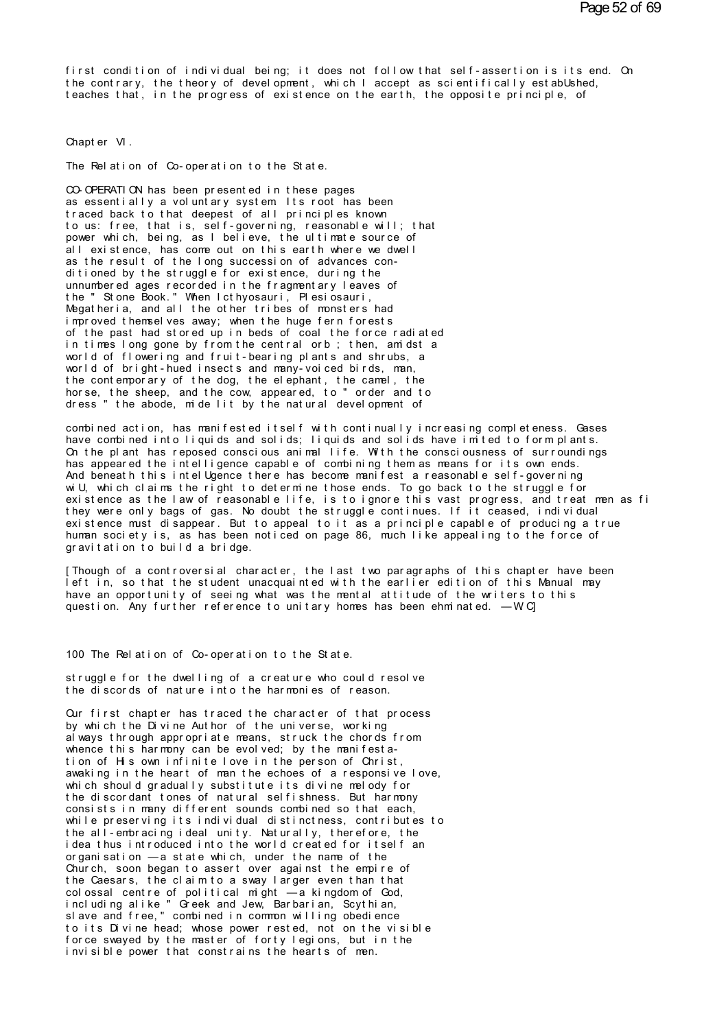first condition of individual being; it does not follow that self-assertion is its end. On the contrary, the theory of development, which I accept as scientifically estabUshed, teaches that, in the progress of existence on the earth, the opposite principle, of

## Chapter VI.

### The Relation of Co-operation to the State.

CO-OPERATION has been presented in these pages as essentially a voluntary system. Its root has been traced back to that deepest of all principles known to us: free, that is, self-governing, reasonable will; that power which, being, as I believe, the ultimate source of all existence, has come out on this earth where we dwell as the result of the long succession of advances conditioned by the struggle for existence, during the unnumbered ages recorded in the fragmentary leaves of the " Stone Book." When Icthyosauri, Plesiosauri, Megatheria, and all the other tribes of monsters had improved themselves away; when the huge fern forests of the past had stored up in beds of coal the force radiated in times long gone by from the central orb ; then, amidst a world of flowering and fruit-bearing plants and shrubs, a world of bright-hued insects and many-voiced birds, man, the contemporary of the dog, the elephant, the camel, the horse, the sheep, and the cow, appeared, to " order and to dress " the abode, mide lit by the natural development of

combined action, has manifested itself with continually increasing completeness. Gases have combined into liquids and solids; liquids and solids have imited to form plants. On the plant has reposed conscious animal life. With the consciousness of surroundings has appeared the intelligence capable of combining them as means for its own ends. And beneath this intelUgence there has become manifest a reasonable self-governing wiU, which claims the right to determine those ends. To go back to the struggle for existence as the law of reasonable life, is to ignore this vast progress, and treat men as fi they were only bags of gas. No doubt the struggle continues. If it ceased, individual existence must disappear. But to appeal to it as a principle capable of producing a true human society is, as has been noticed on page 86, much like appealing to the force of gravitation to build a bridge.

[Though of a controversial character, the last two paragraphs of this chapter have been left in, so that the student unacquainted with the earlier edition of this Manual may have an opportunity of seeing what was the mental attitude of the writers to this question. Any further reference to unitary homes has been ehminated. —W.C.]

struggle for the dwelling of a creature who could resolve the discords of nature into the harmonies of reason.

Our first chapter has traced the character of that process by which the Divine Author of the universe, working always through appropriate means, struck the chords from whence this harmony can be evolved; by the manifestation of His own infinite love in the person of Christ, awaking in the heart of man the echoes of a responsive love, which should gradually substitute its divine melody for the discordant tones of natural selfishness. But harmony consists in many different sounds combined so that each, while preserving its individual distinctness, contributes to the all-embracing ideal unity. Naturally, therefore, the idea thus introduced into the world created for itself an organisation —a state which, under the name of the Church, soon began to assert over against the empire of the Caesars, the claim to a sway larger even than that colossal centre of political might —a kingdom of God, including alike " Greek and Jew, Barbarian, Scythian, slave and free," combined in common willing obedience to its Divine head; whose power rested, not on the visible force swayed by the master of forty legions, but in the invisible power that constrains the hearts of men.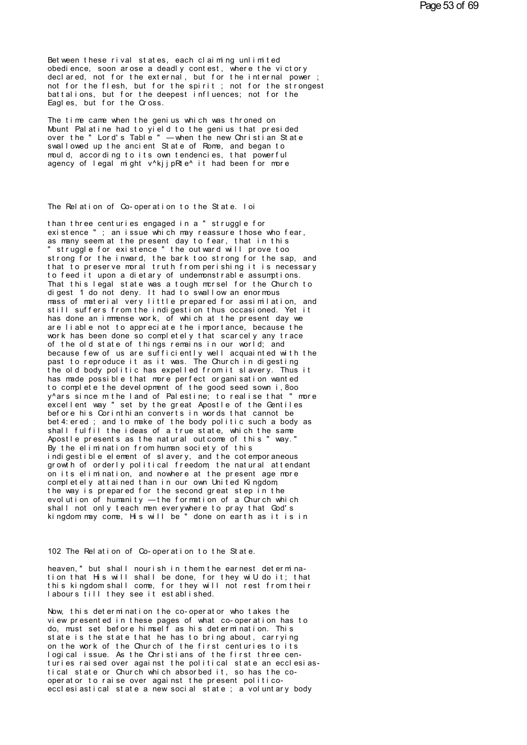Between these rival states, each claiming unlimited obedience, soon arose a deadly contest, where the victory declared, not for the external, but for the internal power ; not for the flesh, but for the spirit ; not for the strongest battalions, but for the deepest influences; not for the Eagles, but for the Cross.

The time came when the genius which was throned on Mount Palatine had to yield to the genius that presided over the " Lord's Table " —when the new Christian State swallowed up the ancient State of Rome, and began to mould, according to its own tendencies, that powerful agency of legal might v^kjjpRte^ it had been for more than three centuries engaged in a " struggle for existence " ; an issue which may reassure those who fear, as many seem at the present day to fear, that in this " struggle for existence " the outward will prove too strong for the inward, the bark too strong for the sap, and that to preserve moral truth from perishing it is necessary to feed it upon a dietary of undemonstrable assumptions. That this legal state was a tough morsel for the Church to digest 1 do not deny. It had to swallow an enormous mass of material very little prepared for assimilation, and still suffers from the indigestion thus occasioned. Yet it has done an immense work, of which at the present day we are liable not to appreciate the importance, because the work has been done so completely that scarcely any trace of the old state of things remains in our world; and because few of us are sufficiently well acquainted with the past to reproduce it as it was. The Church in digesting the old body politic has expelled from it slavery. Thus it has made possible that more perfect organisation wanted to complete the development of the good seed sown i,8oo y^ars since m the land of Palestine; to realise that " more excellent way " set by the great Apostle of the Gentiles before his Corinthian converts in words that cannot be bet4:ered ; and to make of the body politic such a body as shall fulfil the ideas of a true state, which the same Apostle presents as the natural outcome of this " way." By the elimination from human society of this indigestible element of slavery, and the cotemporaneous growth of orderly political freedom, the natural attendant on its elimination, and nowhere at the present age more completely attained than in our own United Kingdom, the way is prepared for the second great step in the evolution of humanity —the formation of a Church which shall not only teach men everywhere to pray that God's kingdom may come, His will be " done on earth as it is in heaven," but shall nourish in them the earnest determination that His will shall be done, for they wiU do it; that this kingdom shall come, for they will not rest from their labours till they see it established.

Now, this determination the co-operator who takes the view presented in these pages of what co-operation has to do, must set before himself as his determination. This state is the state that he has to bring about, carrying on the work of the Church of the first centuries to its logical issue. As the Christians of the first three centuries raised over against the political state an ecclesiastical state or Church which absorbed it, so has the co-operator to raise over against the present politico-ecclesiastical state a new social state ; a voluntary body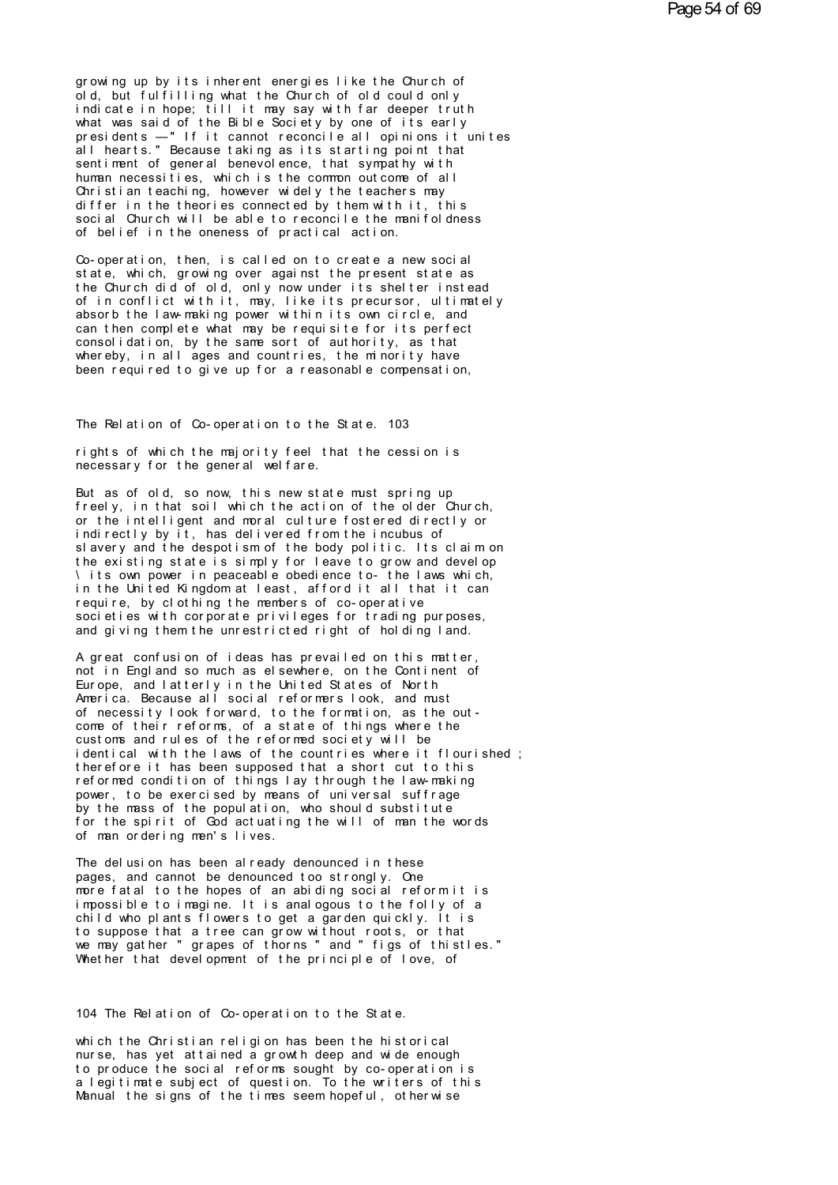growing up by its inherent energies like the Church of old, but fulfilling what the Church of old could only indicate in hope; till it may say with far deeper truth what was said of the Bible Society by one of its early presidents —" If it cannot reconcile all opinions it unites all hearts." Because taking as its starting point that sentiment of general benevolence, that sympathy with human necessities, which is the common outcome of all Christian teaching, however widely the teachers may differ in the theories connected by them with it, this social Church will be able to reconcile the manifoldness of belief in the oneness of practical action.

Co-operation, then, is called on to create a new social state, which, growing over against the present state as the Church did of old, only now under its shelter instead of in conflict with it, may, like its precursor, ultimately absorb the law-making power within its own circle, and can then complete what may be requisite for its perfect consolidation, by the same sort of authority, as that whereby, in all ages and countries, the minority have been required to give up for a reasonable compensation,

rights of which the majority feel that the cession is necessary for the general welfare.

But as of old, so now, this new state must spring up freely, in that soil which the action of the older Church, or the intelligent and moral culture fostered directly or indirectly by it, has delivered from the incubus of slavery and the despotism of the body politic. Its claim on the existing state is simply for leave to grow and develop \ its own power in peaceable obedience to- the laws which, in the United Kingdom at least, afford it all that it can require, by clothing the members of co-operative societies with corporate privileges for trading purposes, and giving them the unrestricted right of holding land.

A great confusion of ideas has prevailed on this matter, not in England so much as elsewhere, on the Continent of Europe, and latterly in the United States of North America. Because all social reformers look, and must of necessity look forward, to the formation, as the outcome of their reforms, of a state of things where the customs and rules of the reformed society will be identical with the laws of the countries where it flourished ; therefore it has been supposed that a short cut to this reformed condition of things lay through the law-making power, to be exercised by means of universal suffrage by the mass of the population, who should substitute for the spirit of God actuating the will of man the words of man ordering men's lives.

The delusion has been already denounced in these pages, and cannot be denounced too strongly. One more fatal to the hopes of an abiding social reform it is impossible to imagine. It is analogous to the folly of a child who plants flowers to get a garden quickly. It is to suppose that a tree can grow without roots, or that we may gather " grapes of thorns " and " figs of thistles." Whether that development of the principle of love, of

which the Christian religion has been the historical nurse, has yet attained a growth deep and wide enough to produce the social reforms sought by co-operation is a legitimate subject of question. To the writers of this Manual the signs of the times seem hopeful, otherwise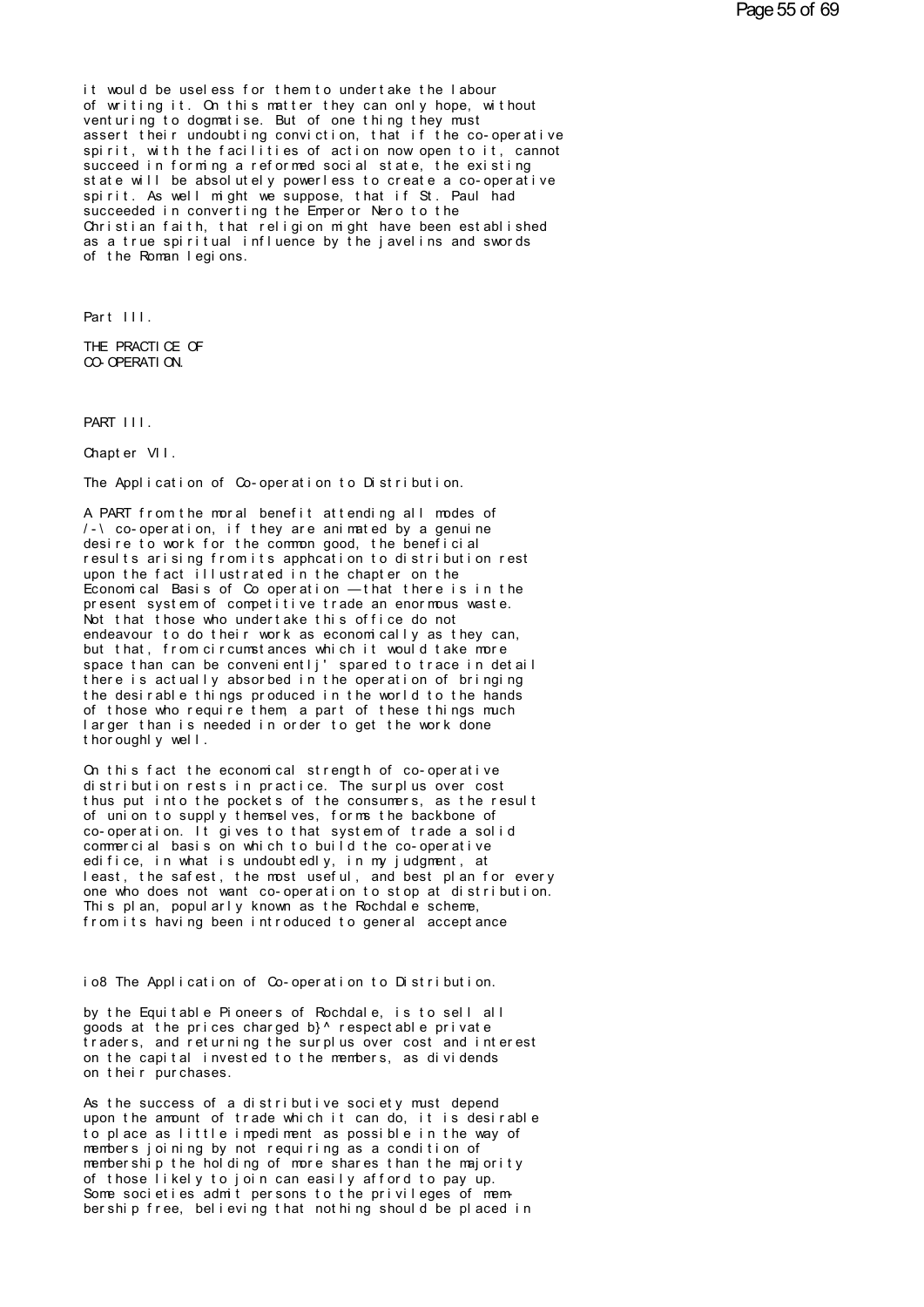it would be useless for them to undertake the labour of writing it. On this matter they can only hope, without venturing to dogmatise. But of one thing they must assert their undoubting conviction, that if the co-operative spirit, with the facilities of action now open to it, cannot succeed in forming a reformed social state, the existing state will be absolutely powerless to create a co-operative spirit. As well might we suppose, that if St. Paul had succeeded in converting the Emperor Nero to the Christian faith, that religion might have been established as a true spiritual influence by the javelins and swords of the Roman legions.

# Part III.

# THE PRACTICE OF CO-OPERATION.

# PART III.

## Chapter VII.

## The Application of Co-operation to Distribution.

A PART from the moral benefit attending all modes of /-\ co-operation, if they are animated by a genuine desire to work for the common good, the beneficial results arising from its apphcation to distribution rest upon the fact illustrated in the chapter on the Economical Basis of Co operation — that there is in the present system of competitive trade an enormous waste. Not that those who undertake this office do not endeavour to do their work as economically as they can, but that, from circumstances which it would take more space than can be convenientlj' spared to trace in detail there is actually absorbed in the operation of bringing the desirable things produced in the world to the hands of those who require them, a part of these things much larger than is needed in order to get the work done thoroughly well.

On this fact the economical strength of co-operative distribution rests in practice. The surplus over cost thus put into the pockets of the consumers, as the result of union to supply themselves, forms the backbone of co-operation. It gives to that system of trade a solid commercial basis on which to build the co-operative edifice, in what is undoubtedly, in my judgment, at least, the safest, the most useful, and best plan for every one who does not want co-operation to stop at distribution. This plan, popularly known as the Rochdale scheme, from its having been introduced to general acceptance

by the Equitable Pioneers of Rochdale, is to sell all goods at the prices charged b}^ respectable private traders, and returning the surplus over cost and interest on the capital invested to the members, as dividends on their purchases.

As the success of a distributive society must depend upon the amount of trade which it can do, it is desirable to place as little impediment as possible in the way of members joining by not requiring as a condition of membership the holding of more shares than the majority of those likely to join can easily afford to pay up. Some societies admit persons to the privileges of membership free, believing that nothing should be placed in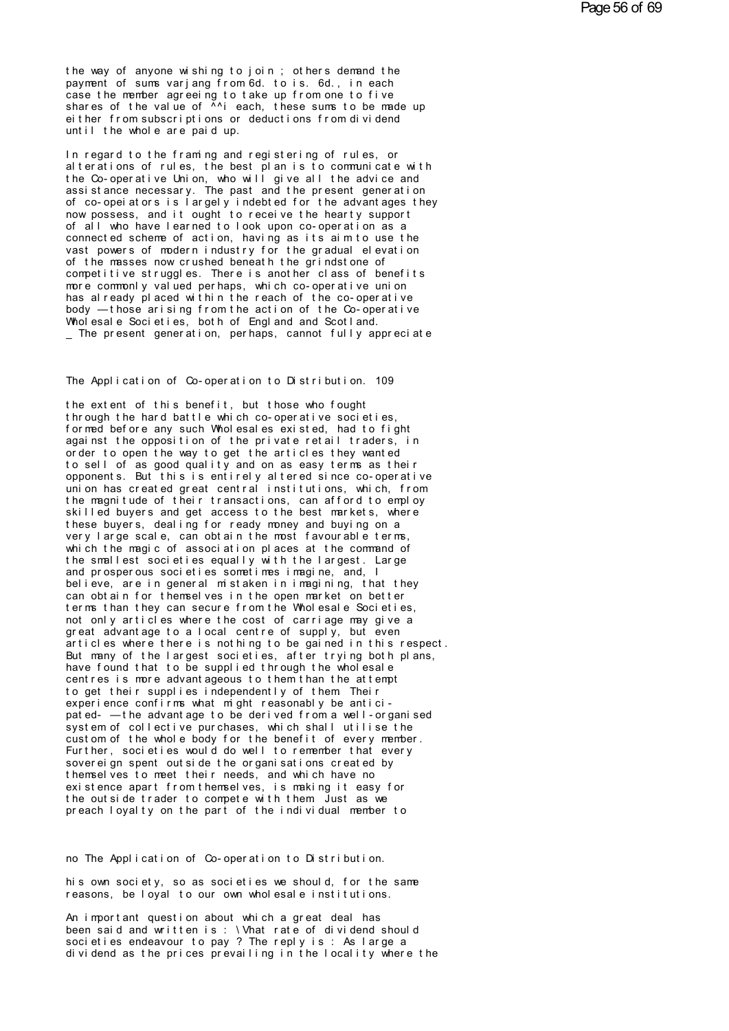the way of anyone wishing to join ; others demand the payment of sums varjang from 6d. to is. 6d., in each case the member agreeing to take up from one to five shares of the value of ^^i each, these sums to be made up either from subscriptions or deductions from dividend until the whole are paid up.

In regard to the framing and registering of rules, or alterations of rules, the best plan is to communicate with the Co-operative Union, who will give all the advice and assistance necessary. The past and the present generation of co-opeiators is largely indebted for the advantages they now possess, and it ought to receive the hearty support of all who have learned to look upon co-operation as a connected scheme of action, having as its aim to use the vast powers of modern industry for the gradual elevation of the masses now crushed beneath the grindstone of competitive struggles. There is another class of benefits more commonly valued perhaps, which co-operative union has already placed within the reach of the co-operative body —those arising from the action of the Co-operative Wholesale Societies, both of England and Scotland.
_ The present generation, perhaps, cannot fully appreciate

the extent of this benefit, but those who fought through the hard battle which co-operative societies, formed before any such Wholesales existed, had to fight against the opposition of the private retail traders, in order to open the way to get the articles they wanted to sell of as good quality and on as easy terms as their opponents. But this is entirely altered since co-operative union has created great central institutions, which, from the magnitude of their transactions, can afford to employ skilled buyers and get access to the best markets, where these buyers, dealing for ready money and buying on a very large scale, can obtain the most favourable terms, which the magic of association places at the command of the smallest societies equally with the largest. Large and prosperous societies sometimes imagine, and, I believe, are in general mistaken in imagining, that they can obtain for themselves in the open market on better terms than they can secure from the Wholesale Societies, not only articles where the cost of carriage may give a great advantage to a local centre of supply, but even articles where there is nothing to be gained in this respect. But many of the largest societies, after trying both plans, have found that to be supplied through the wholesale centres is more advantageous to them than the attempt to get their supplies independently of them. Their experience confirms what might reasonably be anticipated- —the advantage to be derived from a well-organised system of collective purchases, which shall utilise the custom of the whole body for the benefit of every member. Further, societies would do well to remember that every sovereign spent outside the organisations created by themselves to meet their needs, and which have no existence apart from themselves, is making it easy for the outside trader to compete with them. Just as we preach loyalty on the part of the individual member to

his own society, so as societies we should, for the same reasons, be loyal to our own wholesale institutions.

An important question about which a great deal has been said and written is : \Vhat rate of dividend should societies endeavour to pay ? The reply is : As large a dividend as the prices prevailing in the locality where the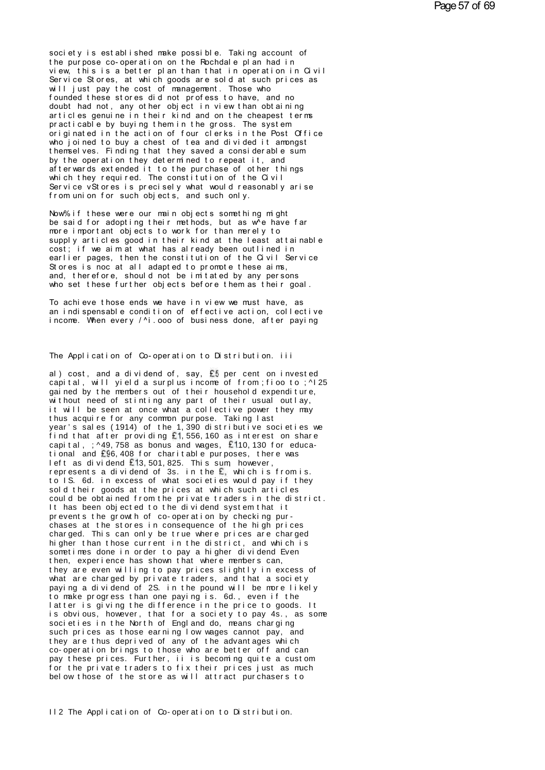society is established make possible. Taking account of the purpose co-operation on the Rochdale plan had in view, this is a better plan than that in operation in Civil Service Stores, at which goods are sold at such prices as will just pay the cost of management. Those who founded these stores did not profess to have, and no doubt had not, any other object in view than obtaining articles genuine in their kind and on the cheapest terms practicable by buying them in the gross. The system originated in the action of four clerks in the Post Office who joined to buy a chest of tea and divided it amongst themselves. Finding that they saved a considerable sum by the operation they determined to repeat it, and afterwards extended it to the purchase of other things which they required. The constitution of the Civil Service vStores is precisely what would reasonably arise from union for such objects, and such only.

Now% if these were our main objects something might be said for adopting their methods, but as w^e have far more important objects to work for than merely to supply articles good in their kind at the least attainable cost; if we aim at what has already been outlined in earlier pages, then the constitution of the Civil Service Stores is noc at all adapted to promote these aims, and, therefore, should not be imitated by any persons who set these further objects before them as their goal.

To achieve those ends we have in view we must have, as an indispensable condition of effective action, collective income. When every /^i.ooo of business done, after paying

al) cost, and a dividend of, say, £5 per cent on invested capital, will yield a surplus income of from ;fioo to ;^l25 gained by the members out of their household expenditure, without need of stinting any part of their usual outlay, it will be seen at once what a collective power they may thus acquire for any common purpose. Taking last year's sales (1914) of the 1,390 distributive societies we find that after providing £1,556,160 as interest on share capital, ;^49,758 as bonus and wages, £110,130 for educational and £96,408 for charitable purposes, there was left as dividend £13,501,825. This sum, however, represents a dividend of 3s. in the £, which is from is. to IS. 6d. in excess of what societies would pay if they sold their goods at the prices at which such articles could be obtained from the private traders in the district. It has been objected to the dividend system that it prevents the growth of co-operation by checking purchases at the stores in consequence of the high prices charged. This can only be true where prices are charged higher than those current in the district, and which is sometimes done in order to pay a higher dividend Even then, experience has shown that where members can, they are even willing to pay prices slightly in excess of what are charged by private traders, and that a society paying a dividend of 2S. in the pound will be more likely to make progress than one paying is. 6d., even if the latter is giving the difference in the price to goods. It is obvious, however, that for a society to pay 4s., as some societies in the North of England do, means charging such prices as those earning low wages cannot pay, and they are thus deprived of any of the advantages which co-operation brings to those who are better off and can pay these prices. Further, ii is becoming quite a custom for the private traders to fix their prices just as much below those of the store as will attract purchasers to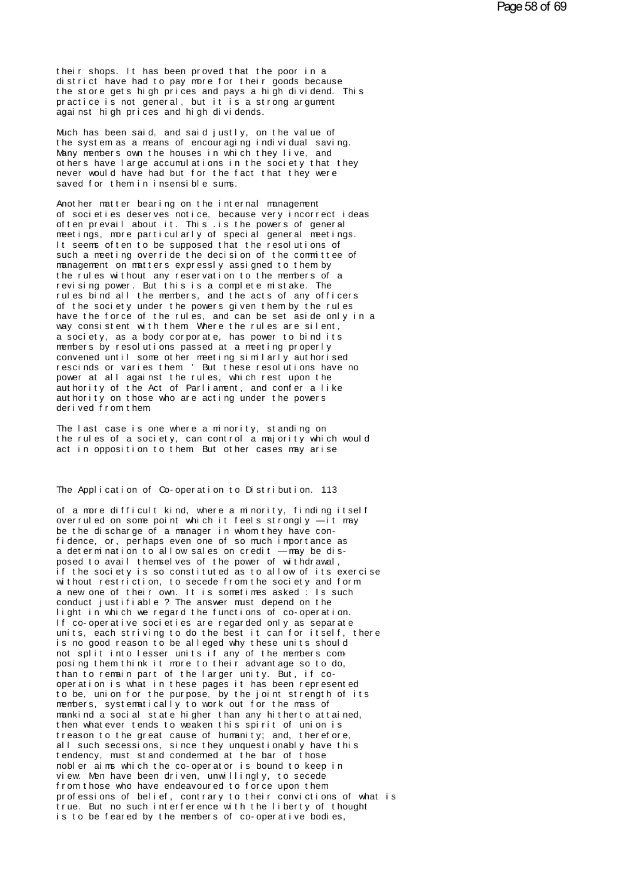their shops. It has been proved that the poor in a district have had to pay more for their goods because the store gets high prices and pays a high dividend. This practice is not general, but it is a strong argument against high prices and high dividends.

Much has been said, and said justly, on the value of the system as a means of encouraging individual saving. Many members own the houses in which they live, and others have large accumulations in the society that they never would have had but for the fact that they were saved for them in insensible sums.

Another matter bearing on the internal management of societies deserves notice, because very incorrect ideas often prevail about it. This .is the powers of general meetings, more particularly of special general meetings. It seems often to be supposed that the resolutions of such a meeting override the decision of the committee of management on matters expressly assigned to them by the rules without any reservation to the members of a revising power. But this is a complete mistake. The rules bind all the members, and the acts of any officers of the society under the powers given them by the rules have the force of the rules, and can be set aside only in a way consistent with them. Where the rules are silent, a society, as a body corporate, has power to bind its members by resolutions passed at a meeting properly convened until some other meeting similarly authorised rescinds or varies them. ' But these resolutions have no power at all against the rules, which rest upon the authority of the Act of Parliament, and confer a like authority on those who are acting under the powers derived from them.

The last case is one where a minority, standing on the rules of a society, can control a majority which would act in opposition to them. But other cases may arise

of a more difficult kind, where a minority, finding itself overruled on some point which it feels strongly — it may be the discharge of a manager in whom they have confidence, or, perhaps even one of so much importance as a determination to allow sales on credit — may be disposed to avail themselves of the power of withdrawal, if the society is so constituted as to allow of its exercise without restriction, to secede from the society and form a new one of their own. It is sometimes asked : Is such conduct justifiable ? The answer must depend on the light in which we regard the functions of co-operation. If co-operative societies are regarded only as separate units, each striving to do the best it can for itself, there is no good reason to be alleged why these units should not split into lesser units if any of the members composing them think it more to their advantage so to do, than to remain part of the larger unity. But, if co-operation is what in these pages it has been represented to be, union for the purpose, by the joint strength of its members, systematically to work out for the mass of mankind a social state higher than any hitherto attained, then whatever tends to weaken this spirit of union is treason to the great cause of humanity; and, therefore, all such secessions, since they unquestionably have this tendency, must stand condemned at the bar of those nobler aims which the co-operator is bound to keep in view. Men have been driven, unwillingly, to secede from those who have endeavoured to force upon them professions of belief, contrary to their convictions of what is true. But no such interference with the liberty of thought is to be feared by the members of co-operative bodies,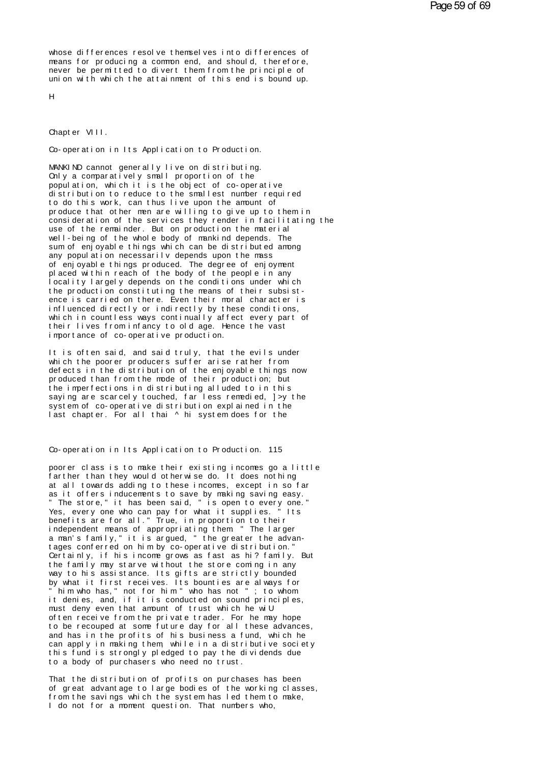whose differences resolve themselves into differences of means for producing a common end, and should, therefore, never be permitted to divert them from the principle of union with which the attainment of this end is bound up.

H

## Chapter VIII.

### Co-operation in Its Application to Production.

MANKIND cannot generally live on distributing. Only a comparatively small proportion of the population, which it is the object of co-operative distribution to reduce to the smallest number required to do this work, can thus live upon the amount of produce that other men are willing to give up to them in consideration of the services they render in facilitating the use of the remainder. But on production the material well-being of the whole body of mankind depends. The sum of enjoyable things which can be distributed among any population necessarilv depends upon the mass of enjoyable things produced. The degree of enjoyment placed within reach of the body of the people in any locality largely depends on the conditions under which the production constituting the means of their subsistence is carried on there. Even their moral character is influenced directly or indirectly by these conditions, which in countless ways continually affect every part of their lives from infancy to old age. Hence the vast importance of co-operative production.

It is often said, and said truly, that the evils under which the poorer producers suffer arise rather from defects in the distribution of the enjoyable things now produced than from the mode of their production; but the imperfections in distributing alluded to in this saying are scarcely touched, far less remedied, ]>y the system of co-operative distribution explained in the last chapter. For all thai ^ hi system does for the poorer class is to make their existing incomes go a little farther than they would otherwise do. It does nothing at all towards adding to these incomes, except in so far as it offers inducements to save by making saving easy. " The store," it has been said, " is open to every one." Yes, every one who can pay for what it supplies. " Its benefits are for all." True, in proportion to their independent means of appropriating them. " The larger a man's family," it is argued, " the greater the advantages conferred on him by co-operative distribution." Certainly, if his income grows as fast as hi? family. But the family may starve without the store coming in any way to his assistance. Its gifts are strictly bounded by what it first receives. Its bounties are always for " him who has," not for him " who has not " ; to whom it denies, and, if it is conducted on sound principles, must deny even that amount of trust which he wiU often receive from the private trader. For he may hope to be recouped at some future day for all these advances, and has in the profits of his business a fund, which he can apply in making them, while in a distributive society this fund is strongly pledged to pay the dividends due to a body of purchasers who need no trust.

That the distribution of profits on purchases has been of great advantage to large bodies of the working classes, from the savings which the system has led them to make, I do not for a moment question. That numbers who,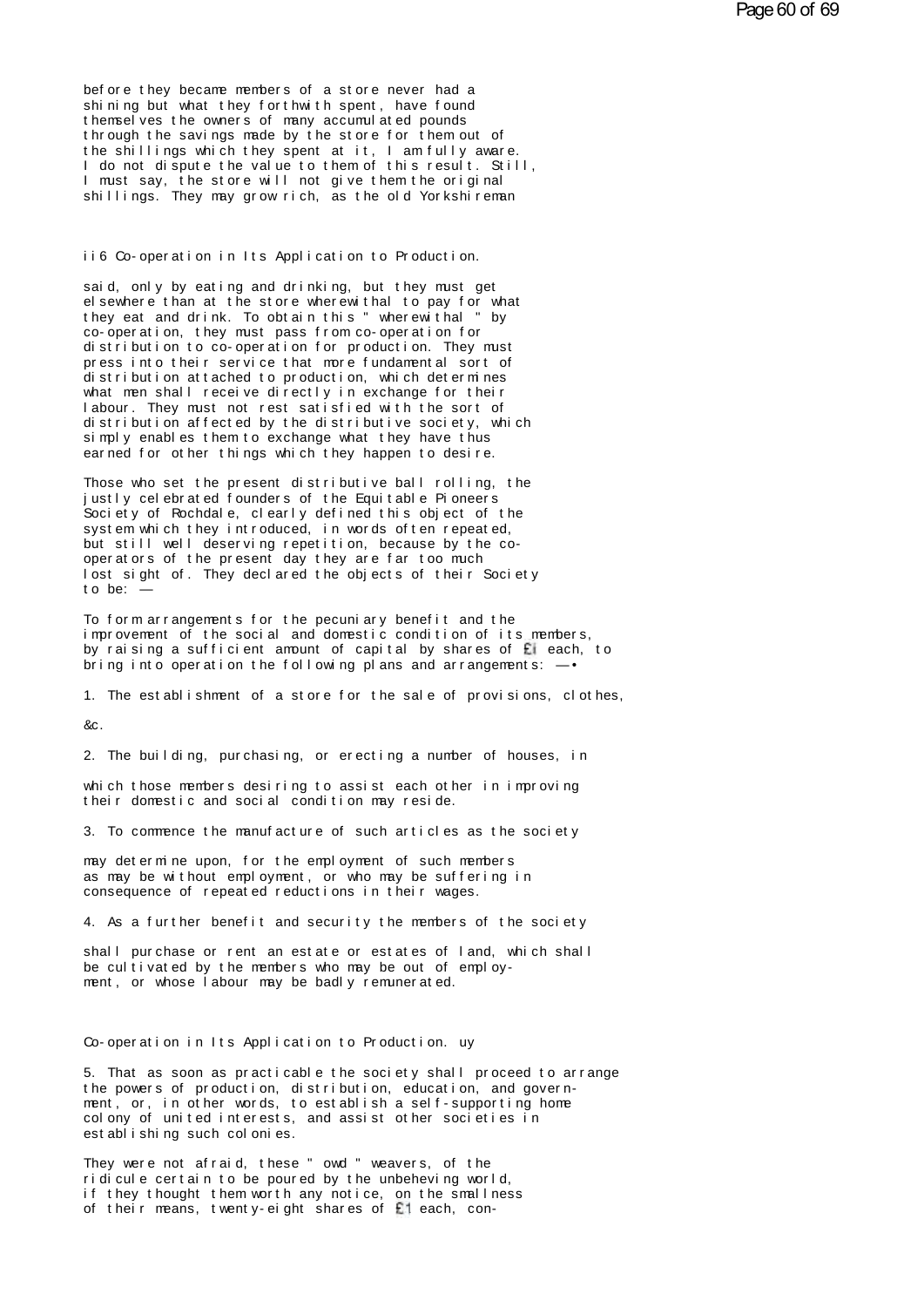before they became members of a store never had a shining but what they forthwith spent, have found themselves the owners of many accumulated pounds through the savings made by the store for them out of the shillings which they spent at it, I am fully aware. I do not dispute the value to them of this result. Still, I must say, the store will not give them the original shillings. They may grow rich, as the old Yorkshireman

said, only by eating and drinking, but they must get elsewhere than at the store wherewithal to pay for what they eat and drink. To obtain this " wherewithal " by co-operation, they must pass from co-operation for distribution to co-operation for production. They must press into their service that more fundamental sort of distribution attached to production, which determines what men shall receive directly in exchange for their labour. They must not rest satisfied with the sort of distribution affected by the distributive society, which simply enables them to exchange what they have thus earned for other things which they happen to desire.

Those who set the present distributive ball rolling, the justly celebrated founders of the Equitable Pioneers Society of Rochdale, clearly defined this object of the system which they introduced, in words often repeated, but still well deserving repetition, because by the co-operators of the present day they are far too much lost sight of. They declared the objects of their Society to be: —

To form arrangements for the pecuniary benefit and the improvement of the social and domestic condition of its members, by raising a sufficient amount of capital by shares of £1 each, to bring into operation the following plans and arrangements: —

1. The establishment of a store for the sale of provisions, clothes, &c.

2. The building, purchasing, or erecting a number of houses, in which those members desiring to assist each other in improving their domestic and social condition may reside.

3. To commence the manufacture of such articles as the society may determine upon, for the employment of such members as may be without employment, or who may be suffering in consequence of repeated reductions in their wages.

4. As a further benefit and security the members of the society shall purchase or rent an estate or estates of land, which shall be cultivated by the members who may be out of employment, or whose labour may be badly remunerated.

5. That as soon as practicable the society shall proceed to arrange the powers of production, distribution, education, and government, or, in other words, to establish a self-supporting home colony of united interests, and assist other societies in establishing such colonies.

They were not afraid, these " owd " weavers, of the ridicule certain to be poured by the unbeheving world, if they thought them worth any notice, on the smallness of their means, twenty-eight shares of £1 each, con-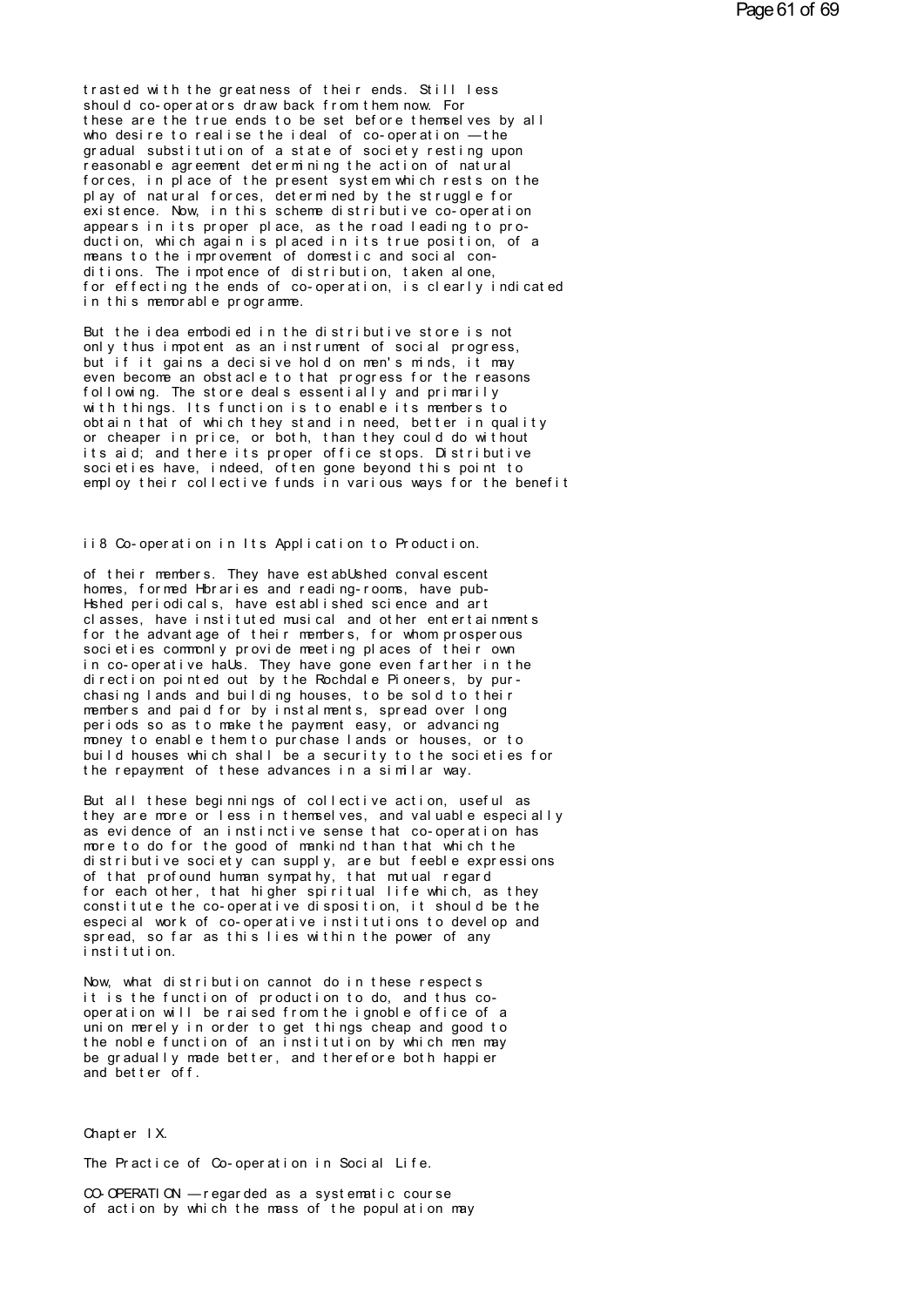trasted with the greatness of their ends. Still less should co-operators draw back from them now. For these are the true ends to be set before themselves by all who desire to realise the ideal of co-operation — the gradual substitution of a state of society resting upon reasonable agreement determining the action of natural forces, in place of the present system which rests on the play of natural forces, determined by the struggle for existence. Now, in this scheme distributive co-operation appears in its proper place, as the road leading to production, which again is placed in its true position, of a means to the improvement of domestic and social conditions. The impotence of distribution, taken alone, for effecting the ends of co-operation, is clearly indicated in this memorable programme.

But the idea embodied in the distributive store is not only thus impotent as an instrument of social progress, but if it gains a decisive hold on men's minds, it may even become an obstacle to that progress for the reasons following. The store deals essentially and primarily with things. Its function is to enable its members to obtain that of which they stand in need, better in quality or cheaper in price, or both, than they could do without its aid; and there its proper office stops. Distributive societies have, indeed, often gone beyond this point to employ their collective funds in various ways for the benefit

ii8 Co-operation in Its Application to Production.

of their members. They have estabUshed convalescent homes, formed Hbraries and reading-rooms, have pub-Hshed periodicals, have established science and art classes, have instituted musical and other entertainments for the advantage of their members, for whom prosperous societies commonly provide meeting places of their own in co-operative haUs. They have gone even farther in the direction pointed out by the Rochdale Pioneers, by purchasing lands and building houses, to be sold to their members and paid for by instalments, spread over long periods so as to make the payment easy, or advancing money to enable them to purchase lands or houses, or to build houses which shall be a security to the societies for the repayment of these advances in a similar way.

But all these beginnings of collective action, useful as they are more or less in themselves, and valuable especially as evidence of an instinctive sense that co-operation has more to do for the good of mankind than that which the distributive society can supply, are but feeble expressions of that profound human sympathy, that mutual regard for each other, that higher spiritual life which, as they constitute the co-operative disposition, it should be the especial work of co-operative institutions to develop and spread, so far as this lies within the power of any institution.

Now, what distribution cannot do in these respects it is the function of production to do, and thus co-operation will be raised from the ignoble office of a union merely in order to get things cheap and good to the noble function of an institution by which men may be gradually made better, and therefore both happier and better off.

## Chapter IX.

### The Practice of Co-operation in Social Life.

CO-OPERATION — regarded as a systematic course of action by which the mass of the population may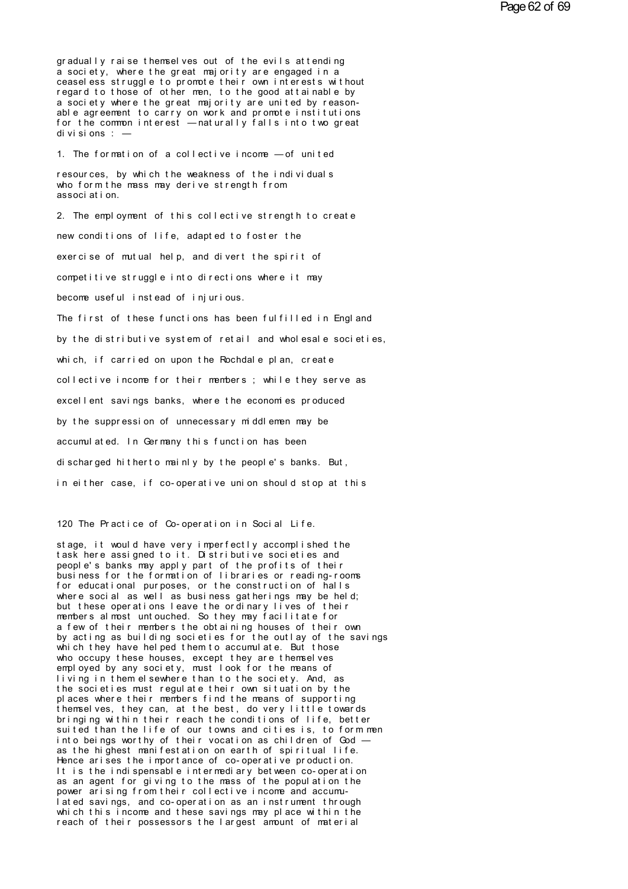gradually raise themselves out of the evils attending a society, where the great majority are engaged in a ceaseless struggle to promote their own interests without regard to those of other men, to the good attainable by a society where the great majority are united by reasonable agreement to carry on work and promote institutions for the common interest — naturally falls into two great divisions : —

1. The formation of a collective income — of united resources, by which the weakness of the individuals who form the mass may derive strength from association.

2. The employment of this collective strength to create new conditions of life, adapted to foster the exercise of mutual help, and divert the spirit of competitive struggle into directions where it may become useful instead of injurious.

The first of these functions has been fulfilled in England by the distributive system of retail and wholesale societies, which, if carried on upon the Rochdale plan, create collective income for their members ; while they serve as excellent savings banks, where the economies produced by the suppression of unnecessary middlemen may be accumulated. In Germany this function has been discharged hitherto mainly by the people's banks. But, in either case, if co-operative union should stop at this stage, it would have very imperfectly accomplished the task here assigned to it. Distributive societies and people's banks may apply part of the profits of their business for the formation of libraries or reading-rooms for educational purposes, or the construction of halls where social as well as business gatherings may be held; but these operations leave the ordinary lives of their members almost untouched. So they may facilitate for a few of their members the obtaining houses of their own by acting as building societies for the outlay of the savings which they have helped them to accumulate. But those who occupy these houses, except they are themselves employed by any society, must look for the means of living in them elsewhere than to the society. And, as the societies must regulate their own situation by the places where their members find the means of supporting themselves, they can, at the best, do very little towards bringing within their reach the conditions of life, better suited than the life of our towns and cities is, to form men into beings worthy of their vocation as children of God — as the highest manifestation on earth of spiritual life. Hence arises the importance of co-operative production. It is the indispensable intermediary between co-operation as an agent for giving to the mass of the population the power arising from their collective income and accumulated savings, and co-operation as an instrument through which this income and these savings may place within the reach of their possessors the largest amount of material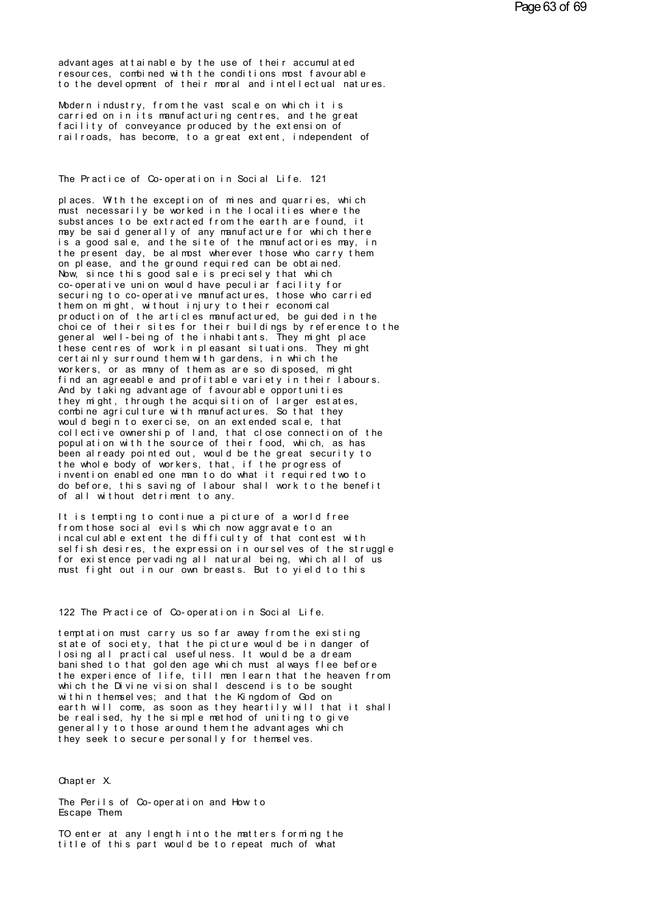advantages attainable by the use of their accumulated resources, combined with the conditions most favourable to the development of their moral and intellectual natures.

Modern industry, from the vast scale on which it is carried on in its manufacturing centres, and the great facility of conveyance produced by the extension of railroads, has become, to a great extent, independent of places. With the exception of mines and quarries, which must necessarily be worked in the localities where the substances to be extracted from the earth are found, it may be said generally of any manufacture for which there is a good sale, and the site of the manufactories may, in the present day, be almost wherever those who carry them on please, and the ground required can be obtained. Now, since this good sale is precisely that which co-operative union would have peculiar facility for securing to co-operative manufactures, those who carried them on might, without injury to their economical production of the articles manufactured, be guided in the choice of their sites for their buildings by reference to the general well-being of the inhabitants. They might place these centres of work in pleasant situations. They might certainly surround them with gardens, in which the workers, or as many of them as are so disposed, might find an agreeable and profitable variety in their labours. And by taking advantage of favourable opportunities they might, through the acquisition of larger estates, combine agriculture with manufactures. So that they would begin to exercise, on an extended scale, that collective ownership of land, that close connection of the population with the source of their food, which, as has been already pointed out, would be the great security to the whole body of workers, that, if the progress of invention enabled one man to do what it required two to do before, this saving of labour shall work to the benefit of all without detriment to any.

It is tempting to continue a picture of a world free from those social evils which now aggravate to an incalculable extent the difficulty of that contest with selfish desires, the expression in ourselves of the struggle for existence pervading all natural being, which all of us must fight out in our own breasts. But to yield to this temptation must carry us so far away from the existing state of society, that the picture would be in danger of losing all practical usefulness. It would be a dream banished to that golden age which must always flee before the experience of life, till men learn that the heaven from which the Divine vision shall descend is to be sought within themselves; and that the Kingdom of God on earth will come, as soon as they heartily will that it shall be realised, hy the simple method of uniting to give generally to those around them the advantages which they seek to secure personally for themselves.

## Chapter X.

## The Perils of Co-operation and How to Escape Them

TO enter at any length into the matters forming the title of this part would be to repeat much of what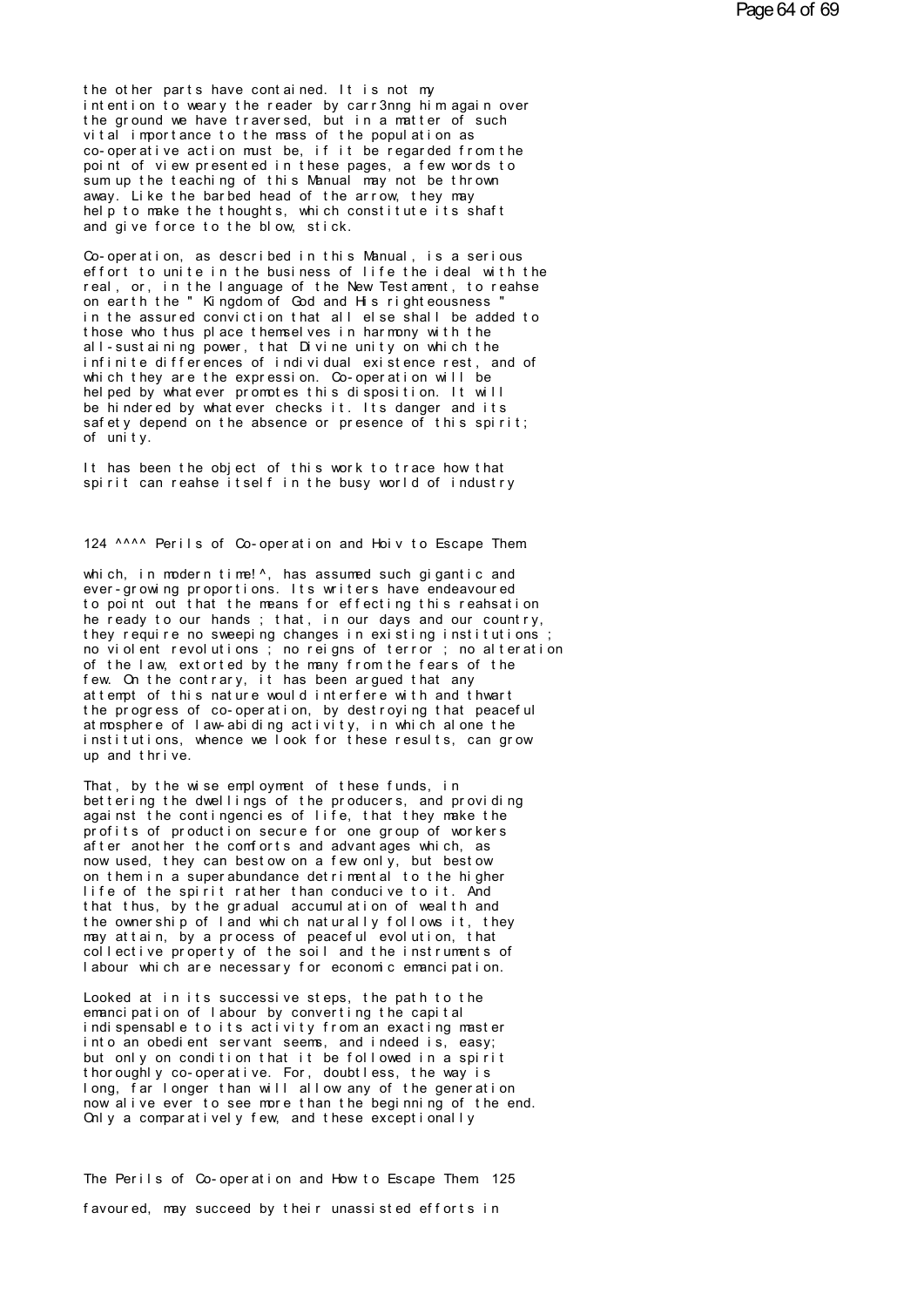the other parts have contained. It is not my intention to weary the reader by carr3nng him again over the ground we have traversed, but in a matter of such vital importance to the mass of the population as co-operative action must be, if it be regarded from the point of view presented in these pages, a few words to sum up the teaching of this Manual may not be thrown away. Like the barbed head of the arrow, they may help to make the thoughts, which constitute its shaft and give force to the blow, stick.

Co-operation, as described in this Manual, is a serious effort to unite in the business of life the ideal with the real, or, in the language of the New Testament, to reahse on earth the " Kingdom of God and His righteousness " in the assured conviction that all else shall be added to those who thus place themselves in harmony with the all-sustaining power, that Divine unity on which the infinite differences of individual existence rest, and of which they are the expression. Co-operation will be helped by whatever promotes this disposition. It will be hindered by whatever checks it. Its danger and its safety depend on the absence or presence of this spirit; of unity.

It has been the object of this work to trace how that spirit can reahse itself in the busy world of industry

which, in modern time!^, has assumed such gigantic and ever-growing proportions. Its writers have endeavoured to point out that the means for effecting this reahsation he ready to our hands ; that, in our days and our country, they require no sweeping changes in existing institutions ; no violent revolutions ; no reigns of terror ; no alteration of the law, extorted by the many from the fears of the few. On the contrary, it has been argued that any attempt of this nature would interfere with and thwart the progress of co-operation, by destroying that peaceful atmosphere of law-abiding activity, in which alone the institutions, whence we look for these results, can grow up and thrive.

That, by the wise employment of these funds, in bettering the dwellings of the producers, and providing against the contingencies of life, that they make the profits of production secure for one group of workers after another the comforts and advantages which, as now used, they can bestow on a few only, but bestow on them in a superabundance detrimental to the higher life of the spirit rather than conducive to it. And that thus, by the gradual accumulation of wealth and the ownership of land which naturally follows it, they may attain, by a process of peaceful evolution, that collective property of the soil and the instruments of labour which are necessary for economic emancipation.

Looked at in its successive steps, the path to the emancipation of labour by converting the capital indispensable to its activity from an exacting master into an obedient servant seems, and indeed is, easy; but only on condition that it be followed in a spirit thoroughly co-operative. For, doubtless, the way is long, far longer than will allow any of the generation now alive ever to see more than the beginning of the end. Only a comparatively few, and these exceptionally

favoured, may succeed by their unassisted efforts in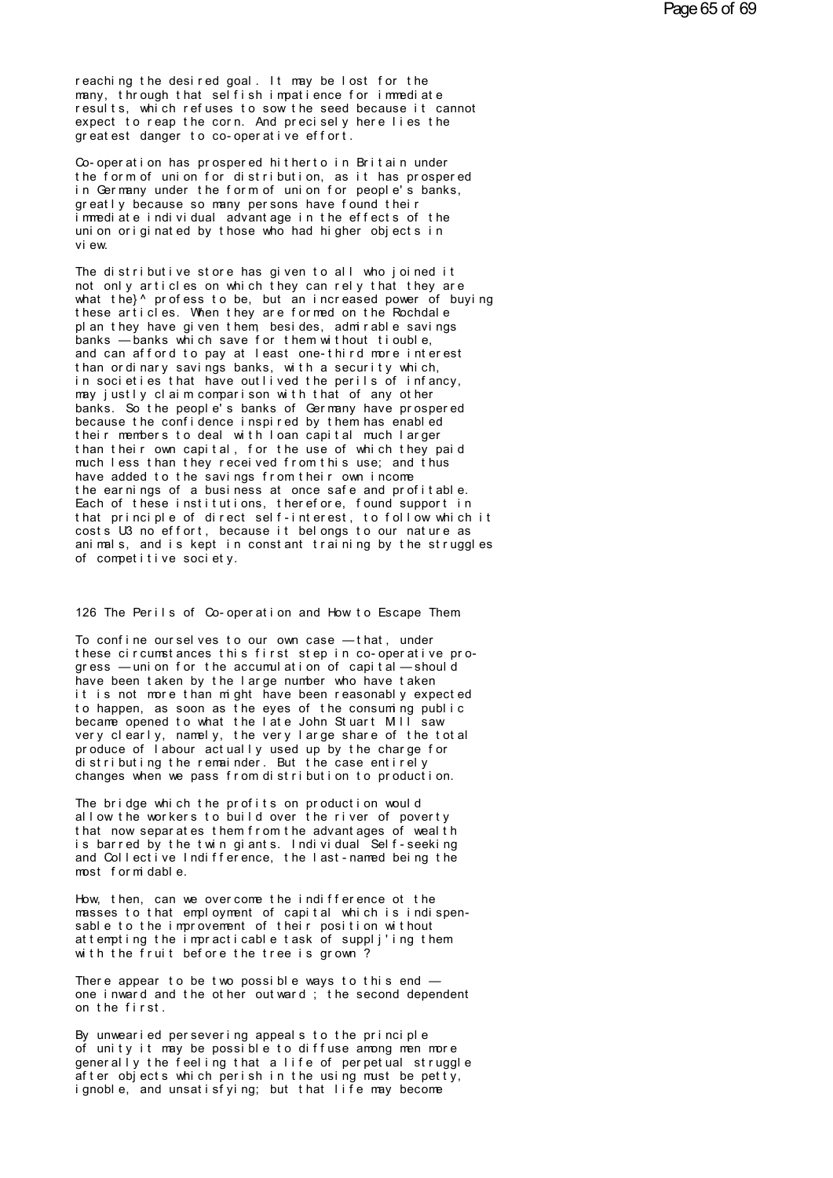reaching the desired goal. It may be lost for the many, through that selfish impatience for immediate results, which refuses to sow the seed because it cannot expect to reap the corn. And precisely here lies the greatest danger to co-operative effort.

Co-operation has prospered hitherto in Britain under the form of union for distribution, as it has prospered in Germany under the form of union for people's banks, greatly because so many persons have found their immediate individual advantage in the effects of the union originated by those who had higher objects in view.

The distributive store has given to all who joined it not only articles on which they can rely that they are what the}^ profess to be, but an increased power of buying these articles. When they are formed on the Rochdale plan they have given them, besides, admirable savings banks — banks which save for them without tiouble, and can afford to pay at least one-third more interest than ordinary savings banks, with a security which, in societies that have outlived the perils of infancy, may justly claim comparison with that of any other banks. So the people's banks of Germany have prospered because the confidence inspired by them has enabled their members to deal with loan capital much larger than their own capital, for the use of which they paid much less than they received from this use; and thus have added to the savings from their own income the earnings of a business at once safe and profitable. Each of these institutions, therefore, found support in that principle of direct self-interest, to follow which it costs U3 no effort, because it belongs to our nature as animals, and is kept in constant training by the struggles of competitive society.

126 The Perils of Co-operation and How to Escape Them

To confine ourselves to our own case — that, under these circumstances this first step in co-operative progress — union for the accumulation of capital — should have been taken by the large number who have taken it is not more than might have been reasonably expected to happen, as soon as the eyes of the consuming public became opened to what the late John Stuart Mill saw very clearly, namely, the very large share of the total produce of labour actually used up by the charge for distributing the remainder. But the case entirely changes when we pass from distribution to production.

The bridge which the profits on production would allow the workers to build over the river of poverty that now separates them from the advantages of wealth is barred by the twin giants. Individual Self-seeking and Collective Indifference, the last-named being the most formidable.

How, then, can we overcome the indifference ot the masses to that employment of capital which is indispensable to the improvement of their position without attempting the impracticable task of supplj'ing them with the fruit before the tree is grown ?

There appear to be two possible ways to this end — one inward and the other outward ; the second dependent on the first.

By unwearied persevering appeals to the principle of unity it may be possible to diffuse among men more generally the feeling that a life of perpetual struggle after objects which perish in the using must be petty, ignoble, and unsatisfying; but that life may become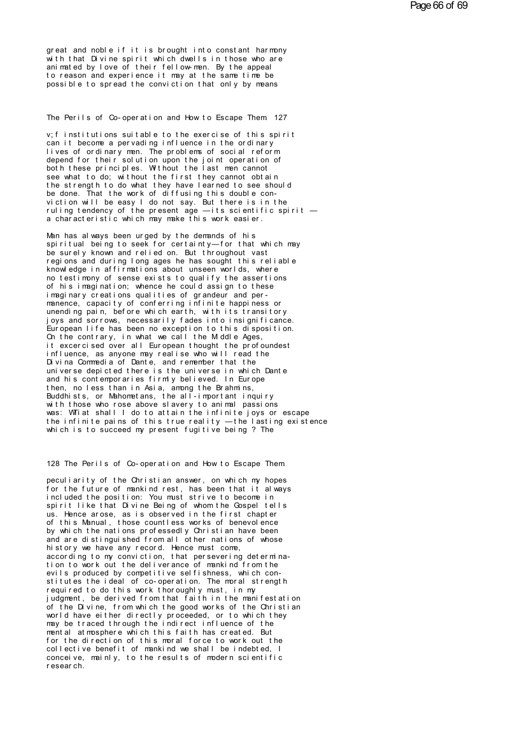great and noble if it is brought into constant harmony with that Divine spirit which dwells in those who are animated by love of their fellow-men. By the appeal to reason and experience it may at the same time be possible to spread the conviction that only by means

v;f institutions suitable to the exercise of this spirit can it become a pervading influence in the ordinary lives of ordinary men. The problems of social reform depend for their solution upon the joint operation of both these principles. Without the last men cannot see what to do; without the first they cannot obtain the strength to do what they have learned to see should be done. That the work of diffusing this double conviction will be easy I do not say. But there is in the ruling tendency of the present age —its scientific spirit — a characteristic which may make this work easier.

Man has always been urged by the demands of his spiritual being to seek for certainty—for that which may be surely known and relied on. But throughout vast regions and during long ages he has sought this reliable knowledge in affirmations about unseen worlds, where no testimony of sense exists to qualify the assertions of his imagination; whence he could assign to these imaginary creations qualities of grandeur and permanence, capacity of conferring infinite happiness or unending pain, before which earth, with its transitory joys and sorrows, necessarily fades into insignificance. European life has been no exception to this disposition. On the contrary, in what we call the Middle Ages, it excercised over all European thought the profoundest influence, as anyone may realise who will read the Divina Commedia of Dante, and remember that the universe depicted there is the universe in which Dante and his contemporaries firmly believed. In Europe then, no less than in Asia, among the Brahmins, Buddhists, or Mahometans, the all-important inquiry with those who rose above slavery to animal passions was: WTiat shall I do to attain the infinite joys or escape the infinite pains of this true reality —the lasting existence which is to succeed my present fugitive being ? The

peculiarity of the Christian answer, on which my hopes for the future of mankind rest, has been that it always included the position: You must strive to become in spirit like that Divine Being of whom the Gospel tells us. Hence arose, as is observed in the first chapter of this Manual, those countless works of benevolence by which the nations professedly Christian have been and are distinguished from all other nations of whose history we have any record. Hence must come, according to my conviction, that persevering determination to work out the deliverance of mankind from the evils produced by competitive selfishness, which constitutes the ideal of co-operation. The moral strength required to do this work thoroughly must, in my judgment, be derived from that faith in the manifestation of the Divine, from which the good works of the Christian world have either directly proceeded, or to which they may be traced through the indirect influence of the mental atmosphere which this faith has created. But for the direction of this moral force to work out the collective benefit of mankind we shall be indebted, I conceive, mainly, to the results of modern scientific research.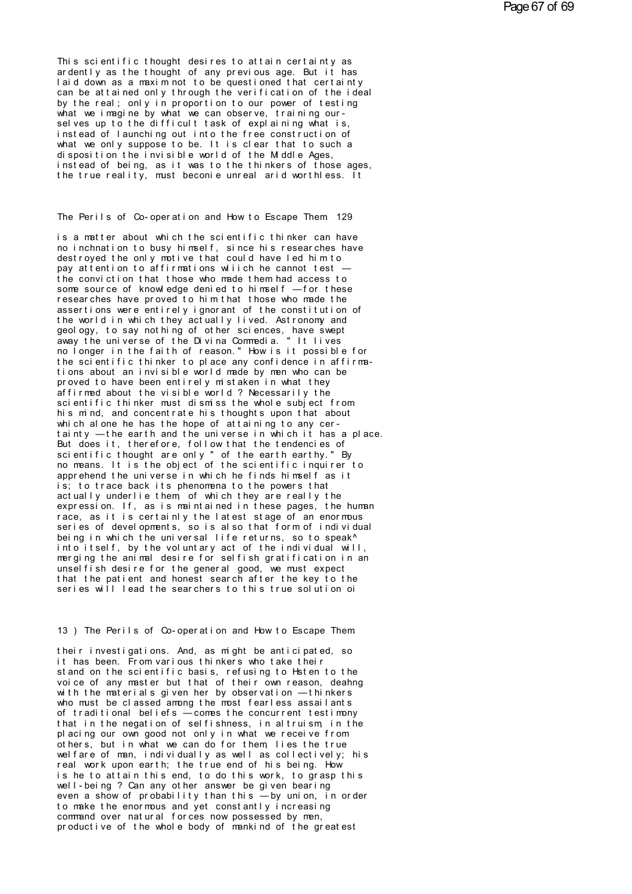This scientific thought desires to attain certainty as ardently as the thought of any previous age. But it has laid down as a maxim not to be questioned that certainty can be attained only through the verification of the ideal by the real; only in proportion to our power of testing what we imagine by what we can observe, training ourselves up to the difficult task of explaining what is, instead of launching out into the free construction of what we only suppose to be. It is clear that to such a disposition the invisible world of the Middle Ages, instead of being, as it was to the thinkers of those ages, the true reality, must beconie unreal arid worthless. It

is a matter about which the scientific thinker can have no inchnation to busy himself, since his researches have destroyed the only motive that could have led him to pay attention to affirmations wliich he cannot test — the conviction that those who made them had access to some source of knowledge denied to himself — for these researches have proved to him that those who made the assertions were entirely ignorant of the constitution of the world in which they actually lived. Astronomy and geology, to say nothing of other sciences, have swept away the universe of the Divina Commedia. " It lives no longer in the faith of reason." How is it possible for the scientific thinker to place any confidence in affirmations about an invisible world made by men who can be proved to have been entirely mistaken in what they affirmed about the visible world ? Necessarily the scientific thinker must dismiss the whole subject from his mind, and concentrate his thoughts upon that about which alone he has the hope of attaining to any certainty — the earth and the universe in which it has a place. But does it, therefore, follow that the tendencies of scientific thought are only " of the earth earthy." By no means. It is the object of the scientific inquirer to apprehend the universe in which he finds himself as it is; to trace back its phenomena to the powers that actually underlie them, of which they are really the expression. If, as is maintained in these pages, the human race, as it is certainly the latest stage of an enormous series of developments, so is also that form of individual being in which the universal life returns, so to speak^ into itself, by the voluntary act of the individual will, merging the animal desire for selfish gratification in an unselfish desire for the general good, we must expect that the patient and honest search after the key to the series will lead the searchers to this true solution oi

their investigations. And, as might be anticipated, so it has been. From various thinkers who take their stand on the scientific basis, refusing to Hsten to the voice of any master but that of their own reason, deahng with the materials given her by observation — thinkers who must be classed among the most fearless assailants of traditional beliefs — comes the concurrent testimony that in the negation of selfishness, in altruism, in the placing our own good not only in what we receive from others, but in what we can do for them, lies the true welfare of man, individually as well as collectively; his real work upon earth; the true end of his being. How is he to attain this end, to do this work, to grasp this well-being ? Can any other answer be given bearing even a show of probability than this — by union, in order to make the enormous and yet constantly increasing command over natural forces now possessed by men, productive of the whole body of mankind of the greatest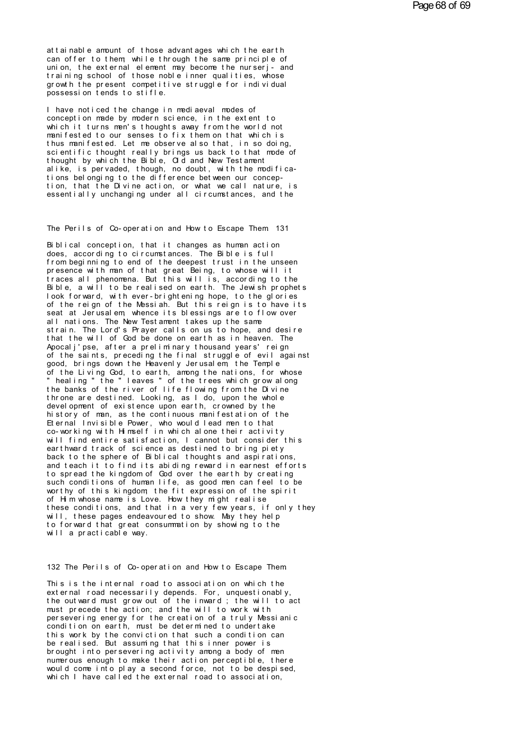attainable amount of those advantages which the earth can offer to them, while through the same principle of union, the external element may become the nurserj- and training school of those noble inner qualities, whose growth the present competitive struggle for individual possession tends to stifle.

I have noticed the change in mediaeval modes of conception made by modern science, in the extent to which it turns men's thoughts away from the world not manifested to our senses to fix them on that which is thus manifested. Let me observe also that, in so doing, scientific thought really brings us back to that mode of thought by which the Bible, Old and New Testament alike, is pervaded, though, no doubt, with the modifications belonging to the difference between our conception, that the Divine action, or what we call nature, is essentially unchanging under all circumstances, and the Biblical conception, that it changes as human action does, according to circumstances. The Bible is full from beginning to end of the deepest trust in the unseen presence with man of that great Being, to whose will it traces all phenomena. But this will is, according to the Bible, a will to be realised on earth. The Jewish prophets look forward, with ever-brightening hope, to the glories of the reign of the Messiah. But this reign is to have its seat at Jerusalem, whence its blessings are to flow over all nations. The New Testament takes up the same strain. The Lord's Prayer calls on us to hope, and desire that the will of God be done on earth as in heaven. The Apocalj'pse, after a preliminary thousand years' reign of the saints, preceding the final struggle of evil against good, brings down the Heavenly Jerusalem, the Temple of the Living God, to earth, among the nations, for whose " healing " the " leaves " of the trees which grow along the banks of the river of life flowing from the Divine throne are destined. Looking, as I do, upon the whole development of existence upon earth, crowned by the history of man, as the continuous manifestation of the Eternal Invisible Power, who would lead men to that co-working with Himself in which alone their activity will find entire satisfaction, I cannot but consider this earthward track of science as destined to bring piety back to the sphere of Biblical thoughts and aspirations, and teach it to find its abiding reward in earnest efforts to spread the kingdom of God over the earth by creating such conditions of human life, as good men can feel to be worthy of this kingdom, the fit expression of the spirit of Him whose name is Love. How they might realise these conditions, and that in a very few years, if only they will, these pages endeavoured to show. May they help to forward that great consummation by showing to the will a practicable way.

This is the internal road to association on which the external road necessarily depends. For, unquestionably, the outward must grow out of the inward ; the will to act must precede the action; and the will to work with persevering energy for the creation of a truly Messianic condition on earth, must be determined to undertake this work by the conviction that such a condition can be realised. But assuming that this inner power is brought into persevering activity among a body of men numerous enough to make their action perceptible, there would come into play a second force, not to be despised, which I have called the external road to association,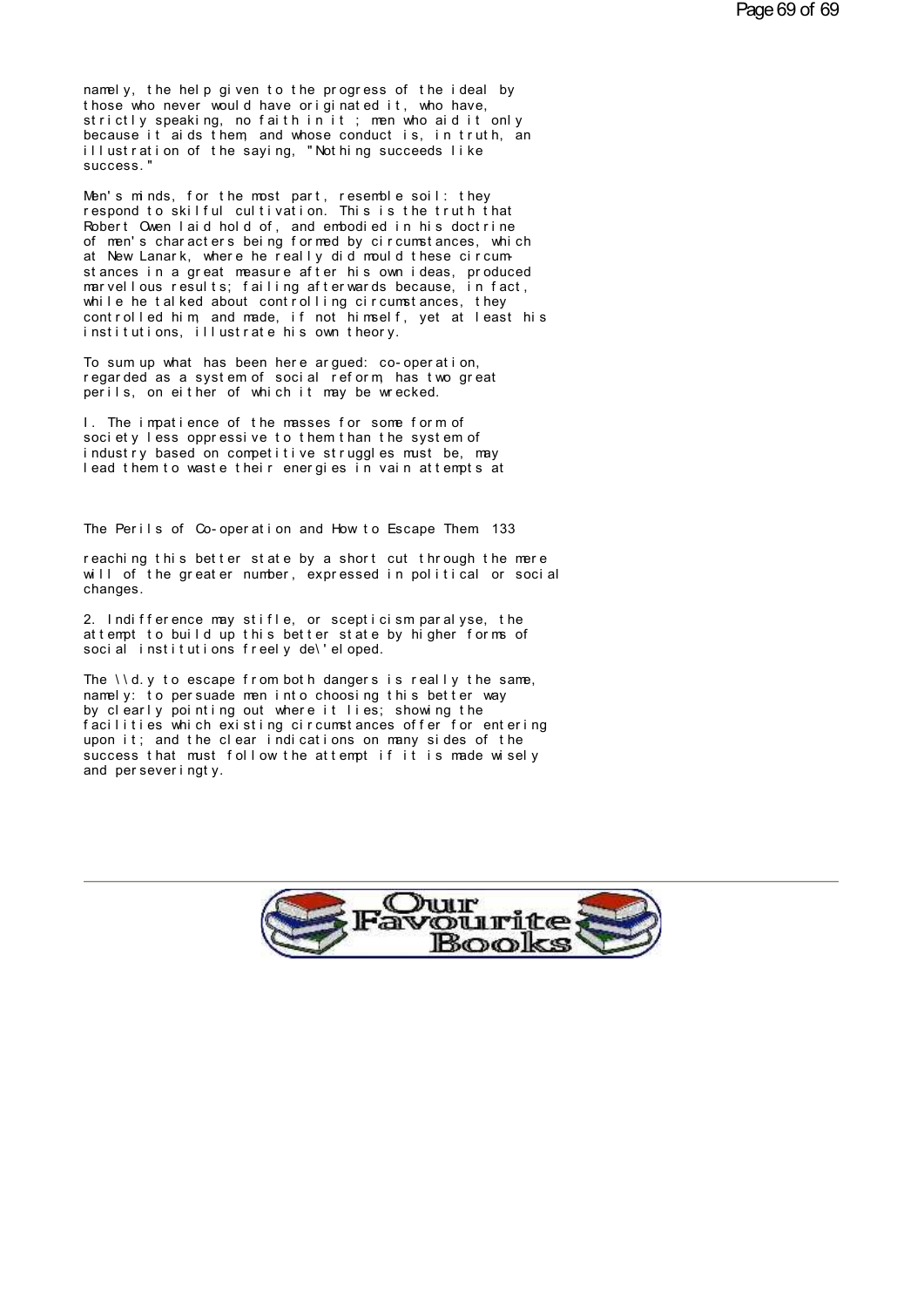namely, the help given to the progress of the ideal by those who never would have originated it, who have, strictly speaking, no faith in it ; men who aid it only because it aids them, and whose conduct is, in truth, an illustration of the saying, "Nothing succeeds like success."

Men's minds, for the most part, resemble soil: they respond to skilful cultivation. This is the truth that Robert Owen laid hold of, and embodied in his doctrine of men's characters being formed by circumstances, which at New Lanark, where he really did mould these circumstances in a great measure after his own ideas, produced marvellous results; failing afterwards because, in fact, while he talked about controlling circumstances, they controlled him, and made, if not himself, yet at least his institutions, illustrate his own theory.

To sum up what has been here argued: co-operation, regarded as a system of social reform, has two great perils, on either of which it may be wrecked.

I. The impatience of the masses for some form of society less oppressive to them than the system of industry based on competitive struggles must be, may lead them to waste their energies in vain attempts at reaching this better state by a short cut through the mere will of the greater number, expressed in political or social changes.

2. Indifference may stifle, or scepticism paralyse, the attempt to build up this better state by higher forms of social institutions freely de\'eloped.

The \\d.y to escape from both dangers is really the same, namely: to persuade men into choosing this better way by clearly pointing out where it lies; showing the facilities which existing circumstances offer for entering upon it; and the clear indications on many sides of the success that must follow the attempt if it is made wisely and perseveringty.